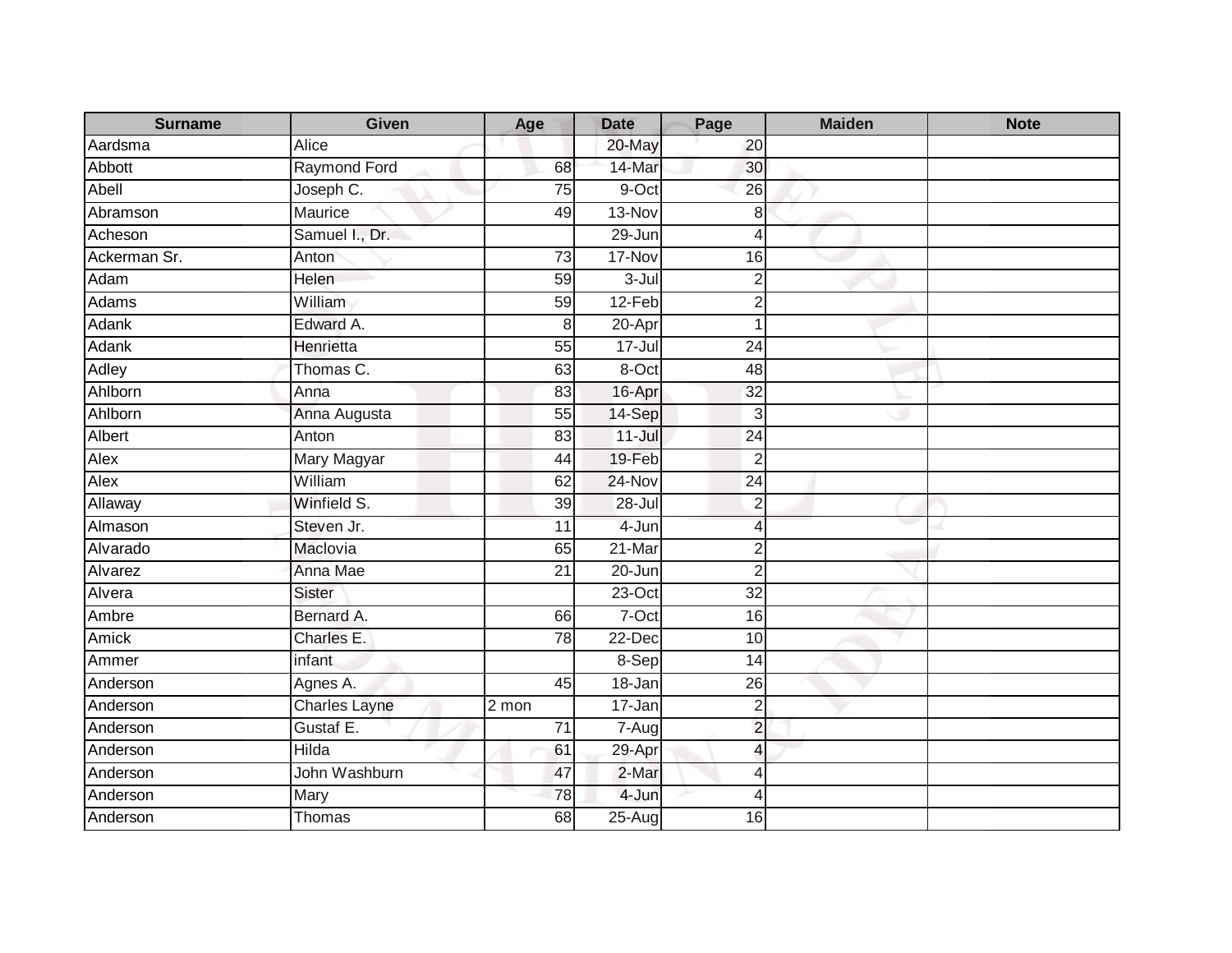| Surname | Given | Age | Date | Page | Maiden | Note |
|---|---|---|---|---|---|---|
| Aardsma | Alice | | 20-May | 20 | | |
| Abbott | Raymond Ford | 68 | 14-Mar | 30 | | |
| Abell | Joseph C. | 75 | 9-Oct | 26 | | |
| Abramson | Maurice | 49 | 13-Nov | 8 | | |
| Acheson | Samuel I., Dr. | | 29-Jun | 4 | | |
| Ackerman Sr. | Anton | 73 | 17-Nov | 16 | | |
| Adam | Helen | 59 | 3-Jul | 2 | | |
| Adams | William | 59 | 12-Feb | 2 | | |
| Adank | Edward A. | 8 | 20-Apr | 1 | | |
| Adank | Henrietta | 55 | 17-Jul | 24 | | |
| Adley | Thomas C. | 63 | 8-Oct | 48 | | |
| Ahlborn | Anna | 83 | 16-Apr | 32 | | |
| Ahlborn | Anna Augusta | 55 | 14-Sep | 3 | | |
| Albert | Anton | 83 | 11-Jul | 24 | | |
| Alex | Mary Magyar | 44 | 19-Feb | 2 | | |
| Alex | William | 62 | 24-Nov | 24 | | |
| Allaway | Winfield S. | 39 | 28-Jul | 2 | | |
| Almason | Steven Jr. | 11 | 4-Jun | 4 | | |
| Alvarado | Maclovia | 65 | 21-Mar | 2 | | |
| Alvarez | Anna Mae | 21 | 20-Jun | 2 | | |
| Alvera | Sister | | 23-Oct | 32 | | |
| Ambre | Bernard A. | 66 | 7-Oct | 16 | | |
| Amick | Charles E. | 78 | 22-Dec | 10 | | |
| Ammer | infant | | 8-Sep | 14 | | |
| Anderson | Agnes A. | 45 | 18-Jan | 26 | | |
| Anderson | Charles Layne | 2 mon | 17-Jan | 2 | | |
| Anderson | Gustaf E. | 71 | 7-Aug | 2 | | |
| Anderson | Hilda | 61 | 29-Apr | 4 | | |
| Anderson | John Washburn | 47 | 2-Mar | 4 | | |
| Anderson | Mary | 78 | 4-Jun | 4 | | |
| Anderson | Thomas | 68 | 25-Aug | 16 | | |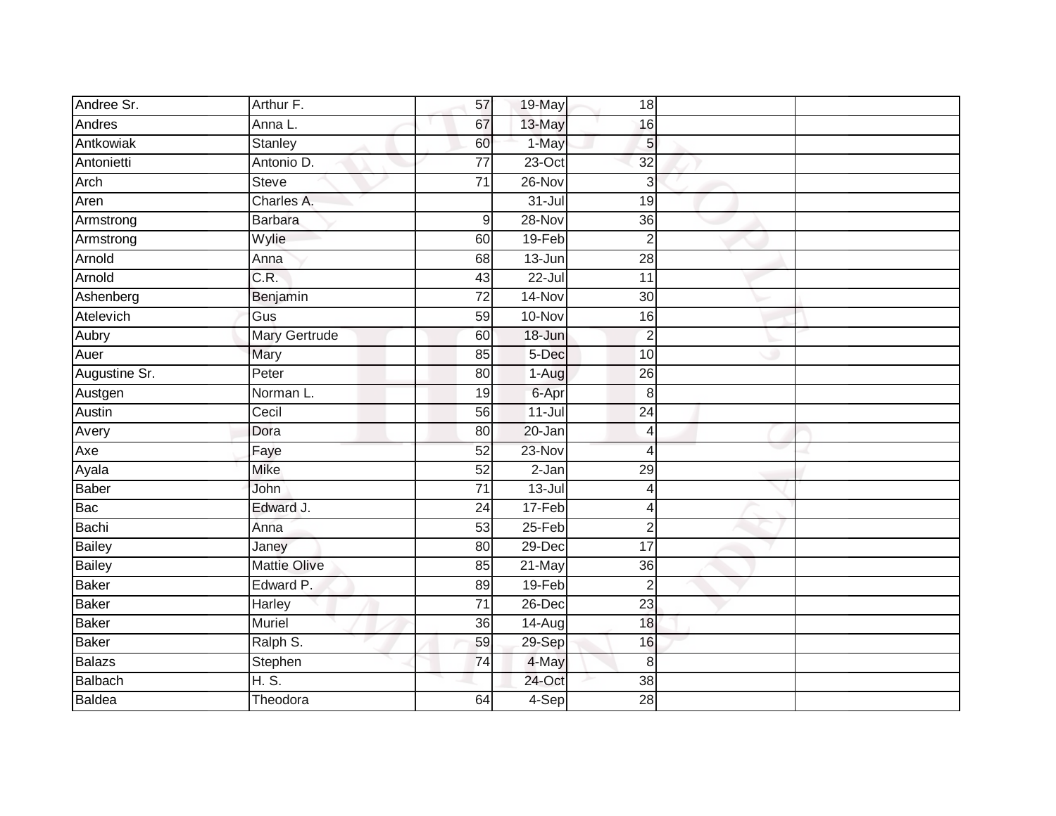| | | | | | | |
|---|---|---|---|---|---|---|
| Andree Sr. | Arthur F. | 57 | 19-May | 18 | | |
| Andres | Anna L. | 67 | 13-May | 16 | | |
| Antkowiak | Stanley | 60 | 1-May | 5 | | |
| Antonietti | Antonio D. | 77 | 23-Oct | 32 | | |
| Arch | Steve | 71 | 26-Nov | 3 | | |
| Aren | Charles A. | | 31-Jul | 19 | | |
| Armstrong | Barbara | 9 | 28-Nov | 36 | | |
| Armstrong | Wylie | 60 | 19-Feb | 2 | | |
| Arnold | Anna | 68 | 13-Jun | 28 | | |
| Arnold | C.R. | 43 | 22-Jul | 11 | | |
| Ashenberg | Benjamin | 72 | 14-Nov | 30 | | |
| Atelevich | Gus | 59 | 10-Nov | 16 | | |
| Aubry | Mary Gertrude | 60 | 18-Jun | 2 | | |
| Auer | Mary | 85 | 5-Dec | 10 | | |
| Augustine Sr. | Peter | 80 | 1-Aug | 26 | | |
| Austgen | Norman L. | 19 | 6-Apr | 8 | | |
| Austin | Cecil | 56 | 11-Jul | 24 | | |
| Avery | Dora | 80 | 20-Jan | 4 | | |
| Axe | Faye | 52 | 23-Nov | 4 | | |
| Ayala | Mike | 52 | 2-Jan | 29 | | |
| Baber | John | 71 | 13-Jul | 4 | | |
| Bac | Edward J. | 24 | 17-Feb | 4 | | |
| Bachi | Anna | 53 | 25-Feb | 2 | | |
| Bailey | Janey | 80 | 29-Dec | 17 | | |
| Bailey | Mattie Olive | 85 | 21-May | 36 | | |
| Baker | Edward P. | 89 | 19-Feb | 2 | | |
| Baker | Harley | 71 | 26-Dec | 23 | | |
| Baker | Muriel | 36 | 14-Aug | 18 | | |
| Baker | Ralph S. | 59 | 29-Sep | 16 | | |
| Balazs | Stephen | 74 | 4-May | 8 | | |
| Balbach | H. S. | | 24-Oct | 38 | | |
| Baldea | Theodora | 64 | 4-Sep | 28 | | |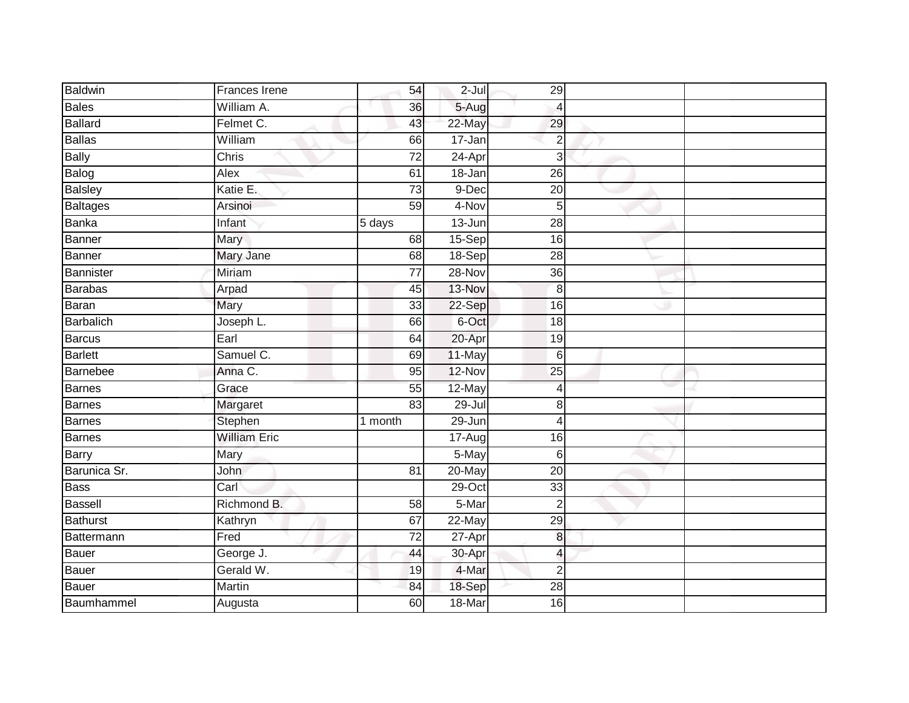| | | | | | | |
|---|---|---|---|---|---|---|
| Baldwin | Frances Irene | 54 | 2-Jul | 29 | | |
| Bales | William A. | 36 | 5-Aug | 4 | | |
| Ballard | Felmet C. | 43 | 22-May | 29 | | |
| Ballas | William | 66 | 17-Jan | 2 | | |
| Bally | Chris | 72 | 24-Apr | 3 | | |
| Balog | Alex | 61 | 18-Jan | 26 | | |
| Balsley | Katie E. | 73 | 9-Dec | 20 | | |
| Baltages | Arsinoi | 59 | 4-Nov | 5 | | |
| Banka | Infant | 5 days | 13-Jun | 28 | | |
| Banner | Mary | 68 | 15-Sep | 16 | | |
| Banner | Mary Jane | 68 | 18-Sep | 28 | | |
| Bannister | Miriam | 77 | 28-Nov | 36 | | |
| Barabas | Arpad | 45 | 13-Nov | 8 | | |
| Baran | Mary | 33 | 22-Sep | 16 | | |
| Barbalich | Joseph L. | 66 | 6-Oct | 18 | | |
| Barcus | Earl | 64 | 20-Apr | 19 | | |
| Barlett | Samuel C. | 69 | 11-May | 6 | | |
| Barnebee | Anna C. | 95 | 12-Nov | 25 | | |
| Barnes | Grace | 55 | 12-May | 4 | | |
| Barnes | Margaret | 83 | 29-Jul | 8 | | |
| Barnes | Stephen | 1 month | 29-Jun | 4 | | |
| Barnes | William Eric | | 17-Aug | 16 | | |
| Barry | Mary | | 5-May | 6 | | |
| Barunica Sr. | John | 81 | 20-May | 20 | | |
| Bass | Carl | | 29-Oct | 33 | | |
| Bassell | Richmond B. | 58 | 5-Mar | 2 | | |
| Bathurst | Kathryn | 67 | 22-May | 29 | | |
| Battermann | Fred | 72 | 27-Apr | 8 | | |
| Bauer | George J. | 44 | 30-Apr | 4 | | |
| Bauer | Gerald W. | 19 | 4-Mar | 2 | | |
| Bauer | Martin | 84 | 18-Sep | 28 | | |
| Baumhammel | Augusta | 60 | 18-Mar | 16 | | |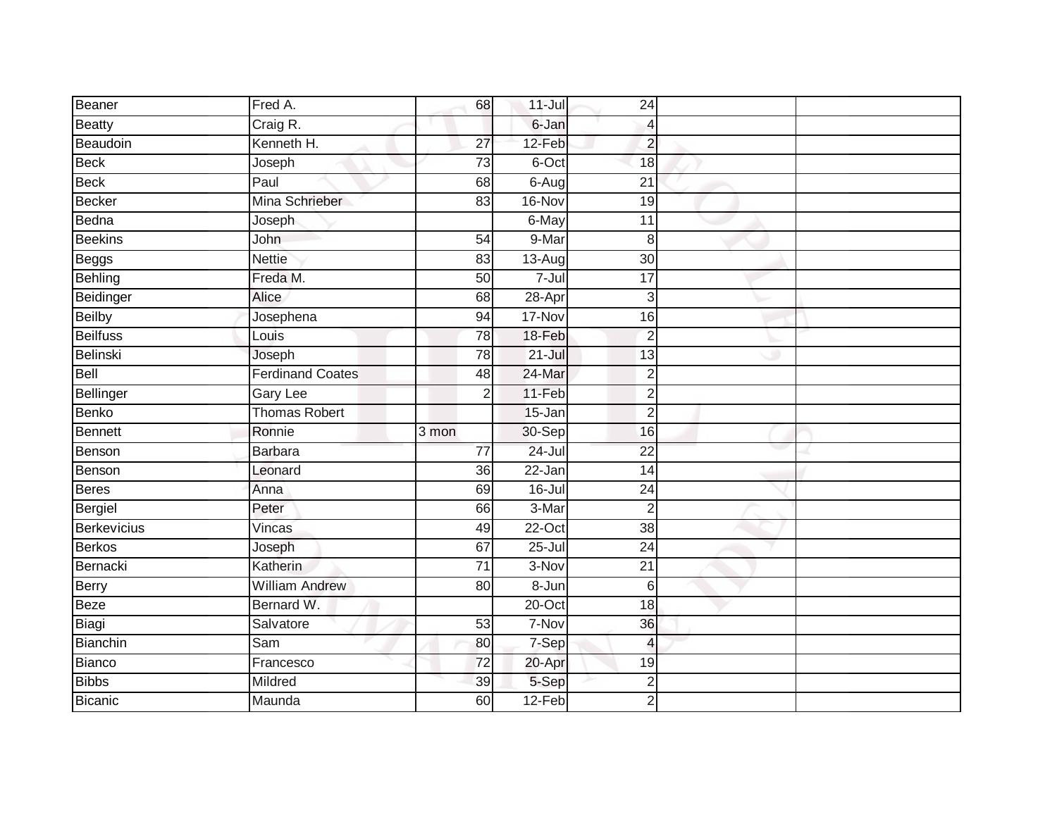| | | | | | | |
|---|---|---|---|---|---|---|
| Beaner | Fred A. | 68 | 11-Jul | 24 | | |
| Beatty | Craig R. | | 6-Jan | 4 | | |
| Beaudoin | Kenneth H. | 27 | 12-Feb | 2 | | |
| Beck | Joseph | 73 | 6-Oct | 18 | | |
| Beck | Paul | 68 | 6-Aug | 21 | | |
| Becker | Mina Schrieber | 83 | 16-Nov | 19 | | |
| Bedna | Joseph | | 6-May | 11 | | |
| Beekins | John | 54 | 9-Mar | 8 | | |
| Beggs | Nettie | 83 | 13-Aug | 30 | | |
| Behling | Freda M. | 50 | 7-Jul | 17 | | |
| Beidinger | Alice | 68 | 28-Apr | 3 | | |
| Beilby | Josephena | 94 | 17-Nov | 16 | | |
| Beilfuss | Louis | 78 | 18-Feb | 2 | | |
| Belinski | Joseph | 78 | 21-Jul | 13 | | |
| Bell | Ferdinand Coates | 48 | 24-Mar | 2 | | |
| Bellinger | Gary Lee | 2 | 11-Feb | 2 | | |
| Benko | Thomas Robert | | 15-Jan | 2 | | |
| Bennett | Ronnie | 3 mon | 30-Sep | 16 | | |
| Benson | Barbara | 77 | 24-Jul | 22 | | |
| Benson | Leonard | 36 | 22-Jan | 14 | | |
| Beres | Anna | 69 | 16-Jul | 24 | | |
| Bergiel | Peter | 66 | 3-Mar | 2 | | |
| Berkevicius | Vincas | 49 | 22-Oct | 38 | | |
| Berkos | Joseph | 67 | 25-Jul | 24 | | |
| Bernacki | Katherin | 71 | 3-Nov | 21 | | |
| Berry | William Andrew | 80 | 8-Jun | 6 | | |
| Beze | Bernard W. | | 20-Oct | 18 | | |
| Biagi | Salvatore | 53 | 7-Nov | 36 | | |
| Bianchin | Sam | 80 | 7-Sep | 4 | | |
| Bianco | Francesco | 72 | 20-Apr | 19 | | |
| Bibbs | Mildred | 39 | 5-Sep | 2 | | |
| Bicanic | Maunda | 60 | 12-Feb | 2 | | |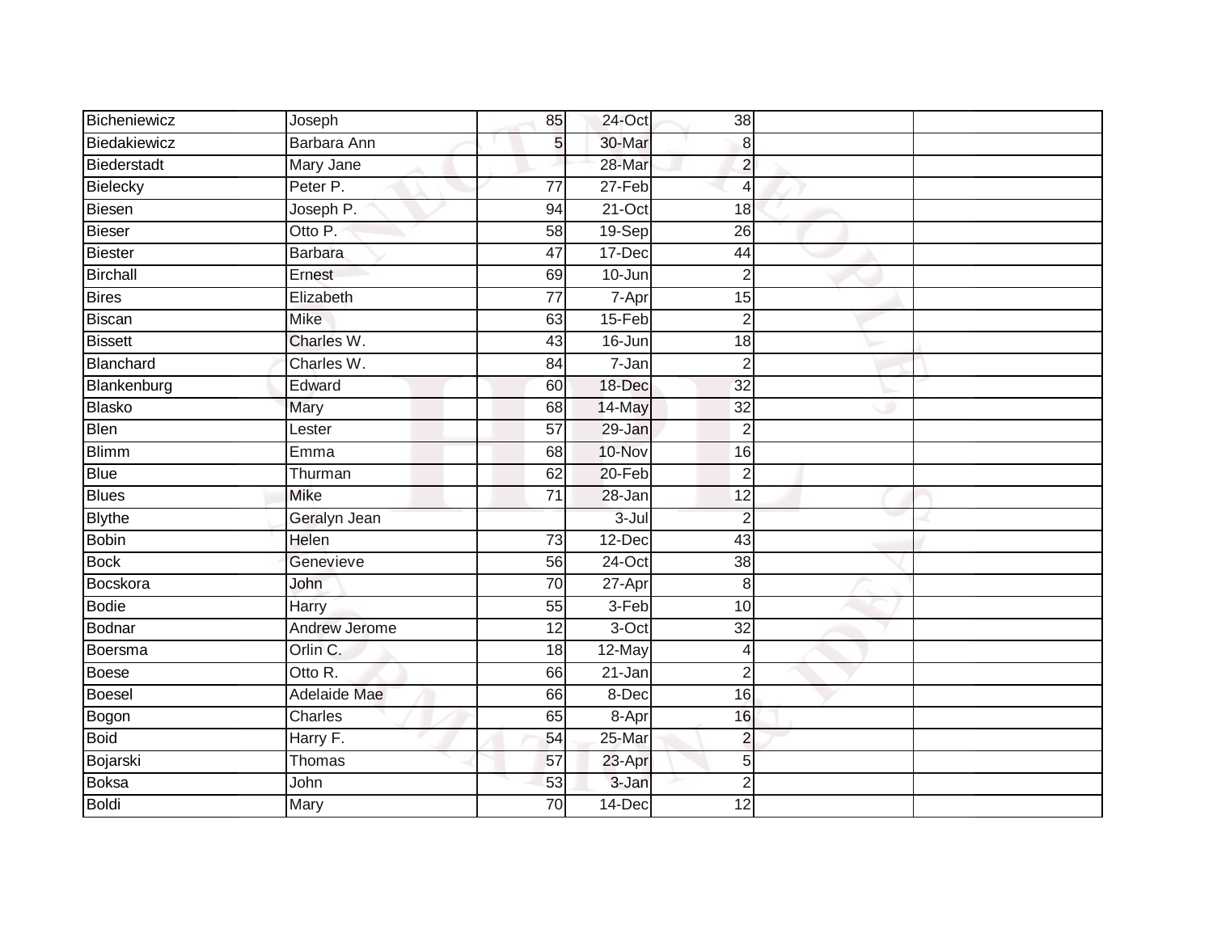| | | | | | | |
|---|---|---|---|---|---|---|
| Bicheniewicz | Joseph | 85 | 24-Oct | 38 | | |
| Biedakiewicz | Barbara Ann | 5 | 30-Mar | 8 | | |
| Biederstadt | Mary Jane | | 28-Mar | 2 | | |
| Bielecky | Peter P. | 77 | 27-Feb | 4 | | |
| Biesen | Joseph P. | 94 | 21-Oct | 18 | | |
| Bieser | Otto P. | 58 | 19-Sep | 26 | | |
| Biester | Barbara | 47 | 17-Dec | 44 | | |
| Birchall | Ernest | 69 | 10-Jun | 2 | | |
| Bires | Elizabeth | 77 | 7-Apr | 15 | | |
| Biscan | Mike | 63 | 15-Feb | 2 | | |
| Bissett | Charles W. | 43 | 16-Jun | 18 | | |
| Blanchard | Charles W. | 84 | 7-Jan | 2 | | |
| Blankenburg | Edward | 60 | 18-Dec | 32 | | |
| Blasko | Mary | 68 | 14-May | 32 | | |
| Blen | Lester | 57 | 29-Jan | 2 | | |
| Blimm | Emma | 68 | 10-Nov | 16 | | |
| Blue | Thurman | 62 | 20-Feb | 2 | | |
| Blues | Mike | 71 | 28-Jan | 12 | | |
| Blythe | Geralyn Jean | | 3-Jul | 2 | | |
| Bobin | Helen | 73 | 12-Dec | 43 | | |
| Bock | Genevieve | 56 | 24-Oct | 38 | | |
| Bocskora | John | 70 | 27-Apr | 8 | | |
| Bodie | Harry | 55 | 3-Feb | 10 | | |
| Bodnar | Andrew Jerome | 12 | 3-Oct | 32 | | |
| Boersma | Orlin C. | 18 | 12-May | 4 | | |
| Boese | Otto R. | 66 | 21-Jan | 2 | | |
| Boesel | Adelaide Mae | 66 | 8-Dec | 16 | | |
| Bogon | Charles | 65 | 8-Apr | 16 | | |
| Boid | Harry F. | 54 | 25-Mar | 2 | | |
| Bojarski | Thomas | 57 | 23-Apr | 5 | | |
| Boksa | John | 53 | 3-Jan | 2 | | |
| Boldi | Mary | 70 | 14-Dec | 12 | | |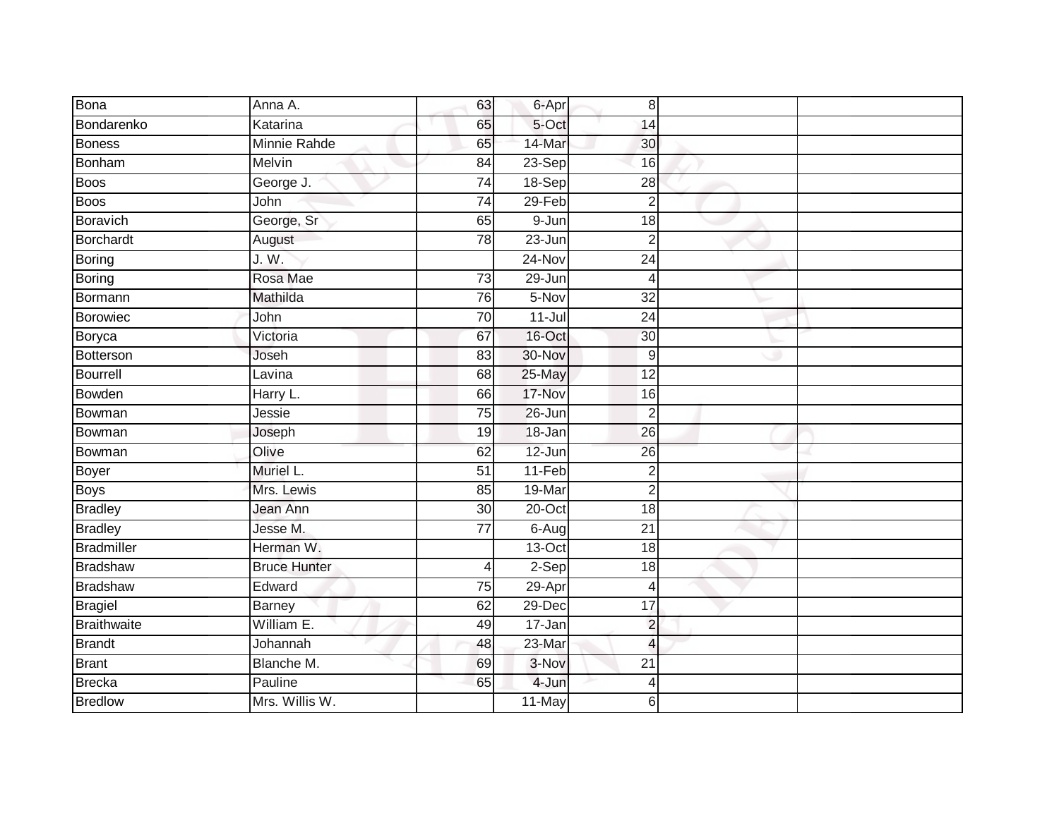| | | | | | | |
|---|---|---|---|---|---|---|
| Bona | Anna A. | 63 | 6-Apr | 8 | | |
| Bondarenko | Katarina | 65 | 5-Oct | 14 | | |
| Boness | Minnie Rahde | 65 | 14-Mar | 30 | | |
| Bonham | Melvin | 84 | 23-Sep | 16 | | |
| Boos | George J. | 74 | 18-Sep | 28 | | |
| Boos | John | 74 | 29-Feb | 2 | | |
| Boravich | George, Sr | 65 | 9-Jun | 18 | | |
| Borchardt | August | 78 | 23-Jun | 2 | | |
| Boring | J. W. | | 24-Nov | 24 | | |
| Boring | Rosa Mae | 73 | 29-Jun | 4 | | |
| Bormann | Mathilda | 76 | 5-Nov | 32 | | |
| Borowiec | John | 70 | 11-Jul | 24 | | |
| Boryca | Victoria | 67 | 16-Oct | 30 | | |
| Botterson | Joseh | 83 | 30-Nov | 9 | | |
| Bourrell | Lavina | 68 | 25-May | 12 | | |
| Bowden | Harry L. | 66 | 17-Nov | 16 | | |
| Bowman | Jessie | 75 | 26-Jun | 2 | | |
| Bowman | Joseph | 19 | 18-Jan | 26 | | |
| Bowman | Olive | 62 | 12-Jun | 26 | | |
| Boyer | Muriel L. | 51 | 11-Feb | 2 | | |
| Boys | Mrs. Lewis | 85 | 19-Mar | 2 | | |
| Bradley | Jean Ann | 30 | 20-Oct | 18 | | |
| Bradley | Jesse M. | 77 | 6-Aug | 21 | | |
| Bradmiller | Herman W. | | 13-Oct | 18 | | |
| Bradshaw | Bruce Hunter | 4 | 2-Sep | 18 | | |
| Bradshaw | Edward | 75 | 29-Apr | 4 | | |
| Bragiel | Barney | 62 | 29-Dec | 17 | | |
| Braithwaite | William E. | 49 | 17-Jan | 2 | | |
| Brandt | Johannah | 48 | 23-Mar | 4 | | |
| Brant | Blanche M. | 69 | 3-Nov | 21 | | |
| Brecka | Pauline | 65 | 4-Jun | 4 | | |
| Bredlow | Mrs. Willis W. | | 11-May | 6 | | |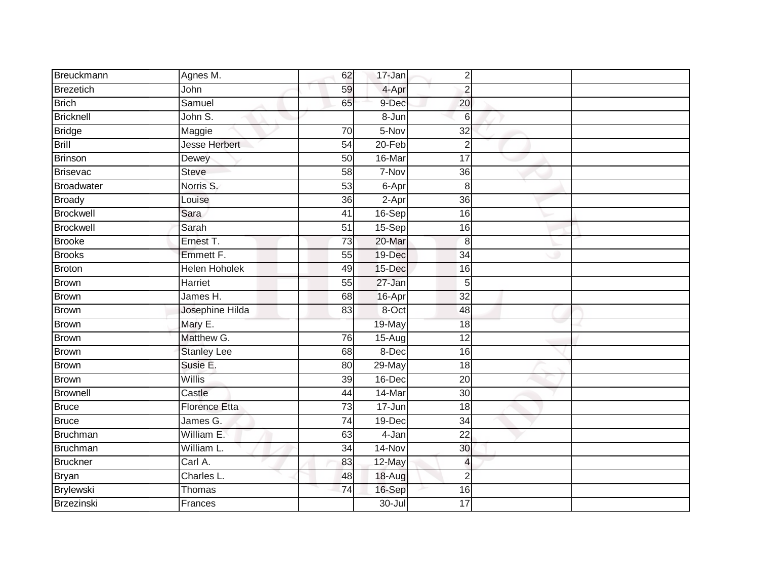| Breuckmann | Agnes M. | 62 | 17-Jan | 2 | | |
|---|---|---|---|---|---|---|
| Brezetich | John | 59 | 4-Apr | 2 | | |
| Brich | Samuel | 65 | 9-Dec | 20 | | |
| Bricknell | John S. | | 8-Jun | 6 | | |
| Bridge | Maggie | 70 | 5-Nov | 32 | | |
| Brill | Jesse Herbert | 54 | 20-Feb | 2 | | |
| Brinson | Dewey | 50 | 16-Mar | 17 | | |
| Brisevac | Steve | 58 | 7-Nov | 36 | | |
| Broadwater | Norris S. | 53 | 6-Apr | 8 | | |
| Broady | Louise | 36 | 2-Apr | 36 | | |
| Brockwell | Sara | 41 | 16-Sep | 16 | | |
| Brockwell | Sarah | 51 | 15-Sep | 16 | | |
| Brooke | Ernest T. | 73 | 20-Mar | 8 | | |
| Brooks | Emmett F. | 55 | 19-Dec | 34 | | |
| Broton | Helen Hoholek | 49 | 15-Dec | 16 | | |
| Brown | Harriet | 55 | 27-Jan | 5 | | |
| Brown | James H. | 68 | 16-Apr | 32 | | |
| Brown | Josephine Hilda | 83 | 8-Oct | 48 | | |
| Brown | Mary E. | | 19-May | 18 | | |
| Brown | Matthew G. | 76 | 15-Aug | 12 | | |
| Brown | Stanley Lee | 68 | 8-Dec | 16 | | |
| Brown | Susie E. | 80 | 29-May | 18 | | |
| Brown | Willis | 39 | 16-Dec | 20 | | |
| Brownell | Castle | 44 | 14-Mar | 30 | | |
| Bruce | Florence Etta | 73 | 17-Jun | 18 | | |
| Bruce | James G. | 74 | 19-Dec | 34 | | |
| Bruchman | William E. | 63 | 4-Jan | 22 | | |
| Bruchman | William L. | 34 | 14-Nov | 30 | | |
| Bruckner | Carl A. | 83 | 12-May | 4 | | |
| Bryan | Charles L. | 48 | 18-Aug | 2 | | |
| Brylewski | Thomas | 74 | 16-Sep | 16 | | |
| Brzezinski | Frances | | 30-Jul | 17 | | |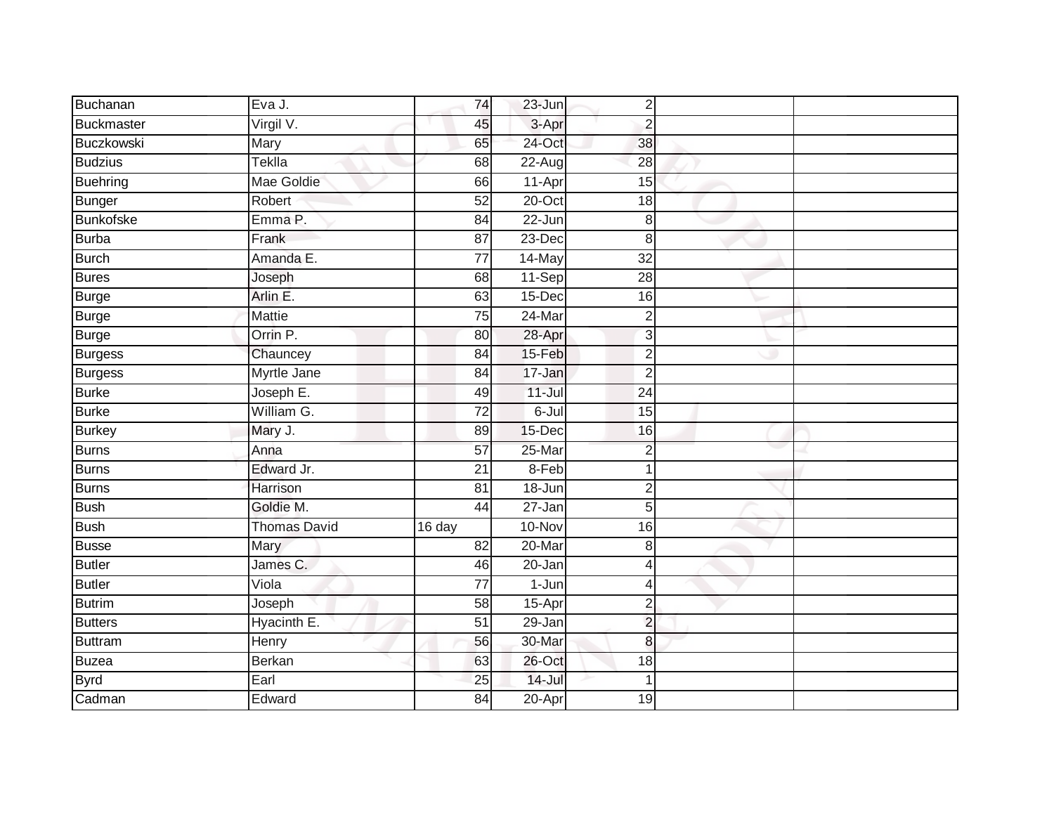| Buchanan | Eva J. | 74 | 23-Jun | 2 | | |
|---|---|---|---|---|---|---|
| Buckmaster | Virgil V. | 45 | 3-Apr | 2 | | |
| Buczkowski | Mary | 65 | 24-Oct | 38 | | |
| Budzius | Teklla | 68 | 22-Aug | 28 | | |
| Buehring | Mae Goldie | 66 | 11-Apr | 15 | | |
| Bunger | Robert | 52 | 20-Oct | 18 | | |
| Bunkofske | Emma P. | 84 | 22-Jun | 8 | | |
| Burba | Frank | 87 | 23-Dec | 8 | | |
| Burch | Amanda E. | 77 | 14-May | 32 | | |
| Bures | Joseph | 68 | 11-Sep | 28 | | |
| Burge | Arlin E. | 63 | 15-Dec | 16 | | |
| Burge | Mattie | 75 | 24-Mar | 2 | | |
| Burge | Orrin P. | 80 | 28-Apr | 3 | | |
| Burgess | Chauncey | 84 | 15-Feb | 2 | | |
| Burgess | Myrtle Jane | 84 | 17-Jan | 2 | | |
| Burke | Joseph E. | 49 | 11-Jul | 24 | | |
| Burke | William G. | 72 | 6-Jul | 15 | | |
| Burkey | Mary J. | 89 | 15-Dec | 16 | | |
| Burns | Anna | 57 | 25-Mar | 2 | | |
| Burns | Edward Jr. | 21 | 8-Feb | 1 | | |
| Burns | Harrison | 81 | 18-Jun | 2 | | |
| Bush | Goldie M. | 44 | 27-Jan | 5 | | |
| Bush | Thomas David | 16 day | 10-Nov | 16 | | |
| Busse | Mary | 82 | 20-Mar | 8 | | |
| Butler | James C. | 46 | 20-Jan | 4 | | |
| Butler | Viola | 77 | 1-Jun | 4 | | |
| Butrim | Joseph | 58 | 15-Apr | 2 | | |
| Butters | Hyacinth E. | 51 | 29-Jan | 2 | | |
| Buttram | Henry | 56 | 30-Mar | 8 | | |
| Buzea | Berkan | 63 | 26-Oct | 18 | | |
| Byrd | Earl | 25 | 14-Jul | 1 | | |
| Cadman | Edward | 84 | 20-Apr | 19 | | |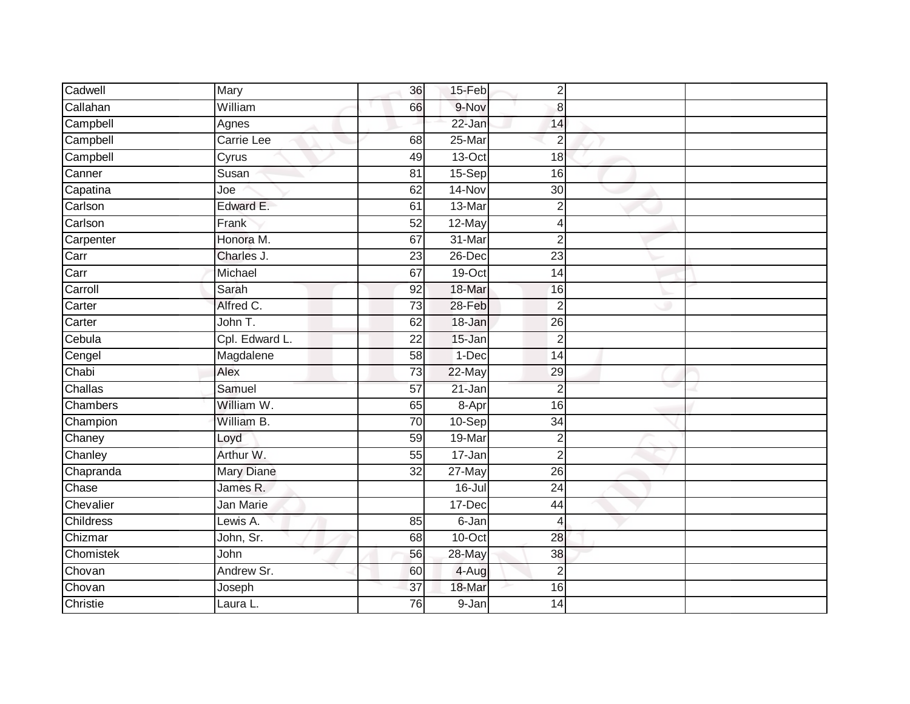| | | | | | | |
|---|---|---|---|---|---|---|
| Cadwell | Mary | 36 | 15-Feb | 2 | | |
| Callahan | William | 66 | 9-Nov | 8 | | |
| Campbell | Agnes | | 22-Jan | 14 | | |
| Campbell | Carrie Lee | 68 | 25-Mar | 2 | | |
| Campbell | Cyrus | 49 | 13-Oct | 18 | | |
| Canner | Susan | 81 | 15-Sep | 16 | | |
| Capatina | Joe | 62 | 14-Nov | 30 | | |
| Carlson | Edward E. | 61 | 13-Mar | 2 | | |
| Carlson | Frank | 52 | 12-May | 4 | | |
| Carpenter | Honora M. | 67 | 31-Mar | 2 | | |
| Carr | Charles J. | 23 | 26-Dec | 23 | | |
| Carr | Michael | 67 | 19-Oct | 14 | | |
| Carroll | Sarah | 92 | 18-Mar | 16 | | |
| Carter | Alfred C. | 73 | 28-Feb | 2 | | |
| Carter | John T. | 62 | 18-Jan | 26 | | |
| Cebula | Cpl. Edward L. | 22 | 15-Jan | 2 | | |
| Cengel | Magdalene | 58 | 1-Dec | 14 | | |
| Chabi | Alex | 73 | 22-May | 29 | | |
| Challas | Samuel | 57 | 21-Jan | 2 | | |
| Chambers | William W. | 65 | 8-Apr | 16 | | |
| Champion | William B. | 70 | 10-Sep | 34 | | |
| Chaney | Loyd | 59 | 19-Mar | 2 | | |
| Chanley | Arthur W. | 55 | 17-Jan | 2 | | |
| Chapranda | Mary Diane | 32 | 27-May | 26 | | |
| Chase | James R. | | 16-Jul | 24 | | |
| Chevalier | Jan Marie | | 17-Dec | 44 | | |
| Childress | Lewis A. | 85 | 6-Jan | 4 | | |
| Chizmar | John, Sr. | 68 | 10-Oct | 28 | | |
| Chomistek | John | 56 | 28-May | 38 | | |
| Chovan | Andrew Sr. | 60 | 4-Aug | 2 | | |
| Chovan | Joseph | 37 | 18-Mar | 16 | | |
| Christie | Laura L. | 76 | 9-Jan | 14 | | |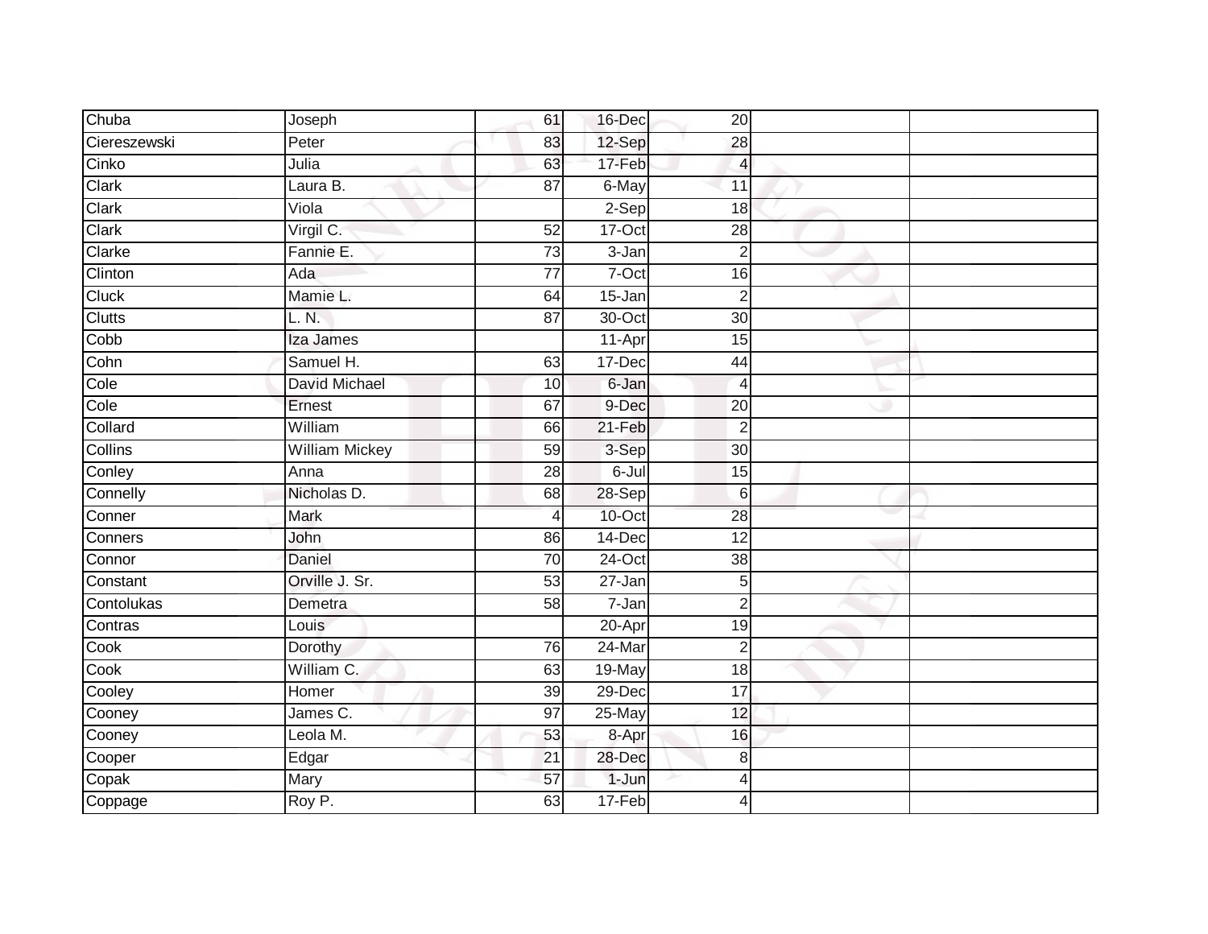| | | | | | | |
|---|---|---|---|---|---|---|
| Chuba | Joseph | 61 | 16-Dec | 20 | | |
| Ciereszewski | Peter | 83 | 12-Sep | 28 | | |
| Cinko | Julia | 63 | 17-Feb | 4 | | |
| Clark | Laura B. | 87 | 6-May | 11 | | |
| Clark | Viola | | 2-Sep | 18 | | |
| Clark | Virgil C. | 52 | 17-Oct | 28 | | |
| Clarke | Fannie E. | 73 | 3-Jan | 2 | | |
| Clinton | Ada | 77 | 7-Oct | 16 | | |
| Cluck | Mamie L. | 64 | 15-Jan | 2 | | |
| Clutts | L. N. | 87 | 30-Oct | 30 | | |
| Cobb | Iza James | | 11-Apr | 15 | | |
| Cohn | Samuel H. | 63 | 17-Dec | 44 | | |
| Cole | David Michael | 10 | 6-Jan | 4 | | |
| Cole | Ernest | 67 | 9-Dec | 20 | | |
| Collard | William | 66 | 21-Feb | 2 | | |
| Collins | William Mickey | 59 | 3-Sep | 30 | | |
| Conley | Anna | 28 | 6-Jul | 15 | | |
| Connelly | Nicholas D. | 68 | 28-Sep | 6 | | |
| Conner | Mark | 4 | 10-Oct | 28 | | |
| Conners | John | 86 | 14-Dec | 12 | | |
| Connor | Daniel | 70 | 24-Oct | 38 | | |
| Constant | Orville J. Sr. | 53 | 27-Jan | 5 | | |
| Contolukas | Demetra | 58 | 7-Jan | 2 | | |
| Contras | Louis | | 20-Apr | 19 | | |
| Cook | Dorothy | 76 | 24-Mar | 2 | | |
| Cook | William C. | 63 | 19-May | 18 | | |
| Cooley | Homer | 39 | 29-Dec | 17 | | |
| Cooney | James C. | 97 | 25-May | 12 | | |
| Cooney | Leola M. | 53 | 8-Apr | 16 | | |
| Cooper | Edgar | 21 | 28-Dec | 8 | | |
| Copak | Mary | 57 | 1-Jun | 4 | | |
| Coppage | Roy P. | 63 | 17-Feb | 4 | | |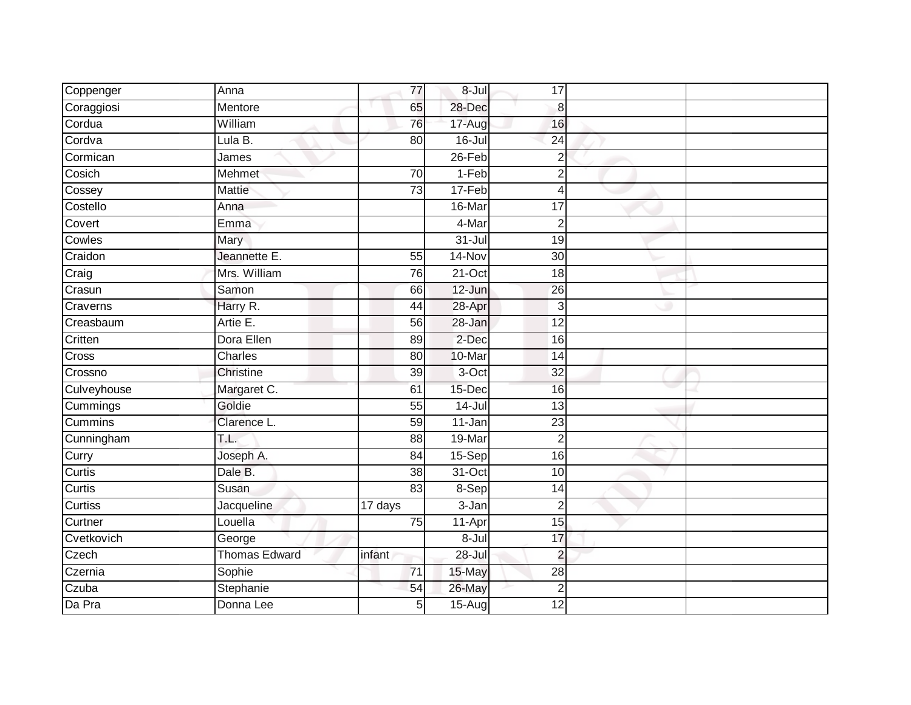| | | | | | | |
|---|---|---|---|---|---|---|
| Coppenger | Anna | 77 | 8-Jul | 17 | | |
| Coraggiosi | Mentore | 65 | 28-Dec | 8 | | |
| Cordua | William | 76 | 17-Aug | 16 | | |
| Cordva | Lula B. | 80 | 16-Jul | 24 | | |
| Cormican | James | | 26-Feb | 2 | | |
| Cosich | Mehmet | 70 | 1-Feb | 2 | | |
| Cossey | Mattie | 73 | 17-Feb | 4 | | |
| Costello | Anna | | 16-Mar | 17 | | |
| Covert | Emma | | 4-Mar | 2 | | |
| Cowles | Mary | | 31-Jul | 19 | | |
| Craidon | Jeannette E. | 55 | 14-Nov | 30 | | |
| Craig | Mrs. William | 76 | 21-Oct | 18 | | |
| Crasun | Samon | 66 | 12-Jun | 26 | | |
| Craverns | Harry R. | 44 | 28-Apr | 3 | | |
| Creasbaum | Artie E. | 56 | 28-Jan | 12 | | |
| Critten | Dora Ellen | 89 | 2-Dec | 16 | | |
| Cross | Charles | 80 | 10-Mar | 14 | | |
| Crossno | Christine | 39 | 3-Oct | 32 | | |
| Culveyhouse | Margaret C. | 61 | 15-Dec | 16 | | |
| Cummings | Goldie | 55 | 14-Jul | 13 | | |
| Cummins | Clarence L. | 59 | 11-Jan | 23 | | |
| Cunningham | T.L. | 88 | 19-Mar | 2 | | |
| Curry | Joseph A. | 84 | 15-Sep | 16 | | |
| Curtis | Dale B. | 38 | 31-Oct | 10 | | |
| Curtis | Susan | 83 | 8-Sep | 14 | | |
| Curtiss | Jacqueline | 17 days | 3-Jan | 2 | | |
| Curtner | Louella | 75 | 11-Apr | 15 | | |
| Cvetkovich | George | | 8-Jul | 17 | | |
| Czech | Thomas Edward | infant | 28-Jul | 2 | | |
| Czernia | Sophie | 71 | 15-May | 28 | | |
| Czuba | Stephanie | 54 | 26-May | 2 | | |
| Da Pra | Donna Lee | 5 | 15-Aug | 12 | | |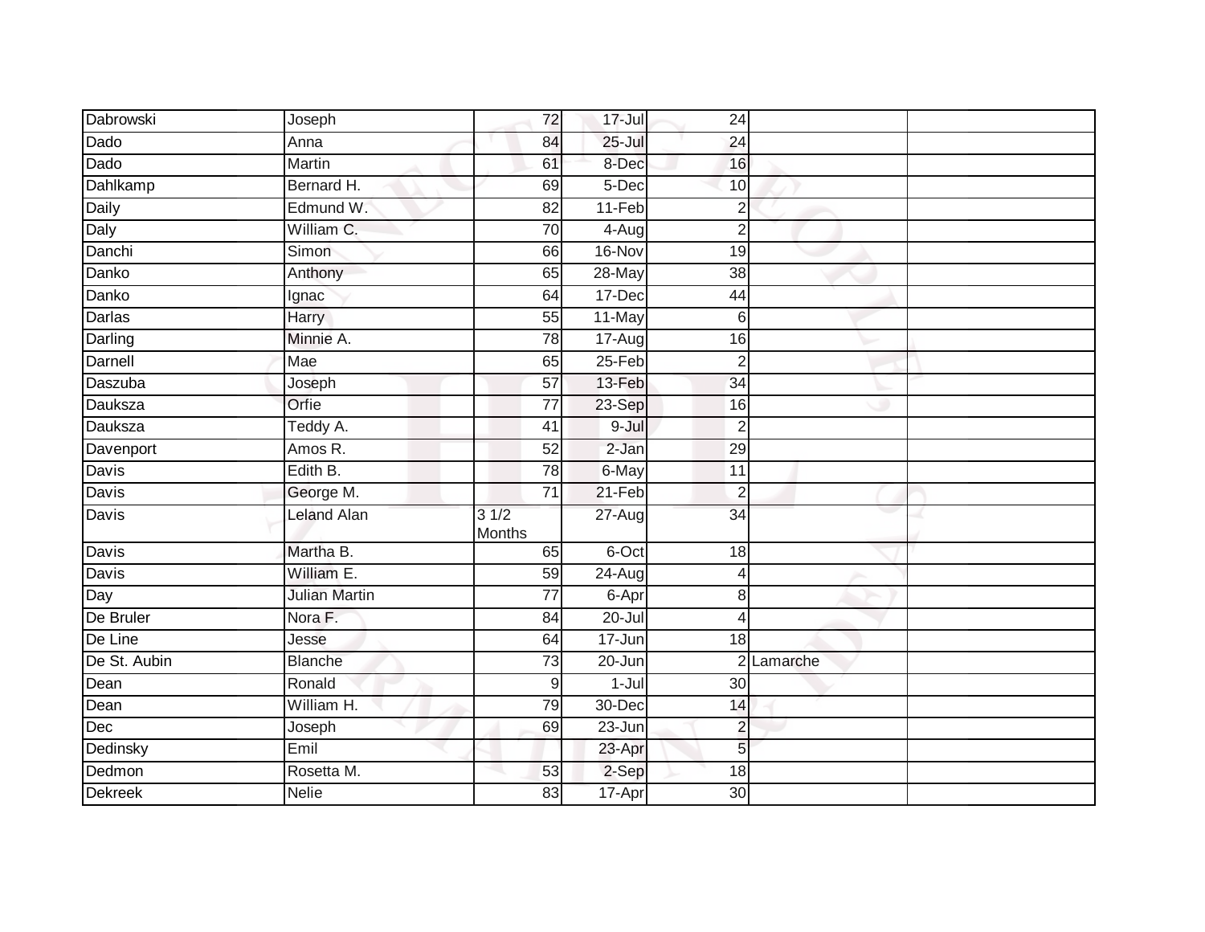| | | | | | | |
|---|---|---|---|---|---|---|
| Dabrowski | Joseph | 72 | 17-Jul | 24 | | |
| Dado | Anna | 84 | 25-Jul | 24 | | |
| Dado | Martin | 61 | 8-Dec | 16 | | |
| Dahlkamp | Bernard H. | 69 | 5-Dec | 10 | | |
| Daily | Edmund W. | 82 | 11-Feb | 2 | | |
| Daly | William C. | 70 | 4-Aug | 2 | | |
| Danchi | Simon | 66 | 16-Nov | 19 | | |
| Danko | Anthony | 65 | 28-May | 38 | | |
| Danko | Ignac | 64 | 17-Dec | 44 | | |
| Darlas | Harry | 55 | 11-May | 6 | | |
| Darling | Minnie A. | 78 | 17-Aug | 16 | | |
| Darnell | Mae | 65 | 25-Feb | 2 | | |
| Daszuba | Joseph | 57 | 13-Feb | 34 | | |
| Dauksza | Orfie | 77 | 23-Sep | 16 | | |
| Dauksza | Teddy A. | 41 | 9-Jul | 2 | | |
| Davenport | Amos R. | 52 | 2-Jan | 29 | | |
| Davis | Edith B. | 78 | 6-May | 11 | | |
| Davis | George M. | 71 | 21-Feb | 2 | | |
| Davis | Leland Alan | 3 1/2 Months | 27-Aug | 34 | | |
| Davis | Martha B. | 65 | 6-Oct | 18 | | |
| Davis | William E. | 59 | 24-Aug | 4 | | |
| Day | Julian Martin | 77 | 6-Apr | 8 | | |
| De Bruler | Nora F. | 84 | 20-Jul | 4 | | |
| De Line | Jesse | 64 | 17-Jun | 18 | | |
| De St. Aubin | Blanche | 73 | 20-Jun | 2 | Lamarche | |
| Dean | Ronald | 9 | 1-Jul | 30 | | |
| Dean | William H. | 79 | 30-Dec | 14 | | |
| Dec | Joseph | 69 | 23-Jun | 2 | | |
| Dedinsky | Emil | | 23-Apr | 5 | | |
| Dedmon | Rosetta M. | 53 | 2-Sep | 18 | | |
| Dekreek | Nelie | 83 | 17-Apr | 30 | | |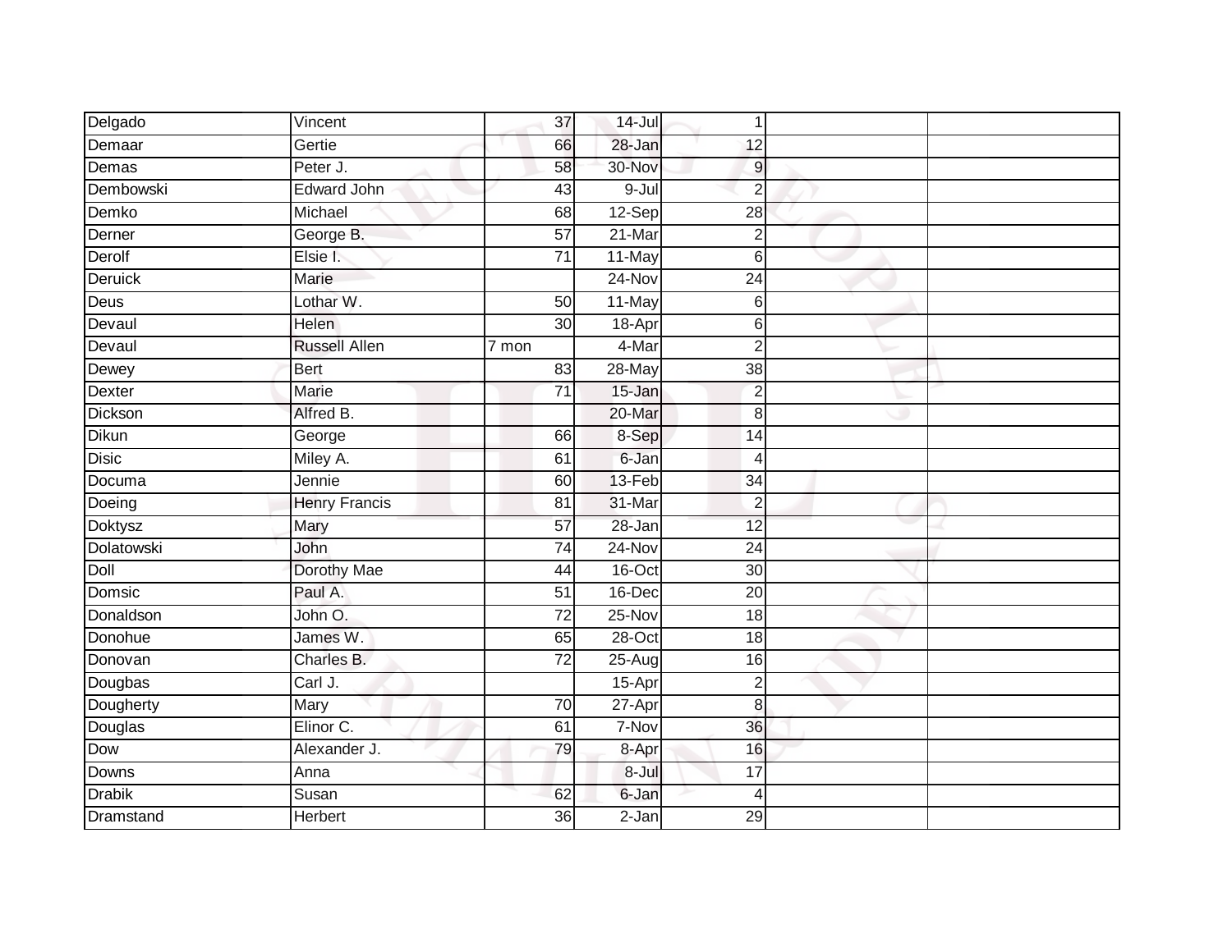| | | | | | | |
|---|---|---|---|---|---|---|
| Delgado | Vincent | 37 | 14-Jul | 1 | | |
| Demaar | Gertie | 66 | 28-Jan | 12 | | |
| Demas | Peter J. | 58 | 30-Nov | 9 | | |
| Dembowski | Edward John | 43 | 9-Jul | 2 | | |
| Demko | Michael | 68 | 12-Sep | 28 | | |
| Derner | George B. | 57 | 21-Mar | 2 | | |
| Derolf | Elsie I. | 71 | 11-May | 6 | | |
| Deruick | Marie | | 24-Nov | 24 | | |
| Deus | Lothar W. | 50 | 11-May | 6 | | |
| Devaul | Helen | 30 | 18-Apr | 6 | | |
| Devaul | Russell Allen | 7 mon | 4-Mar | 2 | | |
| Dewey | Bert | 83 | 28-May | 38 | | |
| Dexter | Marie | 71 | 15-Jan | 2 | | |
| Dickson | Alfred B. | | 20-Mar | 8 | | |
| Dikun | George | 66 | 8-Sep | 14 | | |
| Disic | Miley A. | 61 | 6-Jan | 4 | | |
| Documa | Jennie | 60 | 13-Feb | 34 | | |
| Doeing | Henry Francis | 81 | 31-Mar | 2 | | |
| Doktysz | Mary | 57 | 28-Jan | 12 | | |
| Dolatowski | John | 74 | 24-Nov | 24 | | |
| Doll | Dorothy Mae | 44 | 16-Oct | 30 | | |
| Domsic | Paul A. | 51 | 16-Dec | 20 | | |
| Donaldson | John O. | 72 | 25-Nov | 18 | | |
| Donohue | James W. | 65 | 28-Oct | 18 | | |
| Donovan | Charles B. | 72 | 25-Aug | 16 | | |
| Dougbas | Carl J. | | 15-Apr | 2 | | |
| Dougherty | Mary | 70 | 27-Apr | 8 | | |
| Douglas | Elinor C. | 61 | 7-Nov | 36 | | |
| Dow | Alexander J. | 79 | 8-Apr | 16 | | |
| Downs | Anna | | 8-Jul | 17 | | |
| Drabik | Susan | 62 | 6-Jan | 4 | | |
| Dramstand | Herbert | 36 | 2-Jan | 29 | | |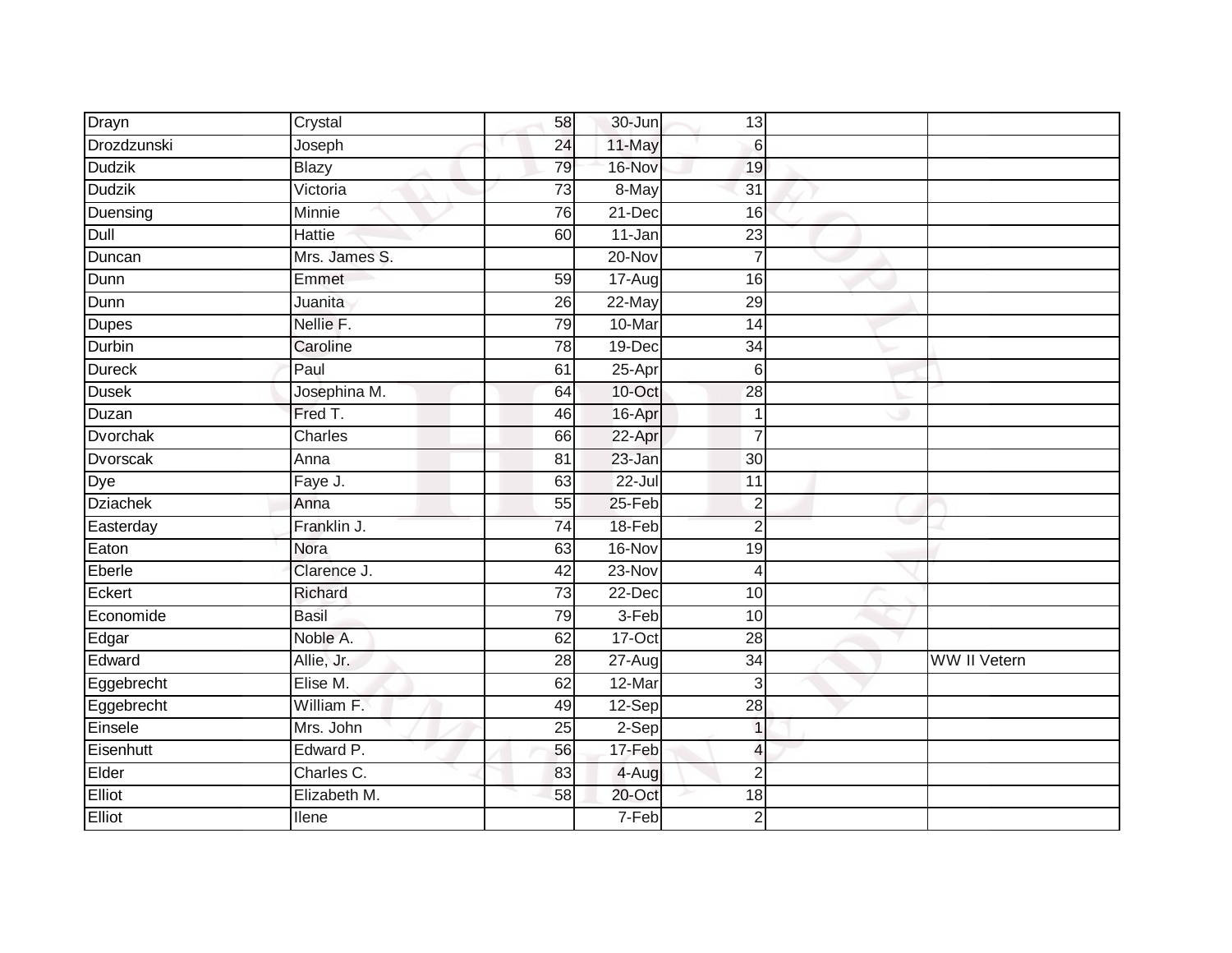| | | | | | | |
|---|---|---|---|---|---|---|
| Drayn | Crystal | 58 | 30-Jun | 13 | | |
| Drozdzunski | Joseph | 24 | 11-May | 6 | | |
| Dudzik | Blazy | 79 | 16-Nov | 19 | | |
| Dudzik | Victoria | 73 | 8-May | 31 | | |
| Duensing | Minnie | 76 | 21-Dec | 16 | | |
| Dull | Hattie | 60 | 11-Jan | 23 | | |
| Duncan | Mrs. James S. | | 20-Nov | 7 | | |
| Dunn | Emmet | 59 | 17-Aug | 16 | | |
| Dunn | Juanita | 26 | 22-May | 29 | | |
| Dupes | Nellie F. | 79 | 10-Mar | 14 | | |
| Durbin | Caroline | 78 | 19-Dec | 34 | | |
| Dureck | Paul | 61 | 25-Apr | 6 | | |
| Dusek | Josephina M. | 64 | 10-Oct | 28 | | |
| Duzan | Fred T. | 46 | 16-Apr | 1 | | |
| Dvorchak | Charles | 66 | 22-Apr | 7 | | |
| Dvorscak | Anna | 81 | 23-Jan | 30 | | |
| Dye | Faye J. | 63 | 22-Jul | 11 | | |
| Dziachek | Anna | 55 | 25-Feb | 2 | | |
| Easterday | Franklin J. | 74 | 18-Feb | 2 | | |
| Eaton | Nora | 63 | 16-Nov | 19 | | |
| Eberle | Clarence J. | 42 | 23-Nov | 4 | | |
| Eckert | Richard | 73 | 22-Dec | 10 | | |
| Economide | Basil | 79 | 3-Feb | 10 | | |
| Edgar | Noble A. | 62 | 17-Oct | 28 | | |
| Edward | Allie, Jr. | 28 | 27-Aug | 34 | | WW II Vetern |
| Eggebrecht | Elise M. | 62 | 12-Mar | 3 | | |
| Eggebrecht | William F. | 49 | 12-Sep | 28 | | |
| Einsele | Mrs. John | 25 | 2-Sep | 1 | | |
| Eisenhutt | Edward P. | 56 | 17-Feb | 4 | | |
| Elder | Charles C. | 83 | 4-Aug | 2 | | |
| Elliot | Elizabeth M. | 58 | 20-Oct | 18 | | |
| Elliot | Ilene | | 7-Feb | 2 | | |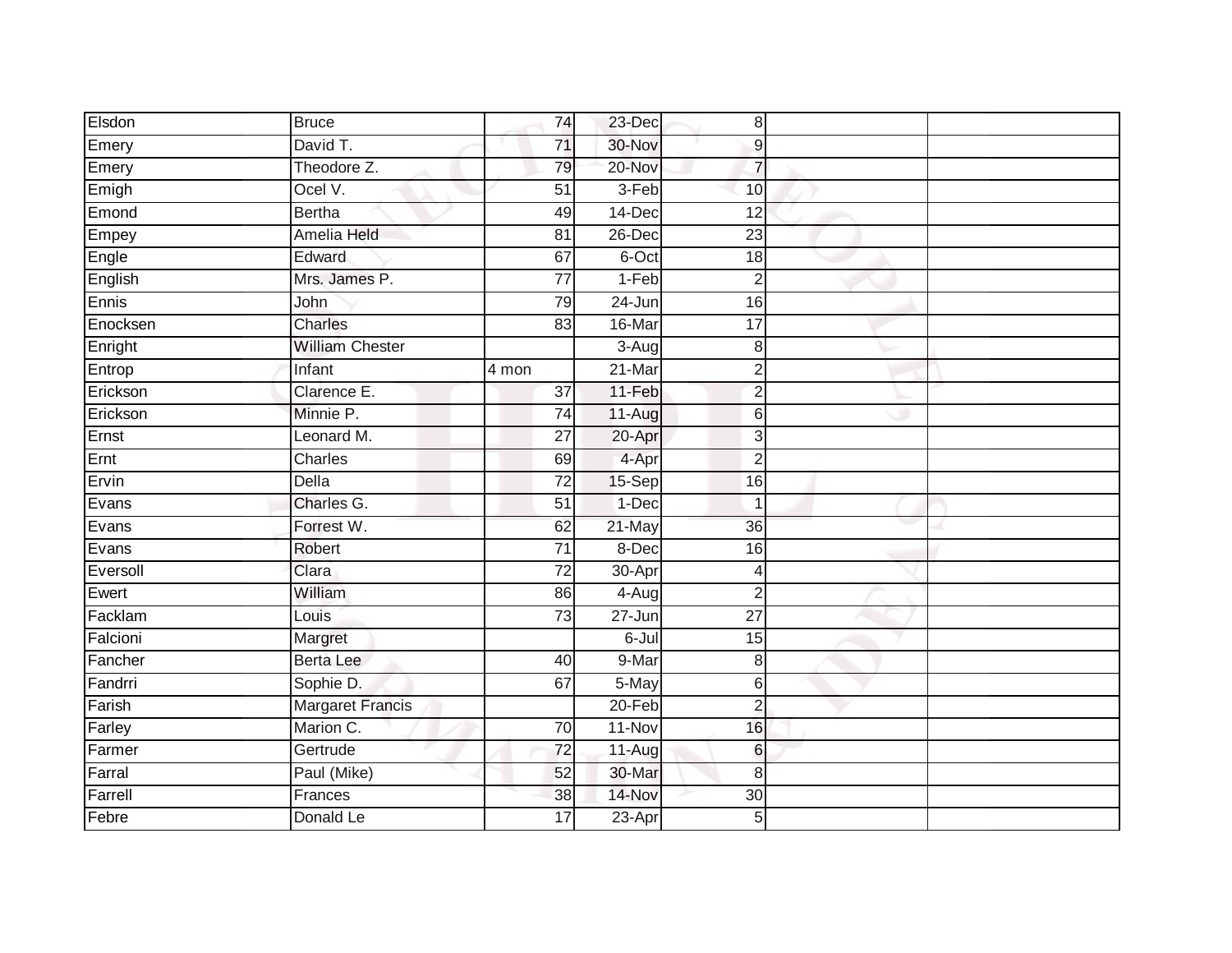| | | | | | | |
|---|---|---|---|---|---|---|
| Elsdon | Bruce | 74 | 23-Dec | 8 | | |
| Emery | David T. | 71 | 30-Nov | 9 | | |
| Emery | Theodore Z. | 79 | 20-Nov | 7 | | |
| Emigh | Ocel V. | 51 | 3-Feb | 10 | | |
| Emond | Bertha | 49 | 14-Dec | 12 | | |
| Empey | Amelia Held | 81 | 26-Dec | 23 | | |
| Engle | Edward | 67 | 6-Oct | 18 | | |
| English | Mrs. James P. | 77 | 1-Feb | 2 | | |
| Ennis | John | 79 | 24-Jun | 16 | | |
| Enocksen | Charles | 83 | 16-Mar | 17 | | |
| Enright | William Chester | | 3-Aug | 8 | | |
| Entrop | Infant | 4 mon | 21-Mar | 2 | | |
| Erickson | Clarence E. | 37 | 11-Feb | 2 | | |
| Erickson | Minnie P. | 74 | 11-Aug | 6 | | |
| Ernst | Leonard M. | 27 | 20-Apr | 3 | | |
| Ernt | Charles | 69 | 4-Apr | 2 | | |
| Ervin | Della | 72 | 15-Sep | 16 | | |
| Evans | Charles G. | 51 | 1-Dec | 1 | | |
| Evans | Forrest W. | 62 | 21-May | 36 | | |
| Evans | Robert | 71 | 8-Dec | 16 | | |
| Eversoll | Clara | 72 | 30-Apr | 4 | | |
| Ewert | William | 86 | 4-Aug | 2 | | |
| Facklam | Louis | 73 | 27-Jun | 27 | | |
| Falcioni | Margret | | 6-Jul | 15 | | |
| Fancher | Berta Lee | 40 | 9-Mar | 8 | | |
| Fandrri | Sophie D. | 67 | 5-May | 6 | | |
| Farish | Margaret Francis | | 20-Feb | 2 | | |
| Farley | Marion C. | 70 | 11-Nov | 16 | | |
| Farmer | Gertrude | 72 | 11-Aug | 6 | | |
| Farral | Paul (Mike) | 52 | 30-Mar | 8 | | |
| Farrell | Frances | 38 | 14-Nov | 30 | | |
| Febre | Donald Le | 17 | 23-Apr | 5 | | |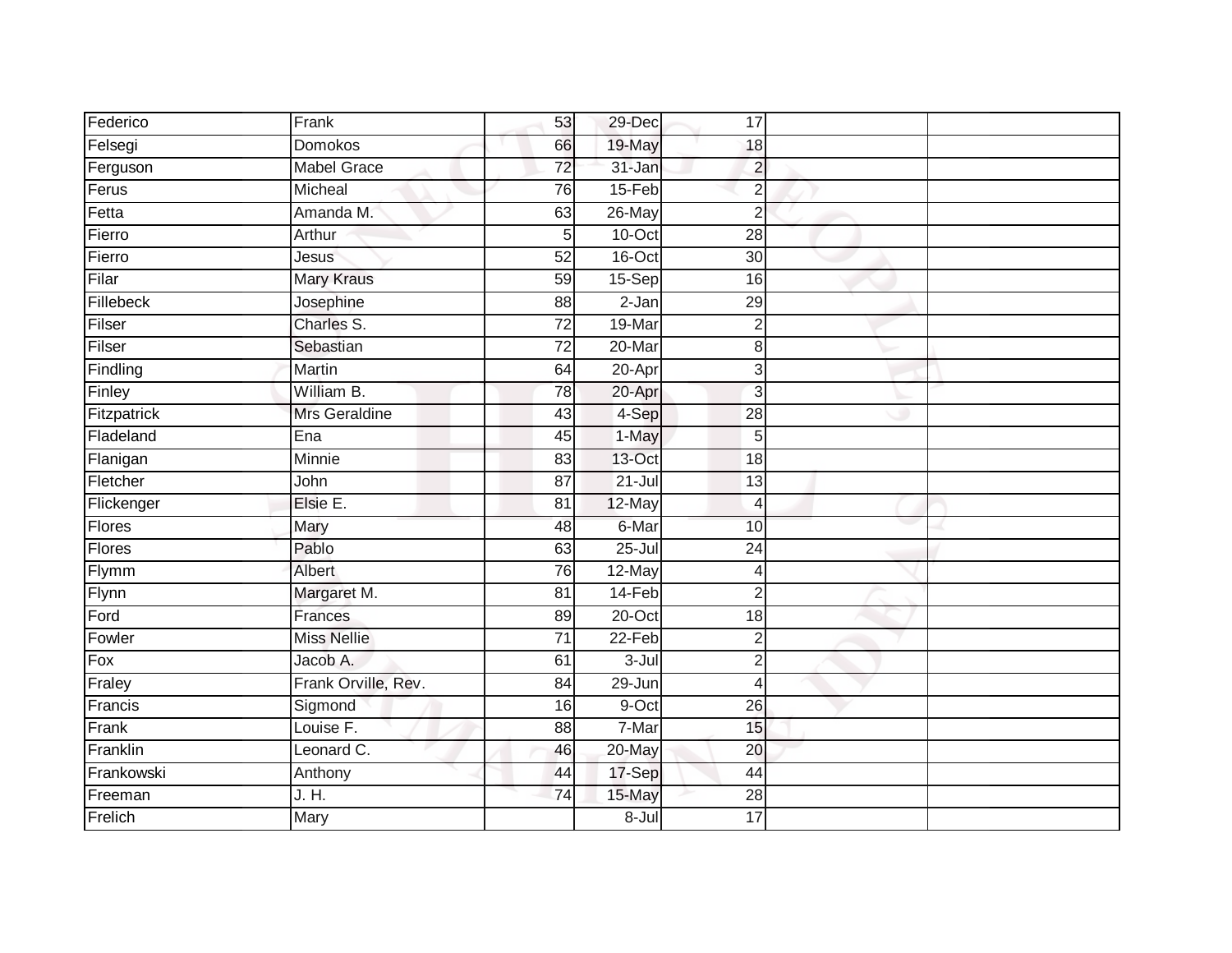| | | | | | | |
|---|---|---|---|---|---|---|
| Federico | Frank | 53 | 29-Dec | 17 | | |
| Felsegi | Domokos | 66 | 19-May | 18 | | |
| Ferguson | Mabel Grace | 72 | 31-Jan | 2 | | |
| Ferus | Micheal | 76 | 15-Feb | 2 | | |
| Fetta | Amanda M. | 63 | 26-May | 2 | | |
| Fierro | Arthur | 5 | 10-Oct | 28 | | |
| Fierro | Jesus | 52 | 16-Oct | 30 | | |
| Filar | Mary Kraus | 59 | 15-Sep | 16 | | |
| Fillebeck | Josephine | 88 | 2-Jan | 29 | | |
| Filser | Charles S. | 72 | 19-Mar | 2 | | |
| Filser | Sebastian | 72 | 20-Mar | 8 | | |
| Findling | Martin | 64 | 20-Apr | 3 | | |
| Finley | William B. | 78 | 20-Apr | 3 | | |
| Fitzpatrick | Mrs Geraldine | 43 | 4-Sep | 28 | | |
| Fladeland | Ena | 45 | 1-May | 5 | | |
| Flanigan | Minnie | 83 | 13-Oct | 18 | | |
| Fletcher | John | 87 | 21-Jul | 13 | | |
| Flickenger | Elsie E. | 81 | 12-May | 4 | | |
| Flores | Mary | 48 | 6-Mar | 10 | | |
| Flores | Pablo | 63 | 25-Jul | 24 | | |
| Flymm | Albert | 76 | 12-May | 4 | | |
| Flynn | Margaret M. | 81 | 14-Feb | 2 | | |
| Ford | Frances | 89 | 20-Oct | 18 | | |
| Fowler | Miss Nellie | 71 | 22-Feb | 2 | | |
| Fox | Jacob A. | 61 | 3-Jul | 2 | | |
| Fraley | Frank Orville, Rev. | 84 | 29-Jun | 4 | | |
| Francis | Sigmond | 16 | 9-Oct | 26 | | |
| Frank | Louise F. | 88 | 7-Mar | 15 | | |
| Franklin | Leonard C. | 46 | 20-May | 20 | | |
| Frankowski | Anthony | 44 | 17-Sep | 44 | | |
| Freeman | J. H. | 74 | 15-May | 28 | | |
| Frelich | Mary | | 8-Jul | 17 | | |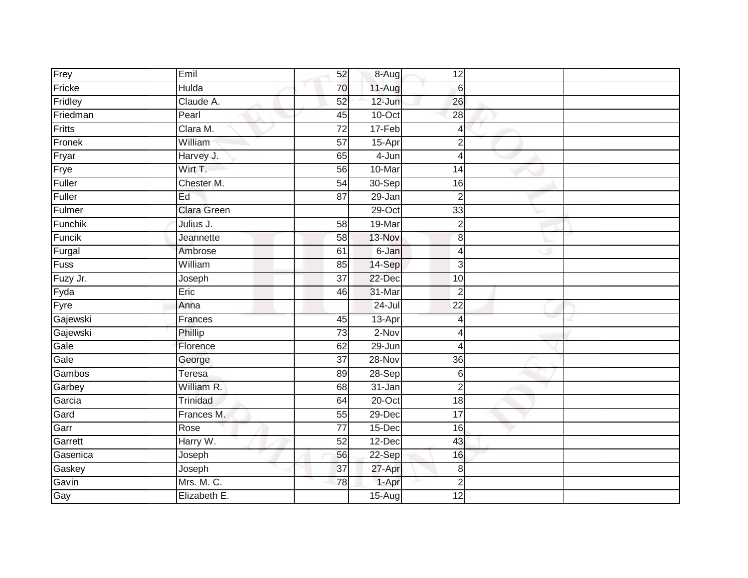| | | | | | | |
|---|---|---|---|---|---|---|
| Frey | Emil | 52 | 8-Aug | 12 | | |
| Fricke | Hulda | 70 | 11-Aug | 6 | | |
| Fridley | Claude A. | 52 | 12-Jun | 26 | | |
| Friedman | Pearl | 45 | 10-Oct | 28 | | |
| Fritts | Clara M. | 72 | 17-Feb | 4 | | |
| Fronek | William | 57 | 15-Apr | 2 | | |
| Fryar | Harvey J. | 65 | 4-Jun | 4 | | |
| Frye | Wirt T. | 56 | 10-Mar | 14 | | |
| Fuller | Chester M. | 54 | 30-Sep | 16 | | |
| Fuller | Ed | 87 | 29-Jan | 2 | | |
| Fulmer | Clara Green | | 29-Oct | 33 | | |
| Funchik | Julius J. | 58 | 19-Mar | 2 | | |
| Funcik | Jeannette | 58 | 13-Nov | 8 | | |
| Furgal | Ambrose | 61 | 6-Jan | 4 | | |
| Fuss | William | 85 | 14-Sep | 3 | | |
| Fuzy Jr. | Joseph | 37 | 22-Dec | 10 | | |
| Fyda | Eric | 46 | 31-Mar | 2 | | |
| Fyre | Anna | | 24-Jul | 22 | | |
| Gajewski | Frances | 45 | 13-Apr | 4 | | |
| Gajewski | Phillip | 73 | 2-Nov | 4 | | |
| Gale | Florence | 62 | 29-Jun | 4 | | |
| Gale | George | 37 | 28-Nov | 36 | | |
| Gambos | Teresa | 89 | 28-Sep | 6 | | |
| Garbey | William R. | 68 | 31-Jan | 2 | | |
| Garcia | Trinidad | 64 | 20-Oct | 18 | | |
| Gard | Frances M. | 55 | 29-Dec | 17 | | |
| Garr | Rose | 77 | 15-Dec | 16 | | |
| Garrett | Harry W. | 52 | 12-Dec | 43 | | |
| Gasenica | Joseph | 56 | 22-Sep | 16 | | |
| Gaskey | Joseph | 37 | 27-Apr | 8 | | |
| Gavin | Mrs. M. C. | 78 | 1-Apr | 2 | | |
| Gay | Elizabeth E. | | 15-Aug | 12 | | |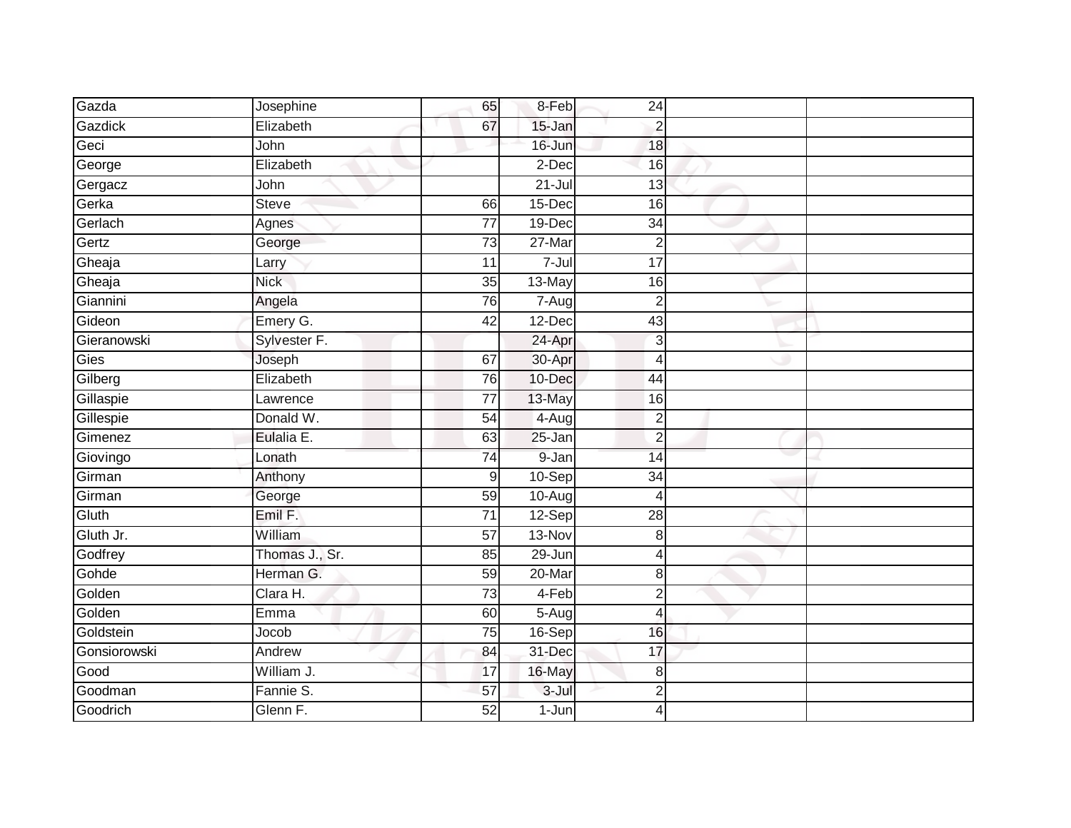| | | | | | | |
|---|---|---|---|---|---|---|
| Gazda | Josephine | 65 | 8-Feb | 24 | | |
| Gazdick | Elizabeth | 67 | 15-Jan | 2 | | |
| Geci | John | | 16-Jun | 18 | | |
| George | Elizabeth | | 2-Dec | 16 | | |
| Gergacz | John | | 21-Jul | 13 | | |
| Gerka | Steve | 66 | 15-Dec | 16 | | |
| Gerlach | Agnes | 77 | 19-Dec | 34 | | |
| Gertz | George | 73 | 27-Mar | 2 | | |
| Gheaja | Larry | 11 | 7-Jul | 17 | | |
| Gheaja | Nick | 35 | 13-May | 16 | | |
| Giannini | Angela | 76 | 7-Aug | 2 | | |
| Gideon | Emery G. | 42 | 12-Dec | 43 | | |
| Gieranowski | Sylvester F. | | 24-Apr | 3 | | |
| Gies | Joseph | 67 | 30-Apr | 4 | | |
| Gilberg | Elizabeth | 76 | 10-Dec | 44 | | |
| Gillaspie | Lawrence | 77 | 13-May | 16 | | |
| Gillespie | Donald W. | 54 | 4-Aug | 2 | | |
| Gimenez | Eulalia E. | 63 | 25-Jan | 2 | | |
| Giovingo | Lonath | 74 | 9-Jan | 14 | | |
| Girman | Anthony | 9 | 10-Sep | 34 | | |
| Girman | George | 59 | 10-Aug | 4 | | |
| Gluth | Emil F. | 71 | 12-Sep | 28 | | |
| Gluth Jr. | William | 57 | 13-Nov | 8 | | |
| Godfrey | Thomas J., Sr. | 85 | 29-Jun | 4 | | |
| Gohde | Herman G. | 59 | 20-Mar | 8 | | |
| Golden | Clara H. | 73 | 4-Feb | 2 | | |
| Golden | Emma | 60 | 5-Aug | 4 | | |
| Goldstein | Jocob | 75 | 16-Sep | 16 | | |
| Gonsiorowski | Andrew | 84 | 31-Dec | 17 | | |
| Good | William J. | 17 | 16-May | 8 | | |
| Goodman | Fannie S. | 57 | 3-Jul | 2 | | |
| Goodrich | Glenn F. | 52 | 1-Jun | 4 | | |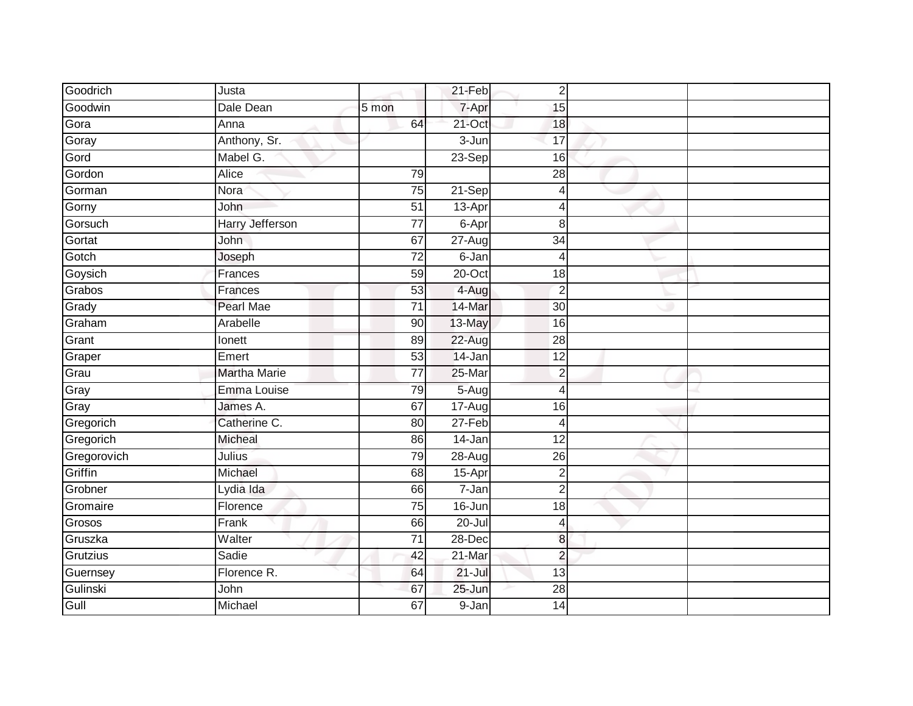| Goodrich | Justa | | 21-Feb | 2 | | |
|---|---|---|---|---|---|---|
| Goodwin | Dale Dean | 5 mon | 7-Apr | 15 | | |
| Gora | Anna | 64 | 21-Oct | 18 | | |
| Goray | Anthony, Sr. | | 3-Jun | 17 | | |
| Gord | Mabel G. | | 23-Sep | 16 | | |
| Gordon | Alice | 79 | | 28 | | |
| Gorman | Nora | 75 | 21-Sep | 4 | | |
| Gorny | John | 51 | 13-Apr | 4 | | |
| Gorsuch | Harry Jefferson | 77 | 6-Apr | 8 | | |
| Gortat | John | 67 | 27-Aug | 34 | | |
| Gotch | Joseph | 72 | 6-Jan | 4 | | |
| Goysich | Frances | 59 | 20-Oct | 18 | | |
| Grabos | Frances | 53 | 4-Aug | 2 | | |
| Grady | Pearl Mae | 71 | 14-Mar | 30 | | |
| Graham | Arabelle | 90 | 13-May | 16 | | |
| Grant | Ionett | 89 | 22-Aug | 28 | | |
| Graper | Emert | 53 | 14-Jan | 12 | | |
| Grau | Martha Marie | 77 | 25-Mar | 2 | | |
| Gray | Emma Louise | 79 | 5-Aug | 4 | | |
| Gray | James A. | 67 | 17-Aug | 16 | | |
| Gregorich | Catherine C. | 80 | 27-Feb | 4 | | |
| Gregorich | Micheal | 86 | 14-Jan | 12 | | |
| Gregorovich | Julius | 79 | 28-Aug | 26 | | |
| Griffin | Michael | 68 | 15-Apr | 2 | | |
| Grobner | Lydia Ida | 66 | 7-Jan | 2 | | |
| Gromaire | Florence | 75 | 16-Jun | 18 | | |
| Grosos | Frank | 66 | 20-Jul | 4 | | |
| Gruszka | Walter | 71 | 28-Dec | 8 | | |
| Grutzius | Sadie | 42 | 21-Mar | 2 | | |
| Guernsey | Florence R. | 64 | 21-Jul | 13 | | |
| Gulinski | John | 67 | 25-Jun | 28 | | |
| Gull | Michael | 67 | 9-Jan | 14 | | |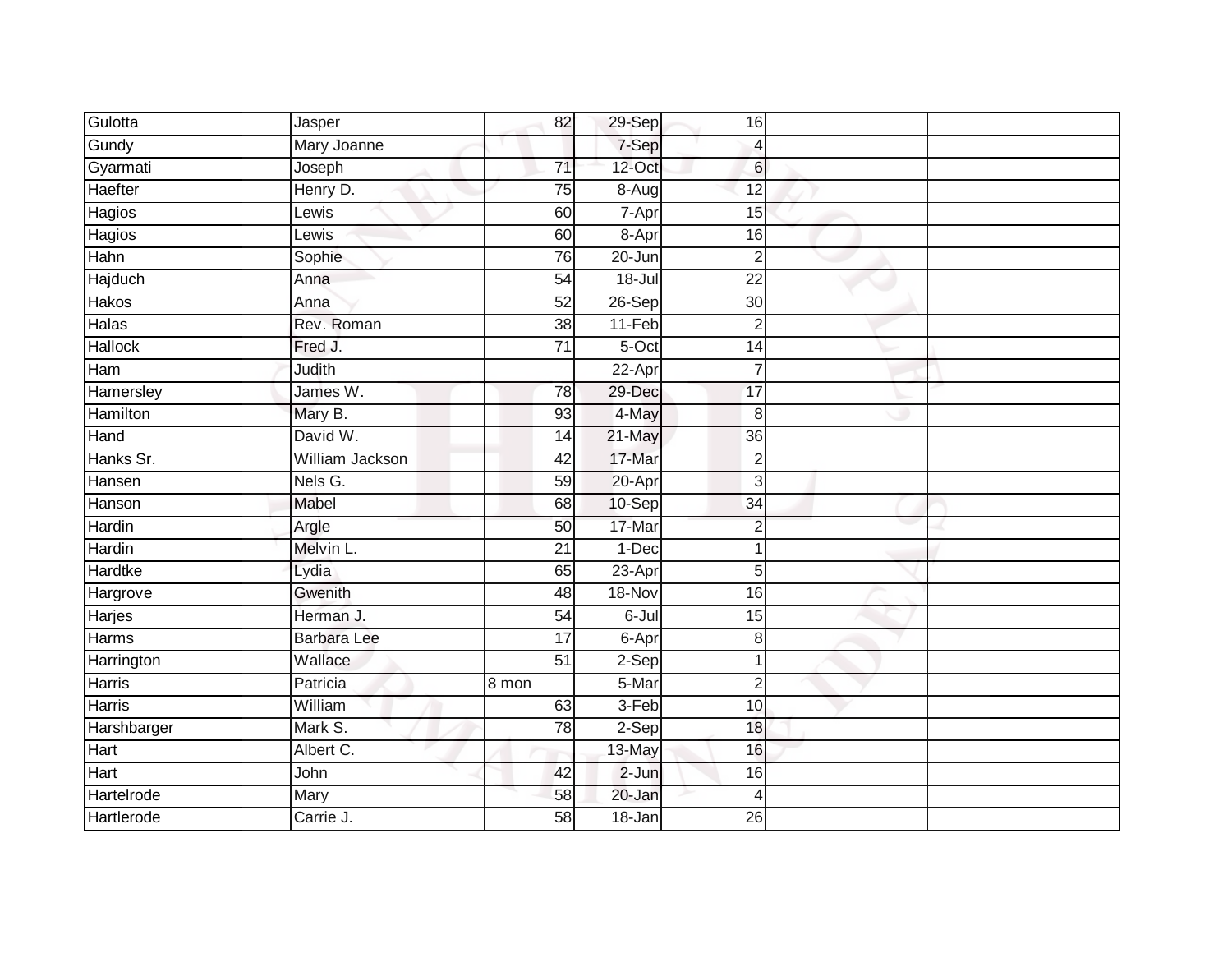| | | | | | | |
|---|---|---|---|---|---|---|
| Gulotta | Jasper | 82 | 29-Sep | 16 | | |
| Gundy | Mary Joanne | | 7-Sep | 4 | | |
| Gyarmati | Joseph | 71 | 12-Oct | 6 | | |
| Haefter | Henry D. | 75 | 8-Aug | 12 | | |
| Hagios | Lewis | 60 | 7-Apr | 15 | | |
| Hagios | Lewis | 60 | 8-Apr | 16 | | |
| Hahn | Sophie | 76 | 20-Jun | 2 | | |
| Hajduch | Anna | 54 | 18-Jul | 22 | | |
| Hakos | Anna | 52 | 26-Sep | 30 | | |
| Halas | Rev. Roman | 38 | 11-Feb | 2 | | |
| Hallock | Fred J. | 71 | 5-Oct | 14 | | |
| Ham | Judith | | 22-Apr | 7 | | |
| Hamersley | James W. | 78 | 29-Dec | 17 | | |
| Hamilton | Mary B. | 93 | 4-May | 8 | | |
| Hand | David W. | 14 | 21-May | 36 | | |
| Hanks Sr. | William Jackson | 42 | 17-Mar | 2 | | |
| Hansen | Nels G. | 59 | 20-Apr | 3 | | |
| Hanson | Mabel | 68 | 10-Sep | 34 | | |
| Hardin | Argle | 50 | 17-Mar | 2 | | |
| Hardin | Melvin L. | 21 | 1-Dec | 1 | | |
| Hardtke | Lydia | 65 | 23-Apr | 5 | | |
| Hargrove | Gwenith | 48 | 18-Nov | 16 | | |
| Harjes | Herman J. | 54 | 6-Jul | 15 | | |
| Harms | Barbara Lee | 17 | 6-Apr | 8 | | |
| Harrington | Wallace | 51 | 2-Sep | 1 | | |
| Harris | Patricia | 8 mon | 5-Mar | 2 | | |
| Harris | William | 63 | 3-Feb | 10 | | |
| Harshbarger | Mark S. | 78 | 2-Sep | 18 | | |
| Hart | Albert C. | | 13-May | 16 | | |
| Hart | John | 42 | 2-Jun | 16 | | |
| Hartelrode | Mary | 58 | 20-Jan | 4 | | |
| Hartlerode | Carrie J. | 58 | 18-Jan | 26 | | |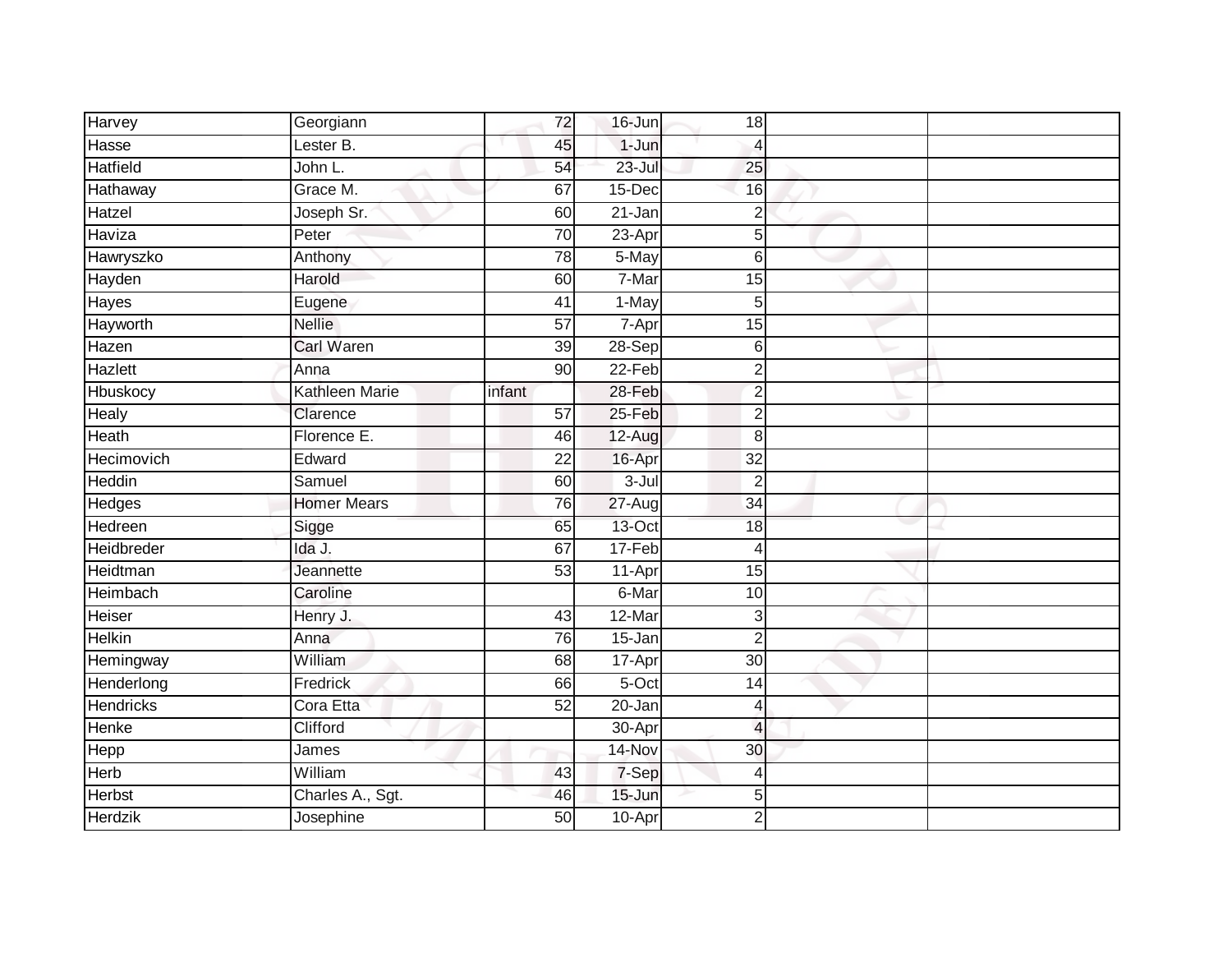| | | | | | | |
|---|---|---|---|---|---|---|
| Harvey | Georgiann | 72 | 16-Jun | 18 | | |
| Hasse | Lester B. | 45 | 1-Jun | 4 | | |
| Hatfield | John L. | 54 | 23-Jul | 25 | | |
| Hathaway | Grace M. | 67 | 15-Dec | 16 | | |
| Hatzel | Joseph Sr. | 60 | 21-Jan | 2 | | |
| Haviza | Peter | 70 | 23-Apr | 5 | | |
| Hawryszko | Anthony | 78 | 5-May | 6 | | |
| Hayden | Harold | 60 | 7-Mar | 15 | | |
| Hayes | Eugene | 41 | 1-May | 5 | | |
| Hayworth | Nellie | 57 | 7-Apr | 15 | | |
| Hazen | Carl Waren | 39 | 28-Sep | 6 | | |
| Hazlett | Anna | 90 | 22-Feb | 2 | | |
| Hbuskocy | Kathleen Marie | infant | 28-Feb | 2 | | |
| Healy | Clarence | 57 | 25-Feb | 2 | | |
| Heath | Florence E. | 46 | 12-Aug | 8 | | |
| Hecimovich | Edward | 22 | 16-Apr | 32 | | |
| Heddin | Samuel | 60 | 3-Jul | 2 | | |
| Hedges | Homer Mears | 76 | 27-Aug | 34 | | |
| Hedreen | Sigge | 65 | 13-Oct | 18 | | |
| Heidbreder | Ida J. | 67 | 17-Feb | 4 | | |
| Heidtman | Jeannette | 53 | 11-Apr | 15 | | |
| Heimbach | Caroline | | 6-Mar | 10 | | |
| Heiser | Henry J. | 43 | 12-Mar | 3 | | |
| Helkin | Anna | 76 | 15-Jan | 2 | | |
| Hemingway | William | 68 | 17-Apr | 30 | | |
| Henderlong | Fredrick | 66 | 5-Oct | 14 | | |
| Hendricks | Cora Etta | 52 | 20-Jan | 4 | | |
| Henke | Clifford | | 30-Apr | 4 | | |
| Hepp | James | | 14-Nov | 30 | | |
| Herb | William | 43 | 7-Sep | 4 | | |
| Herbst | Charles A., Sgt. | 46 | 15-Jun | 5 | | |
| Herdzik | Josephine | 50 | 10-Apr | 2 | | |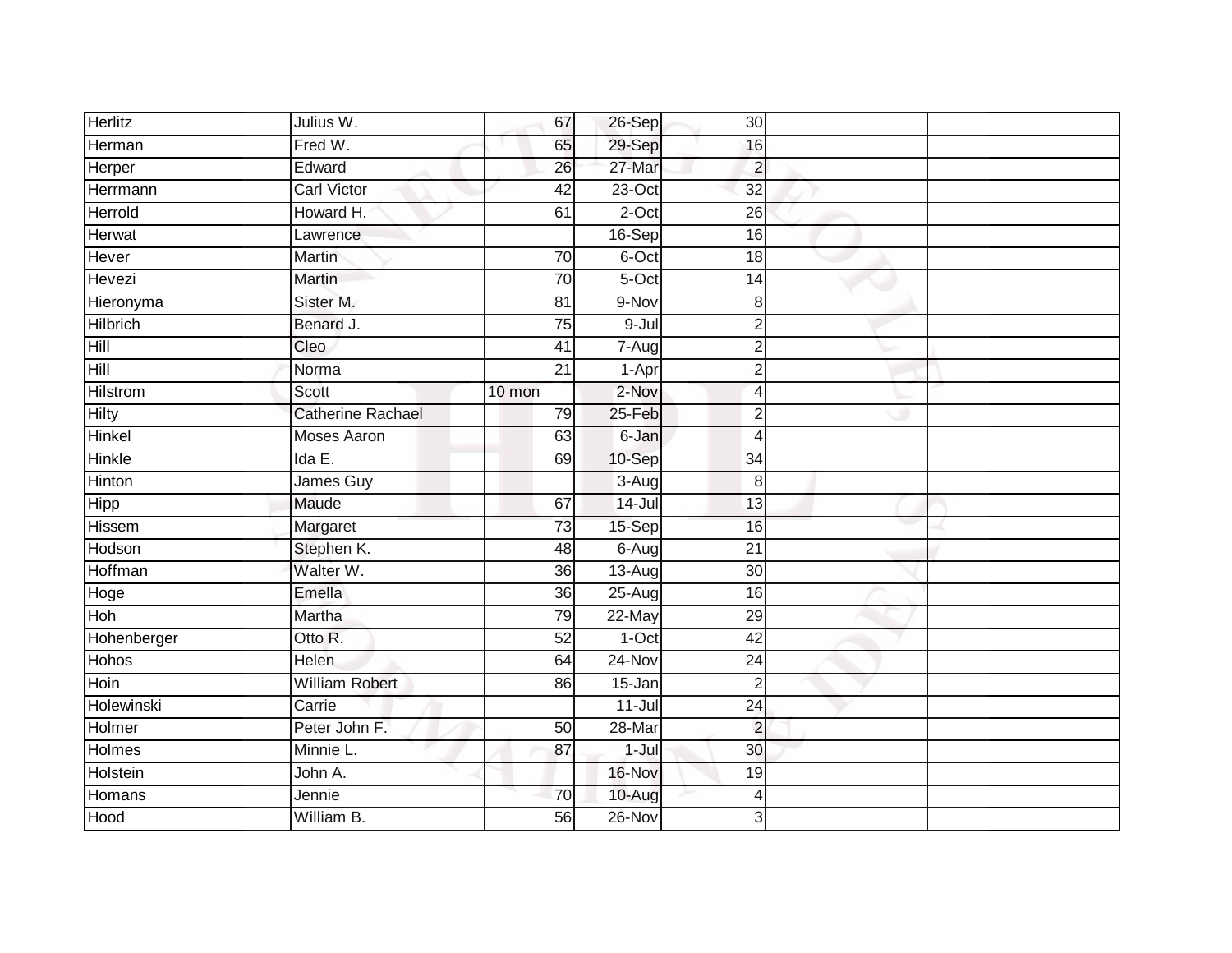| | | | | | | |
|---|---|---|---|---|---|---|
| Herlitz | Julius W. | 67 | 26-Sep | 30 | | |
| Herman | Fred W. | 65 | 29-Sep | 16 | | |
| Herper | Edward | 26 | 27-Mar | 2 | | |
| Herrmann | Carl Victor | 42 | 23-Oct | 32 | | |
| Herrold | Howard H. | 61 | 2-Oct | 26 | | |
| Herwat | Lawrence | | 16-Sep | 16 | | |
| Hever | Martin | 70 | 6-Oct | 18 | | |
| Hevezi | Martin | 70 | 5-Oct | 14 | | |
| Hieronyma | Sister M. | 81 | 9-Nov | 8 | | |
| Hilbrich | Benard J. | 75 | 9-Jul | 2 | | |
| Hill | Cleo | 41 | 7-Aug | 2 | | |
| Hill | Norma | 21 | 1-Apr | 2 | | |
| Hilstrom | Scott | 10 mon | 2-Nov | 4 | | |
| Hilty | Catherine Rachael | 79 | 25-Feb | 2 | | |
| Hinkel | Moses Aaron | 63 | 6-Jan | 4 | | |
| Hinkle | Ida E. | 69 | 10-Sep | 34 | | |
| Hinton | James Guy | | 3-Aug | 8 | | |
| Hipp | Maude | 67 | 14-Jul | 13 | | |
| Hissem | Margaret | 73 | 15-Sep | 16 | | |
| Hodson | Stephen K. | 48 | 6-Aug | 21 | | |
| Hoffman | Walter W. | 36 | 13-Aug | 30 | | |
| Hoge | Emella | 36 | 25-Aug | 16 | | |
| Hoh | Martha | 79 | 22-May | 29 | | |
| Hohenberger | Otto R. | 52 | 1-Oct | 42 | | |
| Hohos | Helen | 64 | 24-Nov | 24 | | |
| Hoin | William Robert | 86 | 15-Jan | 2 | | |
| Holewinski | Carrie | | 11-Jul | 24 | | |
| Holmer | Peter John F. | 50 | 28-Mar | 2 | | |
| Holmes | Minnie L. | 87 | 1-Jul | 30 | | |
| Holstein | John A. | | 16-Nov | 19 | | |
| Homans | Jennie | 70 | 10-Aug | 4 | | |
| Hood | William B. | 56 | 26-Nov | 3 | | |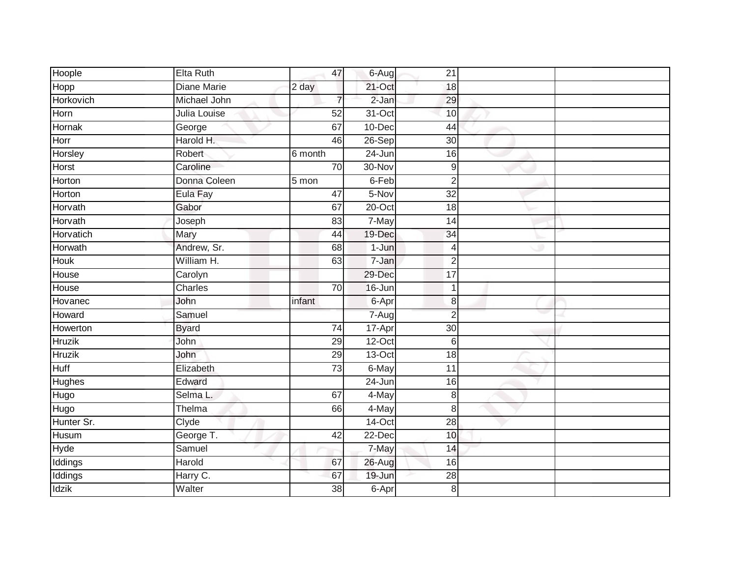| | | | | | | |
|---|---|---|---|---|---|---|
| Hoople | Elta Ruth | 47 | 6-Aug | 21 | | |
| Hopp | Diane Marie | 2 day | 21-Oct | 18 | | |
| Horkovich | Michael John | 7 | 2-Jan | 29 | | |
| Horn | Julia Louise | 52 | 31-Oct | 10 | | |
| Hornak | George | 67 | 10-Dec | 44 | | |
| Horr | Harold H. | 46 | 26-Sep | 30 | | |
| Horsley | Robert | 6 month | 24-Jun | 16 | | |
| Horst | Caroline | 70 | 30-Nov | 9 | | |
| Horton | Donna Coleen | 5 mon | 6-Feb | 2 | | |
| Horton | Eula Fay | 47 | 5-Nov | 32 | | |
| Horvath | Gabor | 67 | 20-Oct | 18 | | |
| Horvath | Joseph | 83 | 7-May | 14 | | |
| Horvatich | Mary | 44 | 19-Dec | 34 | | |
| Horwath | Andrew, Sr. | 68 | 1-Jun | 4 | | |
| Houk | William H. | 63 | 7-Jan | 2 | | |
| House | Carolyn | | 29-Dec | 17 | | |
| House | Charles | 70 | 16-Jun | 1 | | |
| Hovanec | John | infant | 6-Apr | 8 | | |
| Howard | Samuel | | 7-Aug | 2 | | |
| Howerton | Byard | 74 | 17-Apr | 30 | | |
| Hruzik | John | 29 | 12-Oct | 6 | | |
| Hruzik | John | 29 | 13-Oct | 18 | | |
| Huff | Elizabeth | 73 | 6-May | 11 | | |
| Hughes | Edward | | 24-Jun | 16 | | |
| Hugo | Selma L. | 67 | 4-May | 8 | | |
| Hugo | Thelma | 66 | 4-May | 8 | | |
| Hunter Sr. | Clyde | | 14-Oct | 28 | | |
| Husum | George T. | 42 | 22-Dec | 10 | | |
| Hyde | Samuel | | 7-May | 14 | | |
| Iddings | Harold | 67 | 26-Aug | 16 | | |
| Iddings | Harry C. | 67 | 19-Jun | 28 | | |
| Idzik | Walter | 38 | 6-Apr | 8 | | |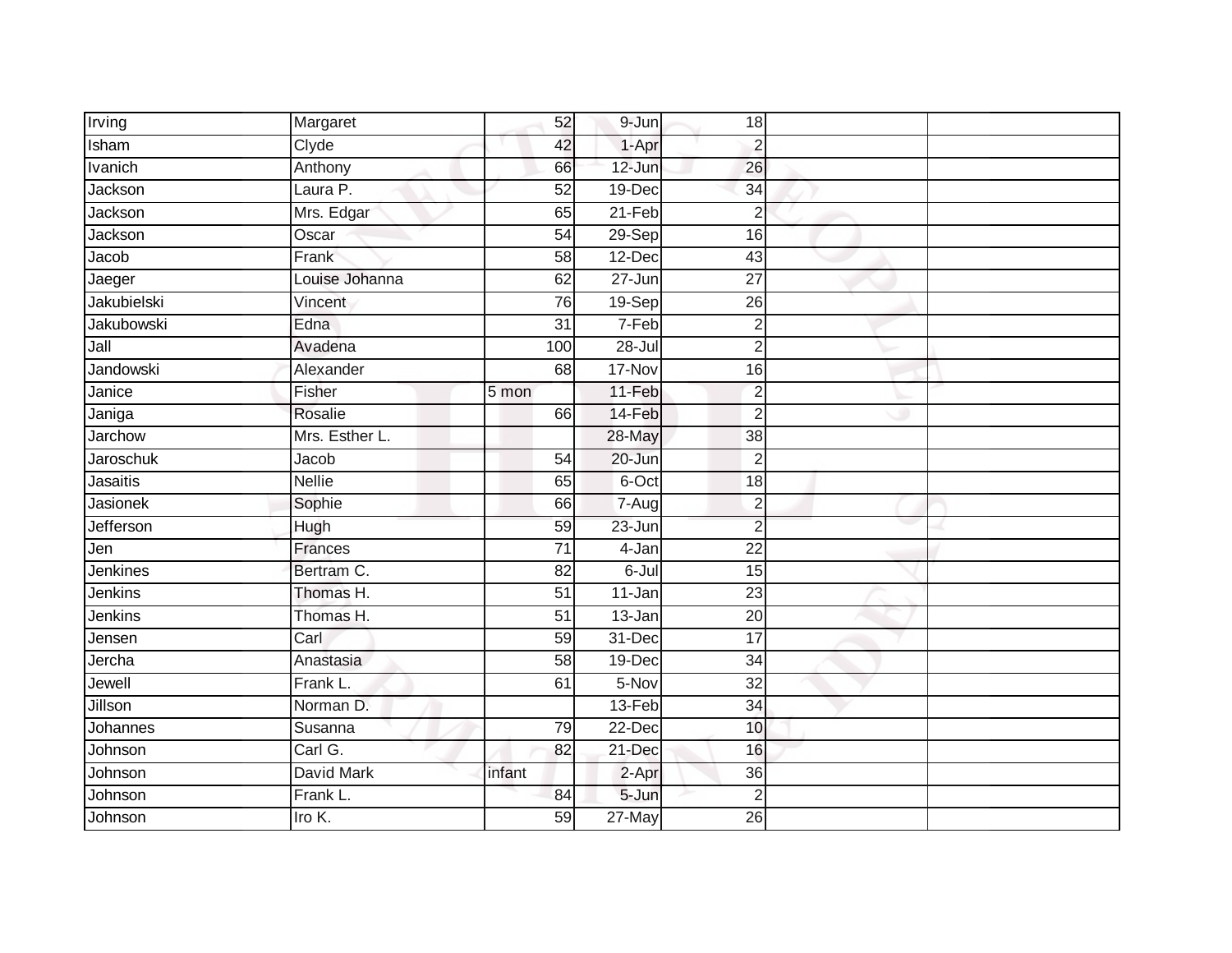| | | | | | | |
|---|---|---|---|---|---|---|
| Irving | Margaret | 52 | 9-Jun | 18 | | |
| Isham | Clyde | 42 | 1-Apr | 2 | | |
| Ivanich | Anthony | 66 | 12-Jun | 26 | | |
| Jackson | Laura P. | 52 | 19-Dec | 34 | | |
| Jackson | Mrs. Edgar | 65 | 21-Feb | 2 | | |
| Jackson | Oscar | 54 | 29-Sep | 16 | | |
| Jacob | Frank | 58 | 12-Dec | 43 | | |
| Jaeger | Louise Johanna | 62 | 27-Jun | 27 | | |
| Jakubielski | Vincent | 76 | 19-Sep | 26 | | |
| Jakubowski | Edna | 31 | 7-Feb | 2 | | |
| Jall | Avadena | 100 | 28-Jul | 2 | | |
| Jandowski | Alexander | 68 | 17-Nov | 16 | | |
| Janice | Fisher | 5 mon | 11-Feb | 2 | | |
| Janiga | Rosalie | 66 | 14-Feb | 2 | | |
| Jarchow | Mrs. Esther L. | | 28-May | 38 | | |
| Jaroschuk | Jacob | 54 | 20-Jun | 2 | | |
| Jasaitis | Nellie | 65 | 6-Oct | 18 | | |
| Jasionek | Sophie | 66 | 7-Aug | 2 | | |
| Jefferson | Hugh | 59 | 23-Jun | 2 | | |
| Jen | Frances | 71 | 4-Jan | 22 | | |
| Jenkines | Bertram C. | 82 | 6-Jul | 15 | | |
| Jenkins | Thomas H. | 51 | 11-Jan | 23 | | |
| Jenkins | Thomas H. | 51 | 13-Jan | 20 | | |
| Jensen | Carl | 59 | 31-Dec | 17 | | |
| Jercha | Anastasia | 58 | 19-Dec | 34 | | |
| Jewell | Frank L. | 61 | 5-Nov | 32 | | |
| Jillson | Norman D. | | 13-Feb | 34 | | |
| Johannes | Susanna | 79 | 22-Dec | 10 | | |
| Johnson | Carl G. | 82 | 21-Dec | 16 | | |
| Johnson | David Mark | infant | 2-Apr | 36 | | |
| Johnson | Frank L. | 84 | 5-Jun | 2 | | |
| Johnson | Iro K. | 59 | 27-May | 26 | | |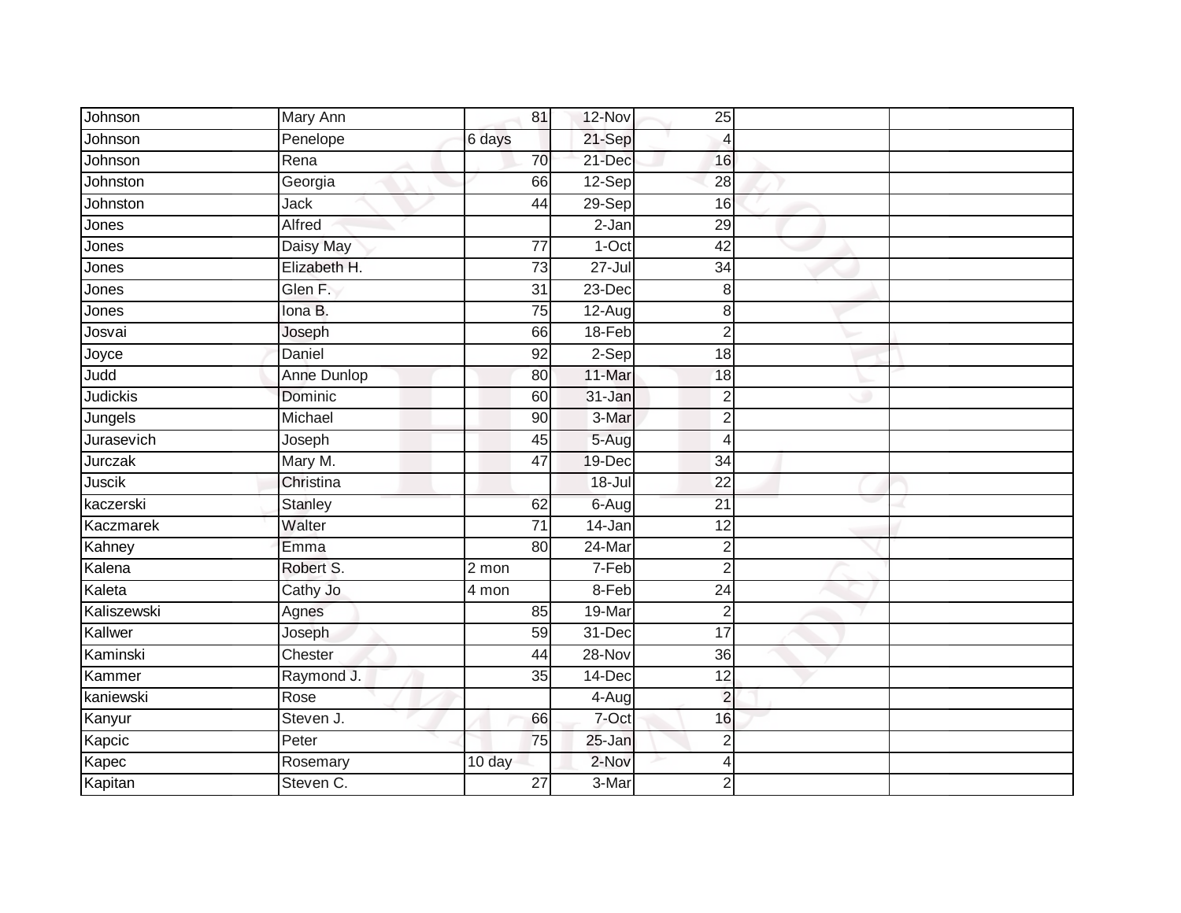| | | | | | | |
|---|---|---|---|---|---|---|
| Johnson | Mary Ann | 81 | 12-Nov | 25 | | |
| Johnson | Penelope | 6 days | 21-Sep | 4 | | |
| Johnson | Rena | 70 | 21-Dec | 16 | | |
| Johnston | Georgia | 66 | 12-Sep | 28 | | |
| Johnston | Jack | 44 | 29-Sep | 16 | | |
| Jones | Alfred | | 2-Jan | 29 | | |
| Jones | Daisy May | 77 | 1-Oct | 42 | | |
| Jones | Elizabeth H. | 73 | 27-Jul | 34 | | |
| Jones | Glen F. | 31 | 23-Dec | 8 | | |
| Jones | Iona B. | 75 | 12-Aug | 8 | | |
| Josvai | Joseph | 66 | 18-Feb | 2 | | |
| Joyce | Daniel | 92 | 2-Sep | 18 | | |
| Judd | Anne Dunlop | 80 | 11-Mar | 18 | | |
| Judickis | Dominic | 60 | 31-Jan | 2 | | |
| Jungels | Michael | 90 | 3-Mar | 2 | | |
| Jurasevich | Joseph | 45 | 5-Aug | 4 | | |
| Jurczak | Mary M. | 47 | 19-Dec | 34 | | |
| Juscik | Christina | | 18-Jul | 22 | | |
| kaczerski | Stanley | 62 | 6-Aug | 21 | | |
| Kaczmarek | Walter | 71 | 14-Jan | 12 | | |
| Kahney | Emma | 80 | 24-Mar | 2 | | |
| Kalena | Robert S. | 2 mon | 7-Feb | 2 | | |
| Kaleta | Cathy Jo | 4 mon | 8-Feb | 24 | | |
| Kaliszewski | Agnes | 85 | 19-Mar | 2 | | |
| Kallwer | Joseph | 59 | 31-Dec | 17 | | |
| Kaminski | Chester | 44 | 28-Nov | 36 | | |
| Kammer | Raymond J. | 35 | 14-Dec | 12 | | |
| kaniewski | Rose | | 4-Aug | 2 | | |
| Kanyur | Steven J. | 66 | 7-Oct | 16 | | |
| Kapcic | Peter | 75 | 25-Jan | 2 | | |
| Kapec | Rosemary | 10 day | 2-Nov | 4 | | |
| Kapitan | Steven C. | 27 | 3-Mar | 2 | | |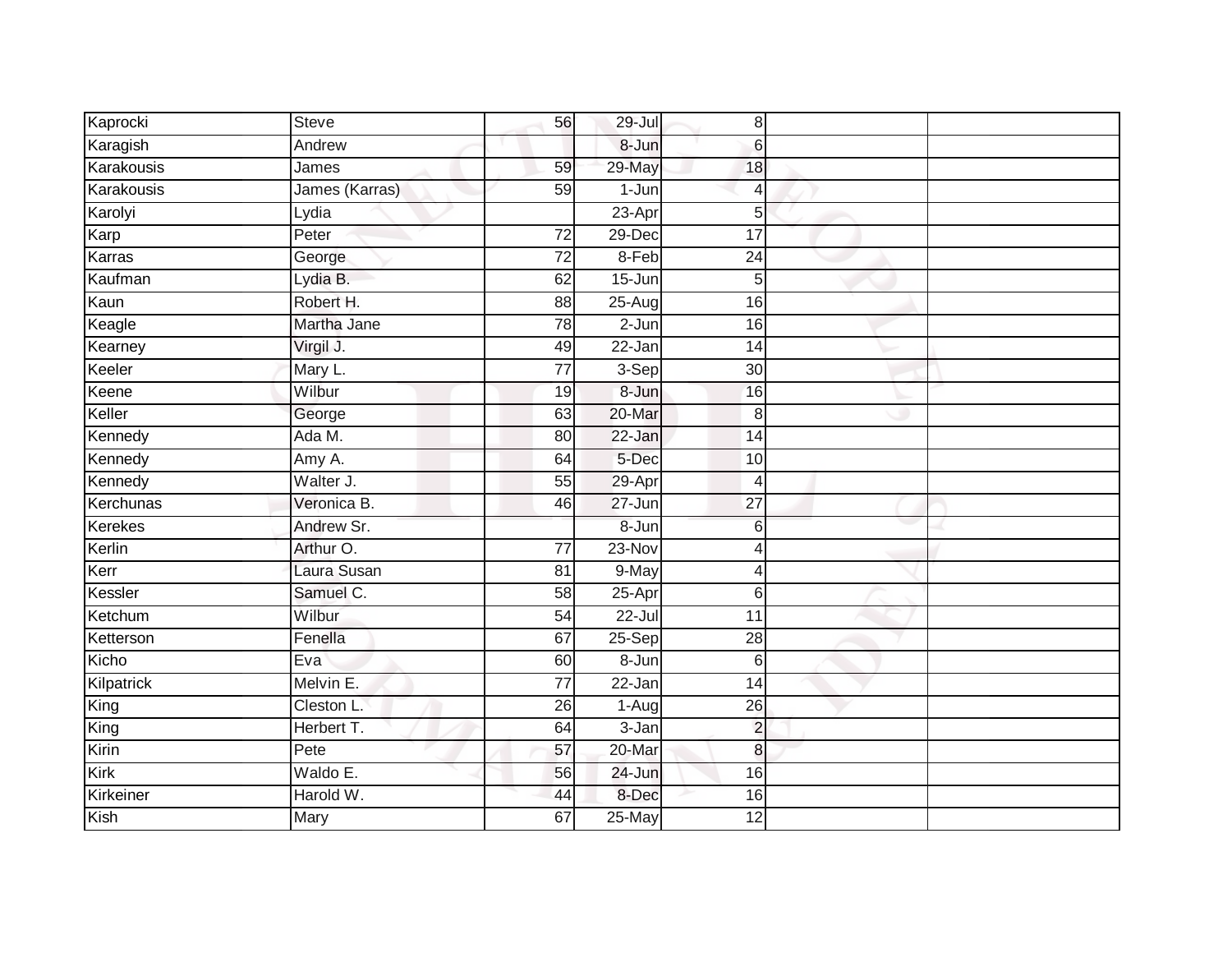| | | | | | | |
|---|---|---|---|---|---|---|
| Kaprocki | Steve | 56 | 29-Jul | 8 | | |
| Karagish | Andrew | | 8-Jun | 6 | | |
| Karakousis | James | 59 | 29-May | 18 | | |
| Karakousis | James (Karras) | 59 | 1-Jun | 4 | | |
| Karolyi | Lydia | | 23-Apr | 5 | | |
| Karp | Peter | 72 | 29-Dec | 17 | | |
| Karras | George | 72 | 8-Feb | 24 | | |
| Kaufman | Lydia B. | 62 | 15-Jun | 5 | | |
| Kaun | Robert H. | 88 | 25-Aug | 16 | | |
| Keagle | Martha Jane | 78 | 2-Jun | 16 | | |
| Kearney | Virgil J. | 49 | 22-Jan | 14 | | |
| Keeler | Mary L. | 77 | 3-Sep | 30 | | |
| Keene | Wilbur | 19 | 8-Jun | 16 | | |
| Keller | George | 63 | 20-Mar | 8 | | |
| Kennedy | Ada M. | 80 | 22-Jan | 14 | | |
| Kennedy | Amy A. | 64 | 5-Dec | 10 | | |
| Kennedy | Walter J. | 55 | 29-Apr | 4 | | |
| Kerchunas | Veronica B. | 46 | 27-Jun | 27 | | |
| Kerekes | Andrew Sr. | | 8-Jun | 6 | | |
| Kerlin | Arthur O. | 77 | 23-Nov | 4 | | |
| Kerr | Laura Susan | 81 | 9-May | 4 | | |
| Kessler | Samuel C. | 58 | 25-Apr | 6 | | |
| Ketchum | Wilbur | 54 | 22-Jul | 11 | | |
| Ketterson | Fenella | 67 | 25-Sep | 28 | | |
| Kicho | Eva | 60 | 8-Jun | 6 | | |
| Kilpatrick | Melvin E. | 77 | 22-Jan | 14 | | |
| King | Cleston L. | 26 | 1-Aug | 26 | | |
| King | Herbert T. | 64 | 3-Jan | 2 | | |
| Kirin | Pete | 57 | 20-Mar | 8 | | |
| Kirk | Waldo E. | 56 | 24-Jun | 16 | | |
| Kirkeiner | Harold W. | 44 | 8-Dec | 16 | | |
| Kish | Mary | 67 | 25-May | 12 | | |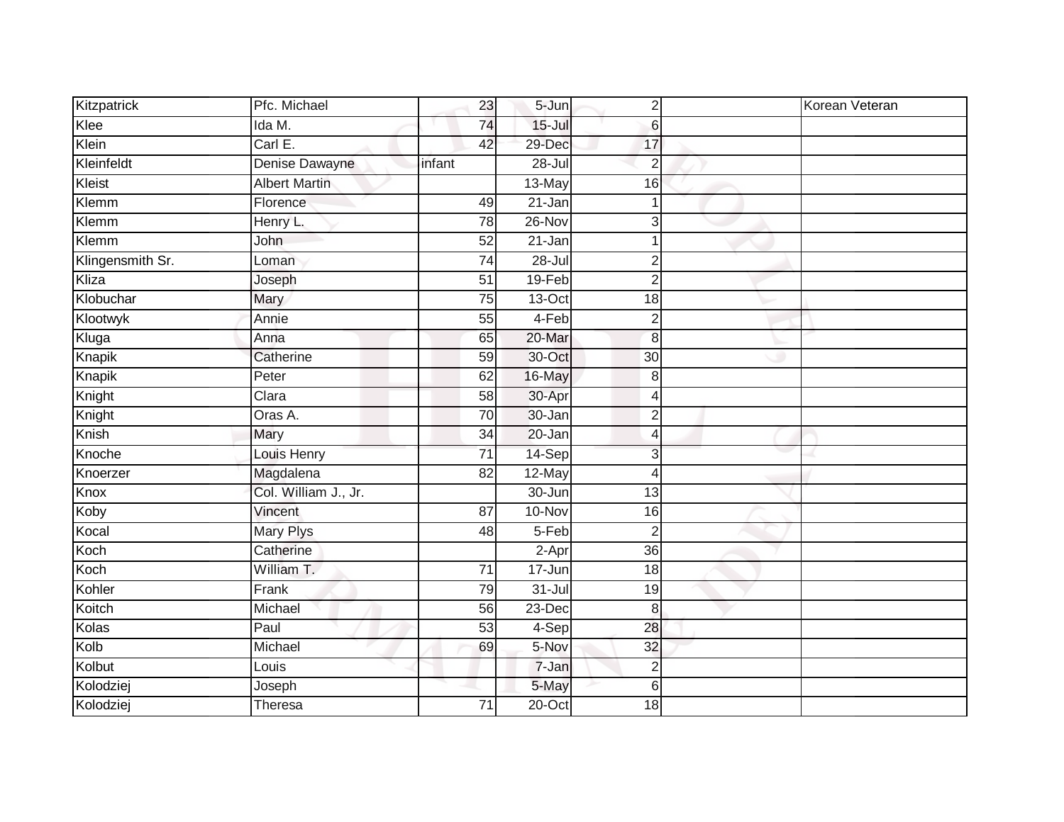| | | | | | | |
|---|---|---|---|---|---|---|
| Kitzpatrick | Pfc. Michael | 23 | 5-Jun | 2 | | Korean Veteran |
| Klee | Ida M. | 74 | 15-Jul | 6 | | |
| Klein | Carl E. | 42 | 29-Dec | 17 | | |
| Kleinfeldt | Denise Dawayne | infant | 28-Jul | 2 | | |
| Kleist | Albert Martin | | 13-May | 16 | | |
| Klemm | Florence | 49 | 21-Jan | 1 | | |
| Klemm | Henry L. | 78 | 26-Nov | 3 | | |
| Klemm | John | 52 | 21-Jan | 1 | | |
| Klingensmith Sr. | Loman | 74 | 28-Jul | 2 | | |
| Kliza | Joseph | 51 | 19-Feb | 2 | | |
| Klobuchar | Mary | 75 | 13-Oct | 18 | | |
| Klootwyk | Annie | 55 | 4-Feb | 2 | | |
| Kluga | Anna | 65 | 20-Mar | 8 | | |
| Knapik | Catherine | 59 | 30-Oct | 30 | | |
| Knapik | Peter | 62 | 16-May | 8 | | |
| Knight | Clara | 58 | 30-Apr | 4 | | |
| Knight | Oras A. | 70 | 30-Jan | 2 | | |
| Knish | Mary | 34 | 20-Jan | 4 | | |
| Knoche | Louis Henry | 71 | 14-Sep | 3 | | |
| Knoerzer | Magdalena | 82 | 12-May | 4 | | |
| Knox | Col. William J., Jr. | | 30-Jun | 13 | | |
| Koby | Vincent | 87 | 10-Nov | 16 | | |
| Kocal | Mary Plys | 48 | 5-Feb | 2 | | |
| Koch | Catherine | | 2-Apr | 36 | | |
| Koch | William T. | 71 | 17-Jun | 18 | | |
| Kohler | Frank | 79 | 31-Jul | 19 | | |
| Koitch | Michael | 56 | 23-Dec | 8 | | |
| Kolas | Paul | 53 | 4-Sep | 28 | | |
| Kolb | Michael | 69 | 5-Nov | 32 | | |
| Kolbut | Louis | | 7-Jan | 2 | | |
| Kolodziej | Joseph | | 5-May | 6 | | |
| Kolodziej | Theresa | 71 | 20-Oct | 18 | | |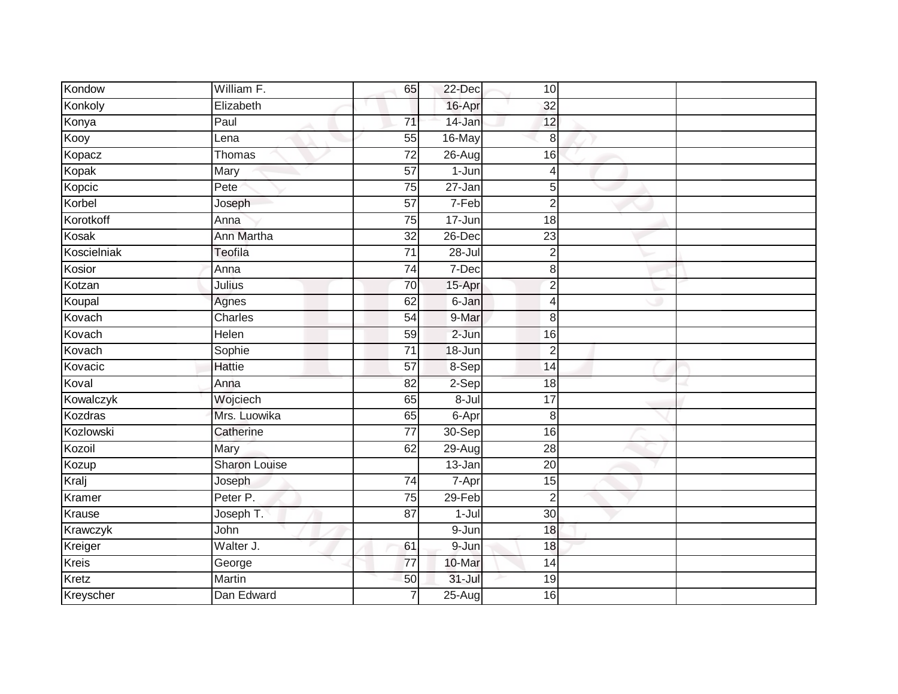| | | | | | | |
|---|---|---|---|---|---|---|
| Kondow | William F. | 65 | 22-Dec | 10 | | |
| Konkoly | Elizabeth | | 16-Apr | 32 | | |
| Konya | Paul | 71 | 14-Jan | 12 | | |
| Kooy | Lena | 55 | 16-May | 8 | | |
| Kopacz | Thomas | 72 | 26-Aug | 16 | | |
| Kopak | Mary | 57 | 1-Jun | 4 | | |
| Kopcic | Pete | 75 | 27-Jan | 5 | | |
| Korbel | Joseph | 57 | 7-Feb | 2 | | |
| Korotkoff | Anna | 75 | 17-Jun | 18 | | |
| Kosak | Ann Martha | 32 | 26-Dec | 23 | | |
| Koscielniak | Teofila | 71 | 28-Jul | 2 | | |
| Kosior | Anna | 74 | 7-Dec | 8 | | |
| Kotzan | Julius | 70 | 15-Apr | 2 | | |
| Koupal | Agnes | 62 | 6-Jan | 4 | | |
| Kovach | Charles | 54 | 9-Mar | 8 | | |
| Kovach | Helen | 59 | 2-Jun | 16 | | |
| Kovach | Sophie | 71 | 18-Jun | 2 | | |
| Kovacic | Hattie | 57 | 8-Sep | 14 | | |
| Koval | Anna | 82 | 2-Sep | 18 | | |
| Kowalczyk | Wojciech | 65 | 8-Jul | 17 | | |
| Kozdras | Mrs. Luowika | 65 | 6-Apr | 8 | | |
| Kozlowski | Catherine | 77 | 30-Sep | 16 | | |
| Kozoil | Mary | 62 | 29-Aug | 28 | | |
| Kozup | Sharon Louise | | 13-Jan | 20 | | |
| Kralj | Joseph | 74 | 7-Apr | 15 | | |
| Kramer | Peter P. | 75 | 29-Feb | 2 | | |
| Krause | Joseph T. | 87 | 1-Jul | 30 | | |
| Krawczyk | John | | 9-Jun | 18 | | |
| Kreiger | Walter J. | 61 | 9-Jun | 18 | | |
| Kreis | George | 77 | 10-Mar | 14 | | |
| Kretz | Martin | 50 | 31-Jul | 19 | | |
| Kreyscher | Dan Edward | 7 | 25-Aug | 16 | | |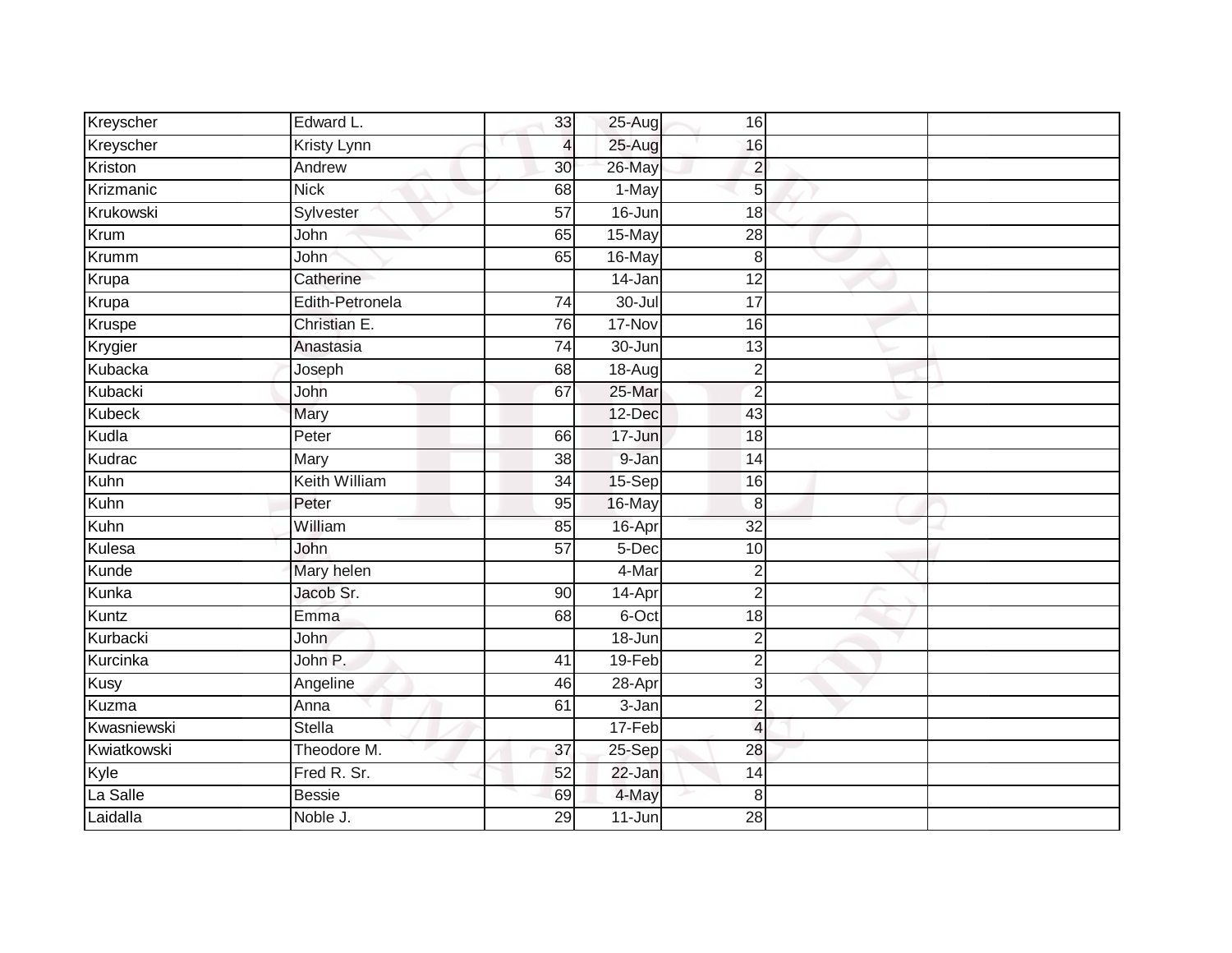| | | | | | | |
|---|---|---|---|---|---|---|
| Kreyscher | Edward L. | 33 | 25-Aug | 16 | | |
| Kreyscher | Kristy Lynn | 4 | 25-Aug | 16 | | |
| Kriston | Andrew | 30 | 26-May | 2 | | |
| Krizmanic | Nick | 68 | 1-May | 5 | | |
| Krukowski | Sylvester | 57 | 16-Jun | 18 | | |
| Krum | John | 65 | 15-May | 28 | | |
| Krumm | John | 65 | 16-May | 8 | | |
| Krupa | Catherine | | 14-Jan | 12 | | |
| Krupa | Edith-Petronela | 74 | 30-Jul | 17 | | |
| Kruspe | Christian E. | 76 | 17-Nov | 16 | | |
| Krygier | Anastasia | 74 | 30-Jun | 13 | | |
| Kubacka | Joseph | 68 | 18-Aug | 2 | | |
| Kubacki | John | 67 | 25-Mar | 2 | | |
| Kubeck | Mary | | 12-Dec | 43 | | |
| Kudla | Peter | 66 | 17-Jun | 18 | | |
| Kudrac | Mary | 38 | 9-Jan | 14 | | |
| Kuhn | Keith William | 34 | 15-Sep | 16 | | |
| Kuhn | Peter | 95 | 16-May | 8 | | |
| Kuhn | William | 85 | 16-Apr | 32 | | |
| Kulesa | John | 57 | 5-Dec | 10 | | |
| Kunde | Mary helen | | 4-Mar | 2 | | |
| Kunka | Jacob Sr. | 90 | 14-Apr | 2 | | |
| Kuntz | Emma | 68 | 6-Oct | 18 | | |
| Kurbacki | John | | 18-Jun | 2 | | |
| Kurcinka | John P. | 41 | 19-Feb | 2 | | |
| Kusy | Angeline | 46 | 28-Apr | 3 | | |
| Kuzma | Anna | 61 | 3-Jan | 2 | | |
| Kwasniewski | Stella | | 17-Feb | 4 | | |
| Kwiatkowski | Theodore M. | 37 | 25-Sep | 28 | | |
| Kyle | Fred R. Sr. | 52 | 22-Jan | 14 | | |
| La Salle | Bessie | 69 | 4-May | 8 | | |
| Laidalla | Noble J. | 29 | 11-Jun | 28 | | |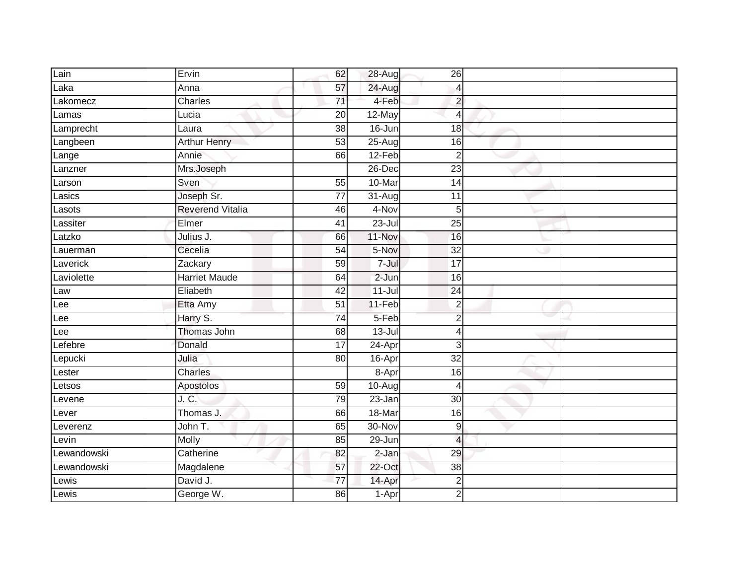| | | | | | | |
|---|---|---|---|---|---|---|
| Lain | Ervin | 62 | 28-Aug | 26 | | |
| Laka | Anna | 57 | 24-Aug | 4 | | |
| Lakomecz | Charles | 71 | 4-Feb | 2 | | |
| Lamas | Lucia | 20 | 12-May | 4 | | |
| Lamprecht | Laura | 38 | 16-Jun | 18 | | |
| Langbeen | Arthur Henry | 53 | 25-Aug | 16 | | |
| Lange | Annie | 66 | 12-Feb | 2 | | |
| Lanzner | Mrs.Joseph | | 26-Dec | 23 | | |
| Larson | Sven | 55 | 10-Mar | 14 | | |
| Lasics | Joseph Sr. | 77 | 31-Aug | 11 | | |
| Lasots | Reverend Vitalia | 46 | 4-Nov | 5 | | |
| Lassiter | Elmer | 41 | 23-Jul | 25 | | |
| Latzko | Julius J. | 66 | 11-Nov | 16 | | |
| Lauerman | Cecelia | 54 | 5-Nov | 32 | | |
| Laverick | Zackary | 59 | 7-Jul | 17 | | |
| Laviolette | Harriet Maude | 64 | 2-Jun | 16 | | |
| Law | Eliabeth | 42 | 11-Jul | 24 | | |
| Lee | Etta Amy | 51 | 11-Feb | 2 | | |
| Lee | Harry S. | 74 | 5-Feb | 2 | | |
| Lee | Thomas John | 68 | 13-Jul | 4 | | |
| Lefebre | Donald | 17 | 24-Apr | 3 | | |
| Lepucki | Julia | 80 | 16-Apr | 32 | | |
| Lester | Charles | | 8-Apr | 16 | | |
| Letsos | Apostolos | 59 | 10-Aug | 4 | | |
| Levene | J. C. | 79 | 23-Jan | 30 | | |
| Lever | Thomas J. | 66 | 18-Mar | 16 | | |
| Leverenz | John T. | 65 | 30-Nov | 9 | | |
| Levin | Molly | 85 | 29-Jun | 4 | | |
| Lewandowski | Catherine | 82 | 2-Jan | 29 | | |
| Lewandowski | Magdalene | 57 | 22-Oct | 38 | | |
| Lewis | David J. | 77 | 14-Apr | 2 | | |
| Lewis | George W. | 86 | 1-Apr | 2 | | |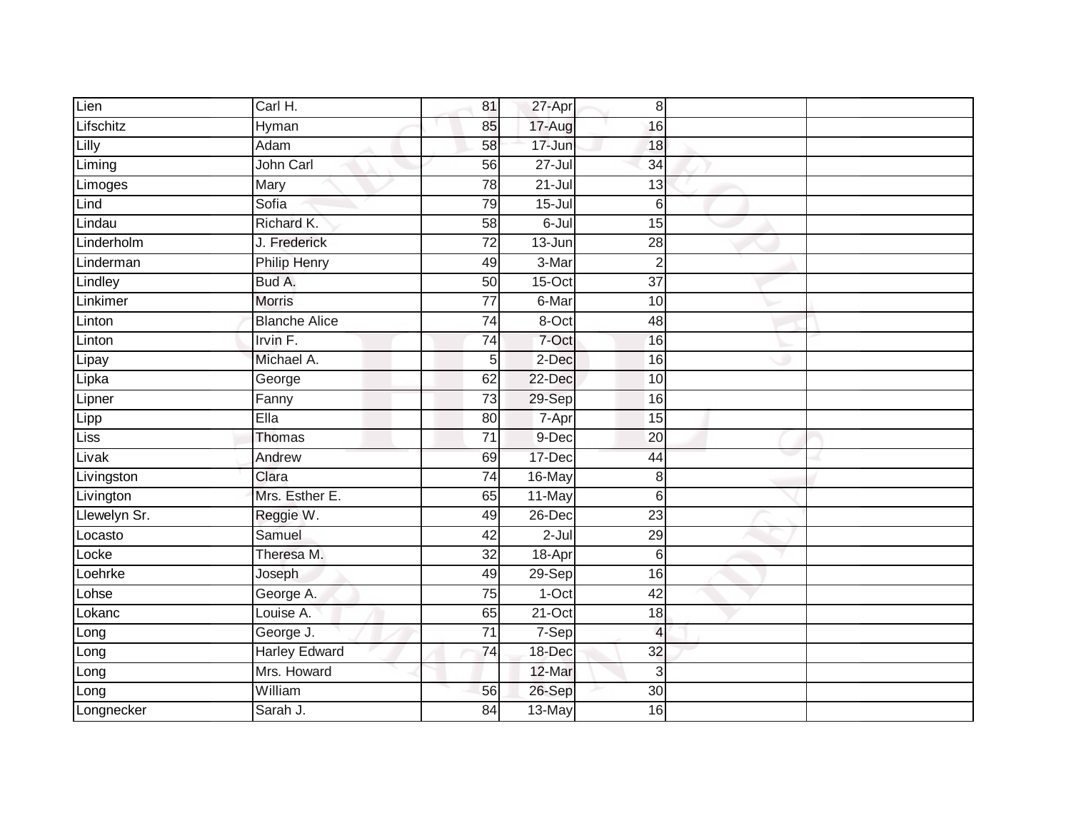| | | | | | | |
|---|---|---|---|---|---|---|
| Lien | Carl H. | 81 | 27-Apr | 8 | | |
| Lifschitz | Hyman | 85 | 17-Aug | 16 | | |
| Lilly | Adam | 58 | 17-Jun | 18 | | |
| Liming | John Carl | 56 | 27-Jul | 34 | | |
| Limoges | Mary | 78 | 21-Jul | 13 | | |
| Lind | Sofia | 79 | 15-Jul | 6 | | |
| Lindau | Richard K. | 58 | 6-Jul | 15 | | |
| Linderholm | J. Frederick | 72 | 13-Jun | 28 | | |
| Linderman | Philip Henry | 49 | 3-Mar | 2 | | |
| Lindley | Bud A. | 50 | 15-Oct | 37 | | |
| Linkimer | Morris | 77 | 6-Mar | 10 | | |
| Linton | Blanche Alice | 74 | 8-Oct | 48 | | |
| Linton | Irvin F. | 74 | 7-Oct | 16 | | |
| Lipay | Michael A. | 5 | 2-Dec | 16 | | |
| Lipka | George | 62 | 22-Dec | 10 | | |
| Lipner | Fanny | 73 | 29-Sep | 16 | | |
| Lipp | Ella | 80 | 7-Apr | 15 | | |
| Liss | Thomas | 71 | 9-Dec | 20 | | |
| Livak | Andrew | 69 | 17-Dec | 44 | | |
| Livingston | Clara | 74 | 16-May | 8 | | |
| Livington | Mrs. Esther E. | 65 | 11-May | 6 | | |
| Llewelyn Sr. | Reggie W. | 49 | 26-Dec | 23 | | |
| Locasto | Samuel | 42 | 2-Jul | 29 | | |
| Locke | Theresa M. | 32 | 18-Apr | 6 | | |
| Loehrke | Joseph | 49 | 29-Sep | 16 | | |
| Lohse | George A. | 75 | 1-Oct | 42 | | |
| Lokanc | Louise A. | 65 | 21-Oct | 18 | | |
| Long | George J. | 71 | 7-Sep | 4 | | |
| Long | Harley Edward | 74 | 18-Dec | 32 | | |
| Long | Mrs. Howard | | 12-Mar | 3 | | |
| Long | William | 56 | 26-Sep | 30 | | |
| Longnecker | Sarah J. | 84 | 13-May | 16 | | |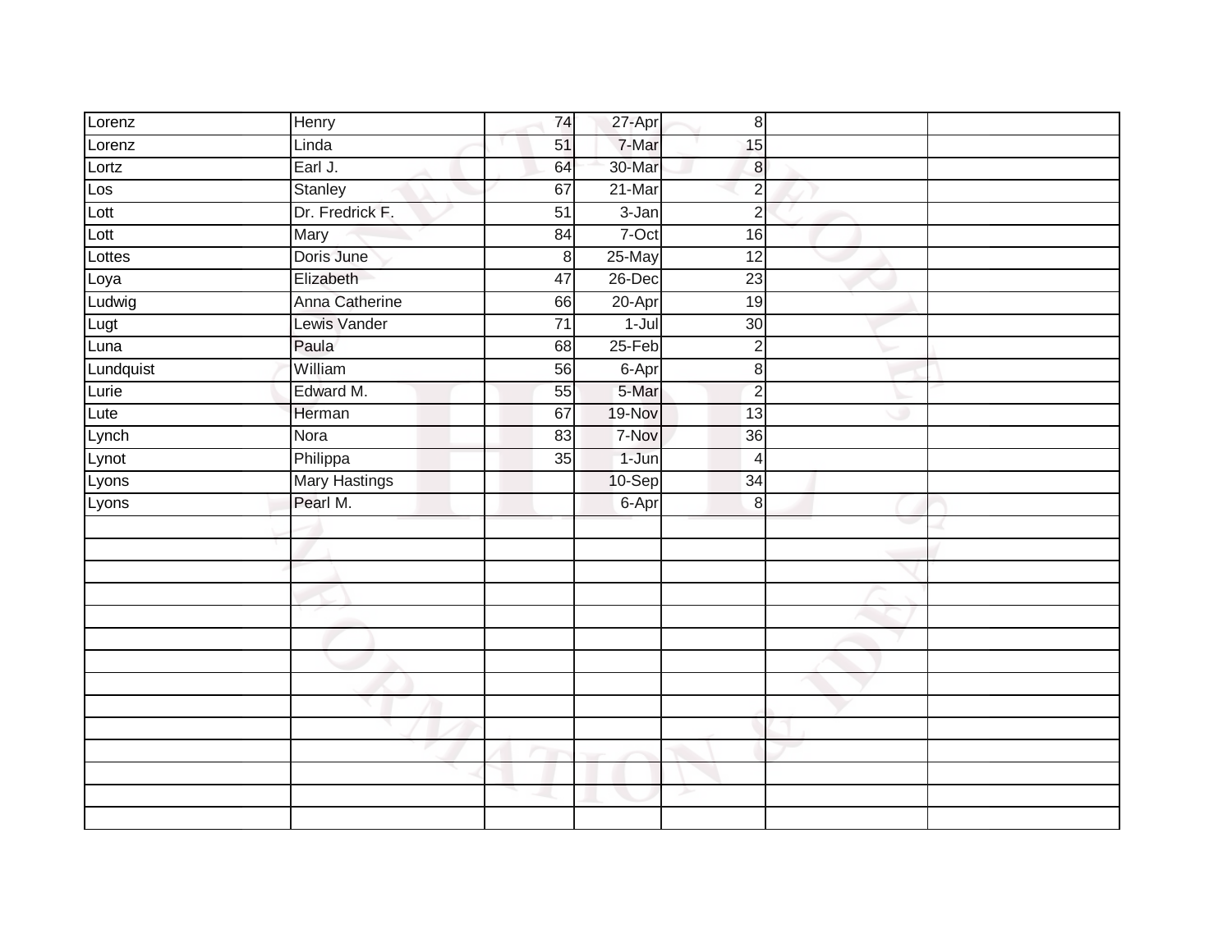| | | | | | | |
|---|---|---|---|---|---|---|
| Lorenz | Henry | 74 | 27-Apr | 8 | | |
| Lorenz | Linda | 51 | 7-Mar | 15 | | |
| Lortz | Earl J. | 64 | 30-Mar | 8 | | |
| Los | Stanley | 67 | 21-Mar | 2 | | |
| Lott | Dr. Fredrick F. | 51 | 3-Jan | 2 | | |
| Lott | Mary | 84 | 7-Oct | 16 | | |
| Lottes | Doris June | 8 | 25-May | 12 | | |
| Loya | Elizabeth | 47 | 26-Dec | 23 | | |
| Ludwig | Anna Catherine | 66 | 20-Apr | 19 | | |
| Lugt | Lewis Vander | 71 | 1-Jul | 30 | | |
| Luna | Paula | 68 | 25-Feb | 2 | | |
| Lundquist | William | 56 | 6-Apr | 8 | | |
| Lurie | Edward M. | 55 | 5-Mar | 2 | | |
| Lute | Herman | 67 | 19-Nov | 13 | | |
| Lynch | Nora | 83 | 7-Nov | 36 | | |
| Lynot | Philippa | 35 | 1-Jun | 4 | | |
| Lyons | Mary Hastings | | 10-Sep | 34 | | |
| Lyons | Pearl M. | | 6-Apr | 8 | | |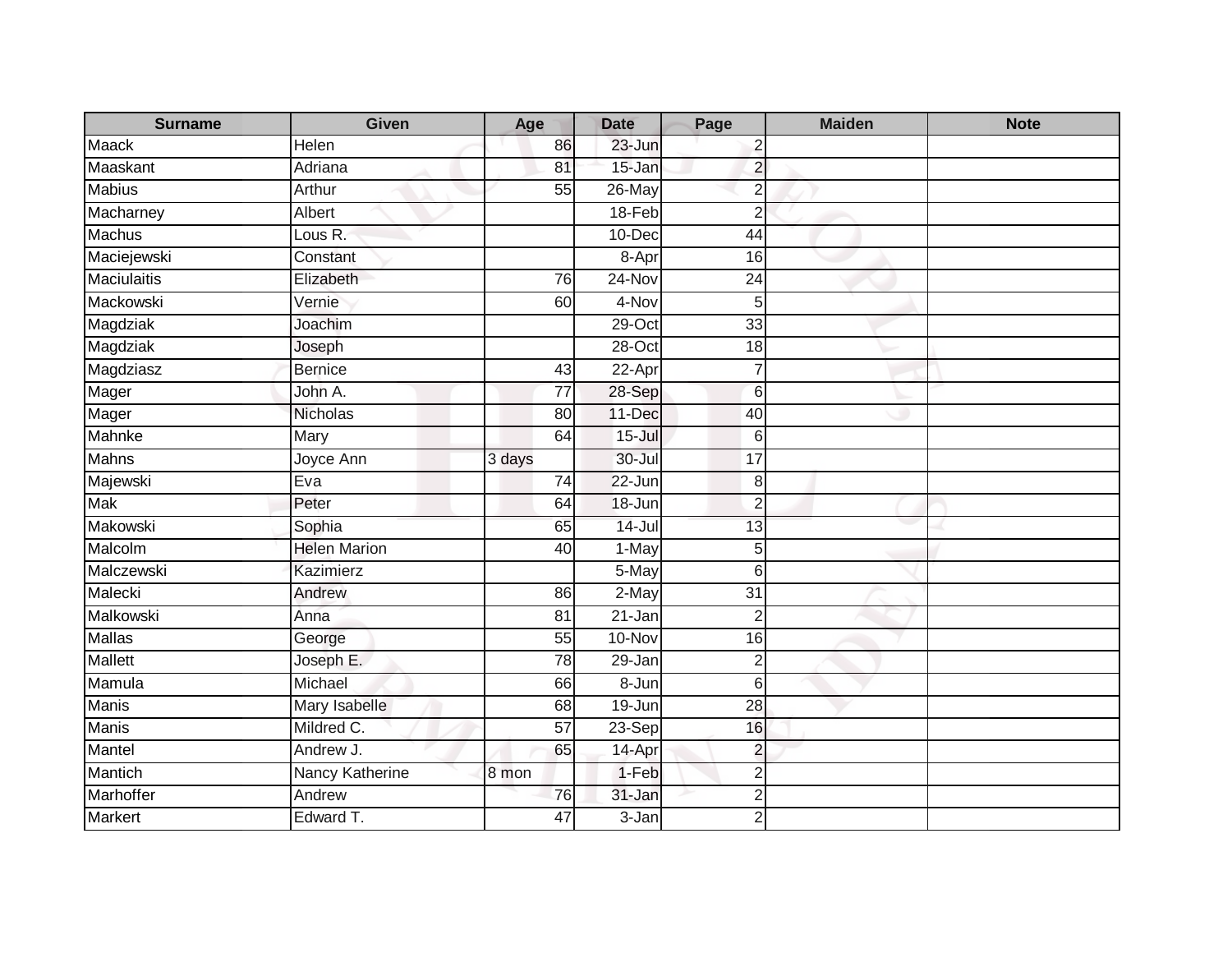| Surname | Given | Age | Date | Page | Maiden | Note |
|---|---|---|---|---|---|---|
| Maack | Helen | 86 | 23-Jun | 2 | | |
| Maaskant | Adriana | 81 | 15-Jan | 2 | | |
| Mabius | Arthur | 55 | 26-May | 2 | | |
| Macharney | Albert | | 18-Feb | 2 | | |
| Machus | Lous R. | | 10-Dec | 44 | | |
| Maciejewski | Constant | | 8-Apr | 16 | | |
| Maciulaitis | Elizabeth | 76 | 24-Nov | 24 | | |
| Mackowski | Vernie | 60 | 4-Nov | 5 | | |
| Magdziak | Joachim | | 29-Oct | 33 | | |
| Magdziak | Joseph | | 28-Oct | 18 | | |
| Magdziasz | Bernice | 43 | 22-Apr | 7 | | |
| Mager | John A. | 77 | 28-Sep | 6 | | |
| Mager | Nicholas | 80 | 11-Dec | 40 | | |
| Mahnke | Mary | 64 | 15-Jul | 6 | | |
| Mahns | Joyce Ann | 3 days | 30-Jul | 17 | | |
| Majewski | Eva | 74 | 22-Jun | 8 | | |
| Mak | Peter | 64 | 18-Jun | 2 | | |
| Makowski | Sophia | 65 | 14-Jul | 13 | | |
| Malcolm | Helen Marion | 40 | 1-May | 5 | | |
| Malczewski | Kazimierz | | 5-May | 6 | | |
| Malecki | Andrew | 86 | 2-May | 31 | | |
| Malkowski | Anna | 81 | 21-Jan | 2 | | |
| Mallas | George | 55 | 10-Nov | 16 | | |
| Mallett | Joseph E. | 78 | 29-Jan | 2 | | |
| Mamula | Michael | 66 | 8-Jun | 6 | | |
| Manis | Mary Isabelle | 68 | 19-Jun | 28 | | |
| Manis | Mildred C. | 57 | 23-Sep | 16 | | |
| Mantel | Andrew J. | 65 | 14-Apr | 2 | | |
| Mantich | Nancy Katherine | 8 mon | 1-Feb | 2 | | |
| Marhoffer | Andrew | 76 | 31-Jan | 2 | | |
| Markert | Edward T. | 47 | 3-Jan | 2 | | |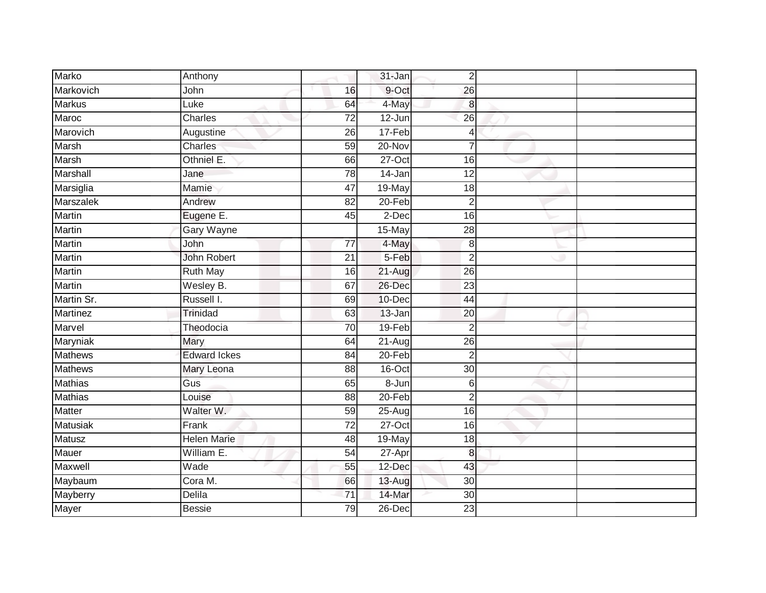| | | | | | | |
|---|---|---|---|---|---|---|
| Marko | Anthony | | 31-Jan | 2 | | |
| Markovich | John | 16 | 9-Oct | 26 | | |
| Markus | Luke | 64 | 4-May | 8 | | |
| Maroc | Charles | 72 | 12-Jun | 26 | | |
| Marovich | Augustine | 26 | 17-Feb | 4 | | |
| Marsh | Charles | 59 | 20-Nov | 7 | | |
| Marsh | Othniel E. | 66 | 27-Oct | 16 | | |
| Marshall | Jane | 78 | 14-Jan | 12 | | |
| Marsiglia | Mamie | 47 | 19-May | 18 | | |
| Marszalek | Andrew | 82 | 20-Feb | 2 | | |
| Martin | Eugene E. | 45 | 2-Dec | 16 | | |
| Martin | Gary Wayne | | 15-May | 28 | | |
| Martin | John | 77 | 4-May | 8 | | |
| Martin | John Robert | 21 | 5-Feb | 2 | | |
| Martin | Ruth May | 16 | 21-Aug | 26 | | |
| Martin | Wesley B. | 67 | 26-Dec | 23 | | |
| Martin Sr. | Russell I. | 69 | 10-Dec | 44 | | |
| Martinez | Trinidad | 63 | 13-Jan | 20 | | |
| Marvel | Theodocia | 70 | 19-Feb | 2 | | |
| Maryniak | Mary | 64 | 21-Aug | 26 | | |
| Mathews | Edward Ickes | 84 | 20-Feb | 2 | | |
| Mathews | Mary Leona | 88 | 16-Oct | 30 | | |
| Mathias | Gus | 65 | 8-Jun | 6 | | |
| Mathias | Louise | 88 | 20-Feb | 2 | | |
| Matter | Walter W. | 59 | 25-Aug | 16 | | |
| Matusiak | Frank | 72 | 27-Oct | 16 | | |
| Matusz | Helen Marie | 48 | 19-May | 18 | | |
| Mauer | William E. | 54 | 27-Apr | 8 | | |
| Maxwell | Wade | 55 | 12-Dec | 43 | | |
| Maybaum | Cora M. | 66 | 13-Aug | 30 | | |
| Mayberry | Delila | 71 | 14-Mar | 30 | | |
| Mayer | Bessie | 79 | 26-Dec | 23 | | |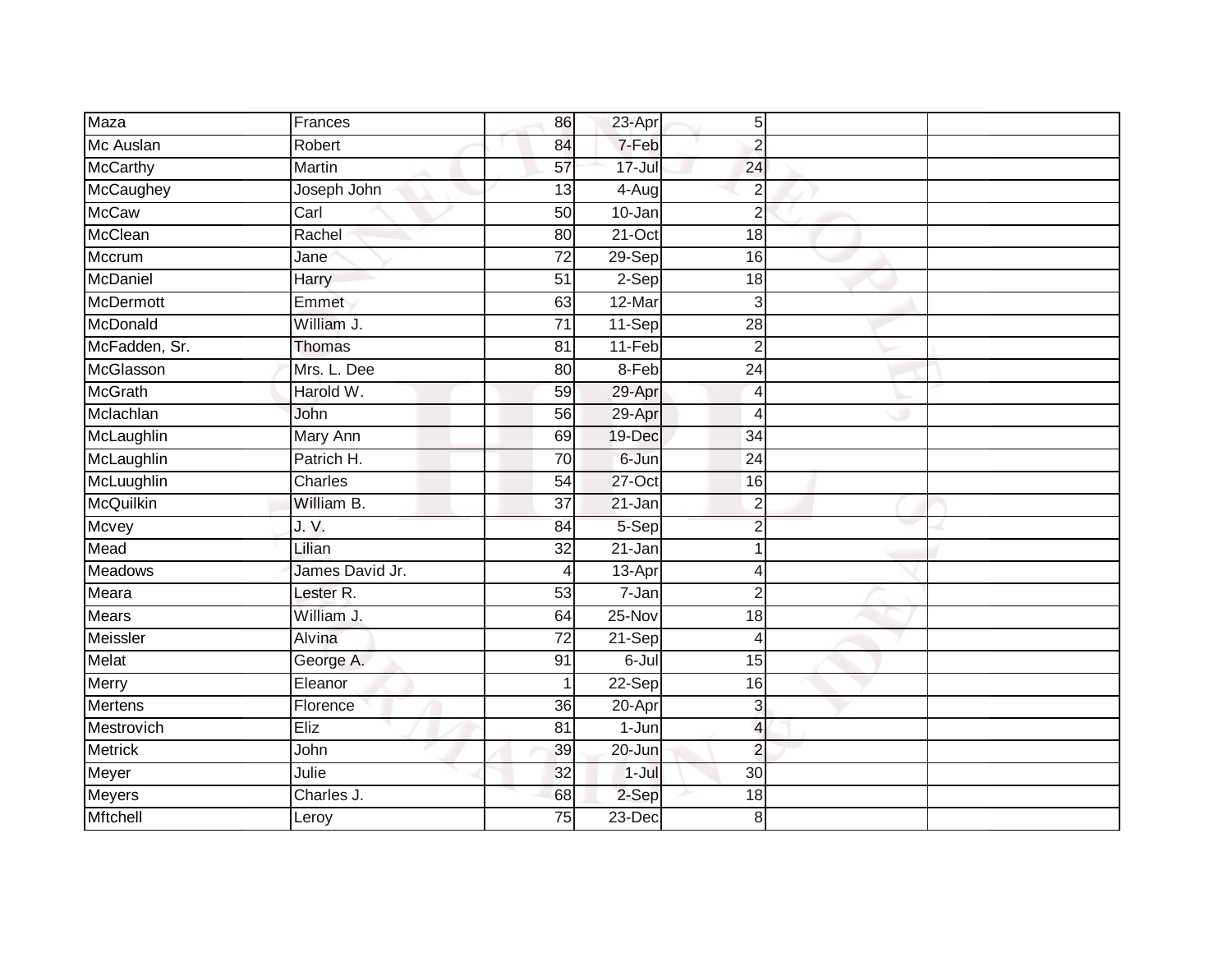| | | | | | | |
|---|---|---|---|---|---|---|
| Maza | Frances | 86 | 23-Apr | 5 | | |
| Mc Auslan | Robert | 84 | 7-Feb | 2 | | |
| McCarthy | Martin | 57 | 17-Jul | 24 | | |
| McCaughey | Joseph John | 13 | 4-Aug | 2 | | |
| McCaw | Carl | 50 | 10-Jan | 2 | | |
| McClean | Rachel | 80 | 21-Oct | 18 | | |
| Mccrum | Jane | 72 | 29-Sep | 16 | | |
| McDaniel | Harry | 51 | 2-Sep | 18 | | |
| McDermott | Emmet | 63 | 12-Mar | 3 | | |
| McDonald | William J. | 71 | 11-Sep | 28 | | |
| McFadden, Sr. | Thomas | 81 | 11-Feb | 2 | | |
| McGlasson | Mrs. L. Dee | 80 | 8-Feb | 24 | | |
| McGrath | Harold W. | 59 | 29-Apr | 4 | | |
| Mclachlan | John | 56 | 29-Apr | 4 | | |
| McLaughlin | Mary Ann | 69 | 19-Dec | 34 | | |
| McLaughlin | Patrich H. | 70 | 6-Jun | 24 | | |
| McLuughlin | Charles | 54 | 27-Oct | 16 | | |
| McQuilkin | William B. | 37 | 21-Jan | 2 | | |
| Mcvey | J. V. | 84 | 5-Sep | 2 | | |
| Mead | Lilian | 32 | 21-Jan | 1 | | |
| Meadows | James David Jr. | 4 | 13-Apr | 4 | | |
| Meara | Lester R. | 53 | 7-Jan | 2 | | |
| Mears | William J. | 64 | 25-Nov | 18 | | |
| Meissler | Alvina | 72 | 21-Sep | 4 | | |
| Melat | George A. | 91 | 6-Jul | 15 | | |
| Merry | Eleanor | 1 | 22-Sep | 16 | | |
| Mertens | Florence | 36 | 20-Apr | 3 | | |
| Mestrovich | Eliz | 81 | 1-Jun | 4 | | |
| Metrick | John | 39 | 20-Jun | 2 | | |
| Meyer | Julie | 32 | 1-Jul | 30 | | |
| Meyers | Charles J. | 68 | 2-Sep | 18 | | |
| Mftchell | Leroy | 75 | 23-Dec | 8 | | |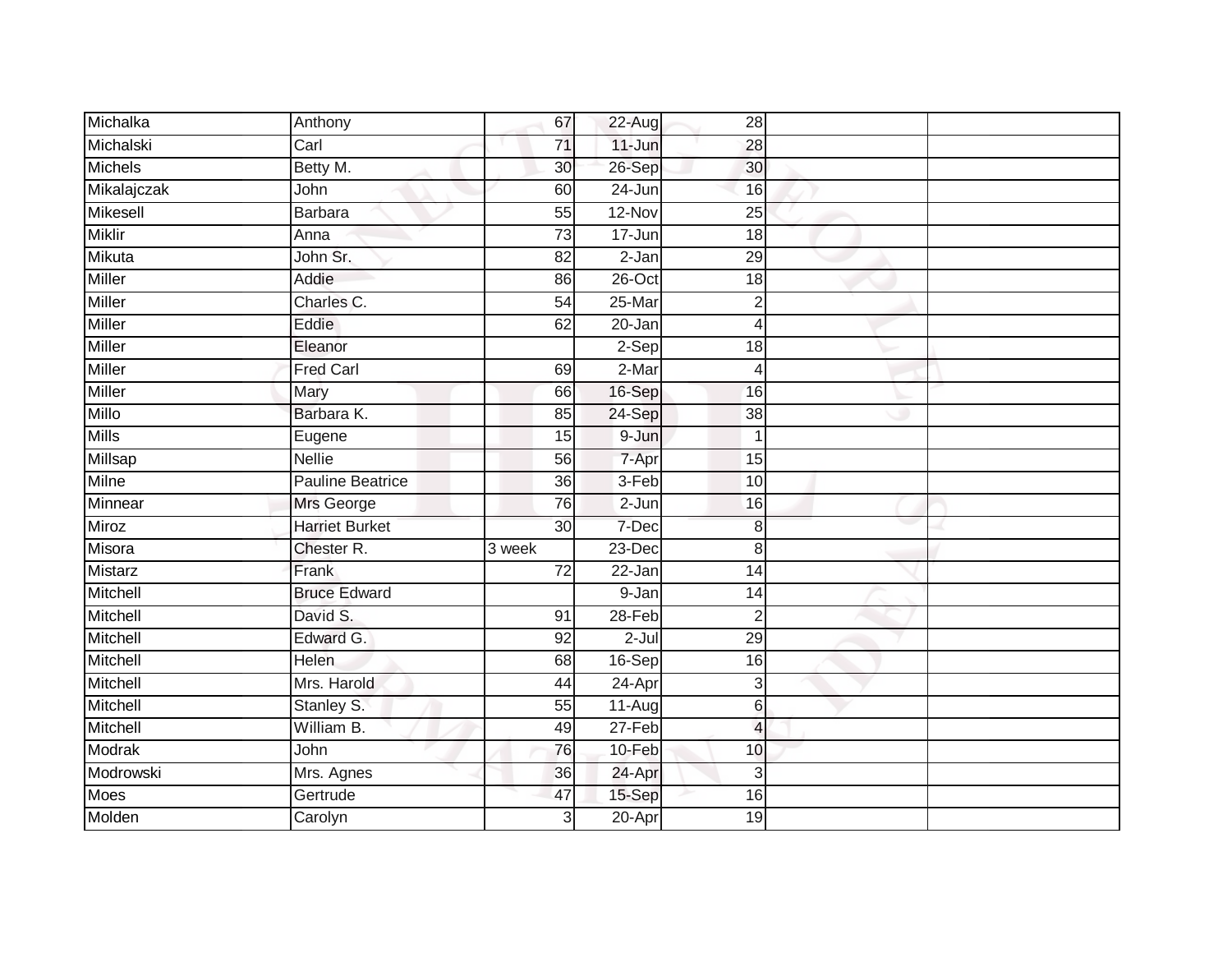| | | | | | | |
|---|---|---|---|---|---|---|
| Michalka | Anthony | 67 | 22-Aug | 28 | | |
| Michalski | Carl | 71 | 11-Jun | 28 | | |
| Michels | Betty M. | 30 | 26-Sep | 30 | | |
| Mikalajczak | John | 60 | 24-Jun | 16 | | |
| Mikesell | Barbara | 55 | 12-Nov | 25 | | |
| Miklir | Anna | 73 | 17-Jun | 18 | | |
| Mikuta | John Sr. | 82 | 2-Jan | 29 | | |
| Miller | Addie | 86 | 26-Oct | 18 | | |
| Miller | Charles C. | 54 | 25-Mar | 2 | | |
| Miller | Eddie | 62 | 20-Jan | 4 | | |
| Miller | Eleanor | | 2-Sep | 18 | | |
| Miller | Fred Carl | 69 | 2-Mar | 4 | | |
| Miller | Mary | 66 | 16-Sep | 16 | | |
| Millo | Barbara K. | 85 | 24-Sep | 38 | | |
| Mills | Eugene | 15 | 9-Jun | 1 | | |
| Millsap | Nellie | 56 | 7-Apr | 15 | | |
| Milne | Pauline Beatrice | 36 | 3-Feb | 10 | | |
| Minnear | Mrs George | 76 | 2-Jun | 16 | | |
| Miroz | Harriet Burket | 30 | 7-Dec | 8 | | |
| Misora | Chester R. | 3 week | 23-Dec | 8 | | |
| Mistarz | Frank | 72 | 22-Jan | 14 | | |
| Mitchell | Bruce Edward | | 9-Jan | 14 | | |
| Mitchell | David S. | 91 | 28-Feb | 2 | | |
| Mitchell | Edward G. | 92 | 2-Jul | 29 | | |
| Mitchell | Helen | 68 | 16-Sep | 16 | | |
| Mitchell | Mrs. Harold | 44 | 24-Apr | 3 | | |
| Mitchell | Stanley S. | 55 | 11-Aug | 6 | | |
| Mitchell | William B. | 49 | 27-Feb | 4 | | |
| Modrak | John | 76 | 10-Feb | 10 | | |
| Modrowski | Mrs. Agnes | 36 | 24-Apr | 3 | | |
| Moes | Gertrude | 47 | 15-Sep | 16 | | |
| Molden | Carolyn | 3 | 20-Apr | 19 | | |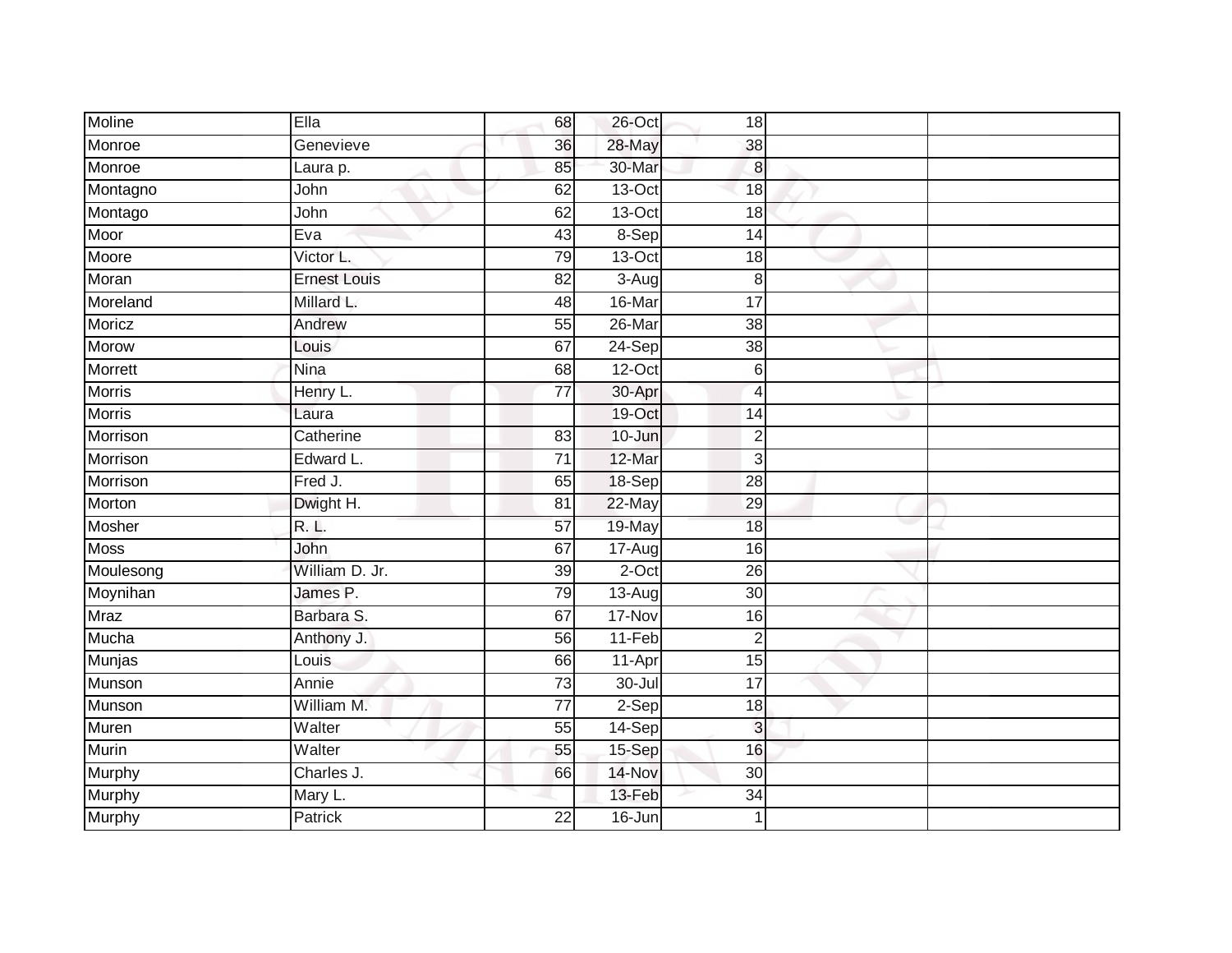| Moline | Ella | 68 | 26-Oct | 18 | | |
|---|---|---|---|---|---|---|
| Monroe | Genevieve | 36 | 28-May | 38 | | |
| Monroe | Laura p. | 85 | 30-Mar | 8 | | |
| Montagno | John | 62 | 13-Oct | 18 | | |
| Montago | John | 62 | 13-Oct | 18 | | |
| Moor | Eva | 43 | 8-Sep | 14 | | |
| Moore | Victor L. | 79 | 13-Oct | 18 | | |
| Moran | Ernest Louis | 82 | 3-Aug | 8 | | |
| Moreland | Millard L. | 48 | 16-Mar | 17 | | |
| Moricz | Andrew | 55 | 26-Mar | 38 | | |
| Morow | Louis | 67 | 24-Sep | 38 | | |
| Morrett | Nina | 68 | 12-Oct | 6 | | |
| Morris | Henry L. | 77 | 30-Apr | 4 | | |
| Morris | Laura | | 19-Oct | 14 | | |
| Morrison | Catherine | 83 | 10-Jun | 2 | | |
| Morrison | Edward L. | 71 | 12-Mar | 3 | | |
| Morrison | Fred J. | 65 | 18-Sep | 28 | | |
| Morton | Dwight H. | 81 | 22-May | 29 | | |
| Mosher | R. L. | 57 | 19-May | 18 | | |
| Moss | John | 67 | 17-Aug | 16 | | |
| Moulesong | William D. Jr. | 39 | 2-Oct | 26 | | |
| Moynihan | James P. | 79 | 13-Aug | 30 | | |
| Mraz | Barbara S. | 67 | 17-Nov | 16 | | |
| Mucha | Anthony J. | 56 | 11-Feb | 2 | | |
| Munjas | Louis | 66 | 11-Apr | 15 | | |
| Munson | Annie | 73 | 30-Jul | 17 | | |
| Munson | William M. | 77 | 2-Sep | 18 | | |
| Muren | Walter | 55 | 14-Sep | 3 | | |
| Murin | Walter | 55 | 15-Sep | 16 | | |
| Murphy | Charles J. | 66 | 14-Nov | 30 | | |
| Murphy | Mary L. | | 13-Feb | 34 | | |
| Murphy | Patrick | 22 | 16-Jun | 1 | | |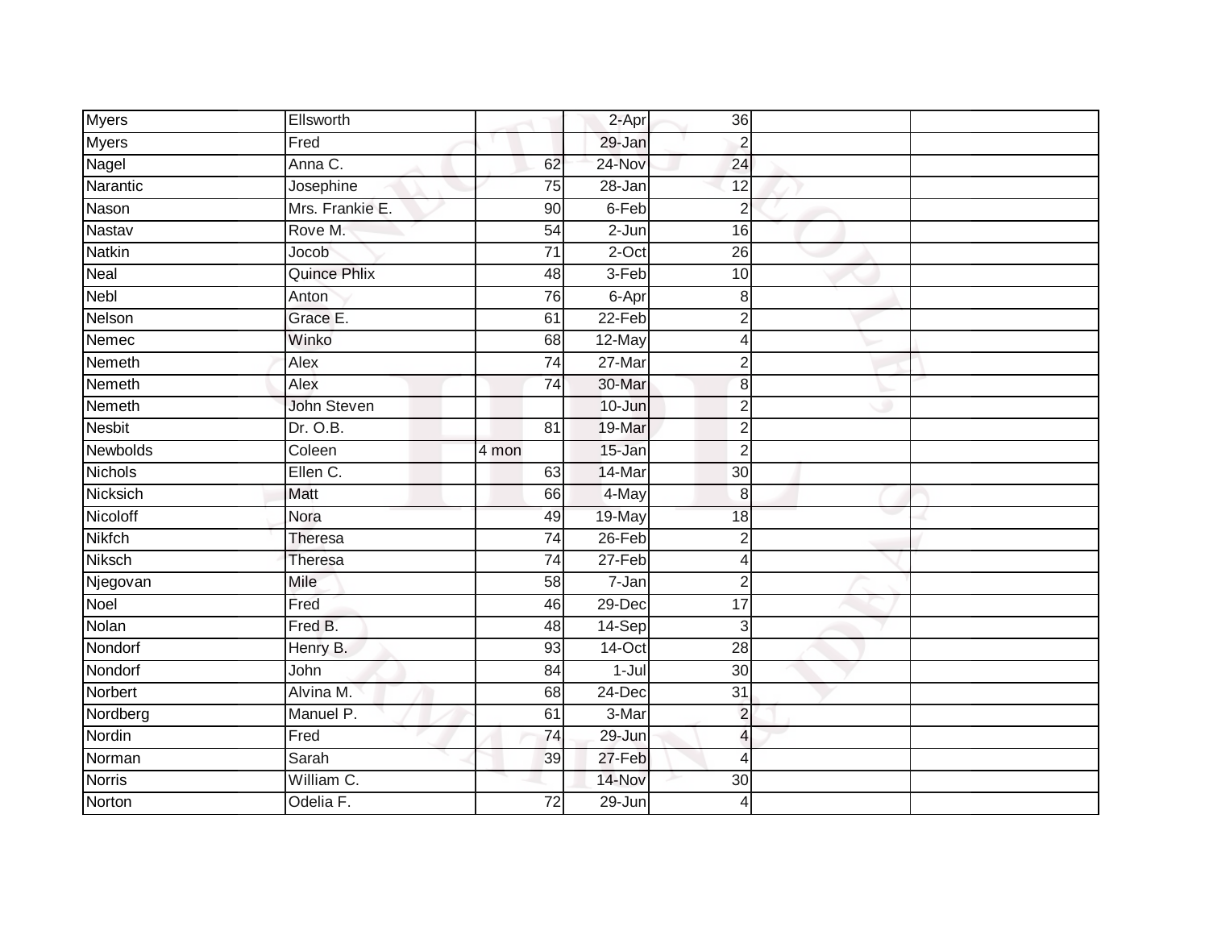| | | | | | | |
|---|---|---|---|---|---|---|
| Myers | Ellsworth | | 2-Apr | 36 | | |
| Myers | Fred | | 29-Jan | 2 | | |
| Nagel | Anna C. | 62 | 24-Nov | 24 | | |
| Narantic | Josephine | 75 | 28-Jan | 12 | | |
| Nason | Mrs. Frankie E. | 90 | 6-Feb | 2 | | |
| Nastav | Rove M. | 54 | 2-Jun | 16 | | |
| Natkin | Jocob | 71 | 2-Oct | 26 | | |
| Neal | Quince Phlix | 48 | 3-Feb | 10 | | |
| Nebl | Anton | 76 | 6-Apr | 8 | | |
| Nelson | Grace E. | 61 | 22-Feb | 2 | | |
| Nemec | Winko | 68 | 12-May | 4 | | |
| Nemeth | Alex | 74 | 27-Mar | 2 | | |
| Nemeth | Alex | 74 | 30-Mar | 8 | | |
| Nemeth | John Steven | | 10-Jun | 2 | | |
| Nesbit | Dr. O.B. | 81 | 19-Mar | 2 | | |
| Newbolds | Coleen | 4 mon | 15-Jan | 2 | | |
| Nichols | Ellen C. | 63 | 14-Mar | 30 | | |
| Nicksich | Matt | 66 | 4-May | 8 | | |
| Nicoloff | Nora | 49 | 19-May | 18 | | |
| Nikfch | Theresa | 74 | 26-Feb | 2 | | |
| Niksch | Theresa | 74 | 27-Feb | 4 | | |
| Njegovan | Mile | 58 | 7-Jan | 2 | | |
| Noel | Fred | 46 | 29-Dec | 17 | | |
| Nolan | Fred B. | 48 | 14-Sep | 3 | | |
| Nondorf | Henry B. | 93 | 14-Oct | 28 | | |
| Nondorf | John | 84 | 1-Jul | 30 | | |
| Norbert | Alvina M. | 68 | 24-Dec | 31 | | |
| Nordberg | Manuel P. | 61 | 3-Mar | 2 | | |
| Nordin | Fred | 74 | 29-Jun | 4 | | |
| Norman | Sarah | 39 | 27-Feb | 4 | | |
| Norris | William C. | | 14-Nov | 30 | | |
| Norton | Odelia F. | 72 | 29-Jun | 4 | | |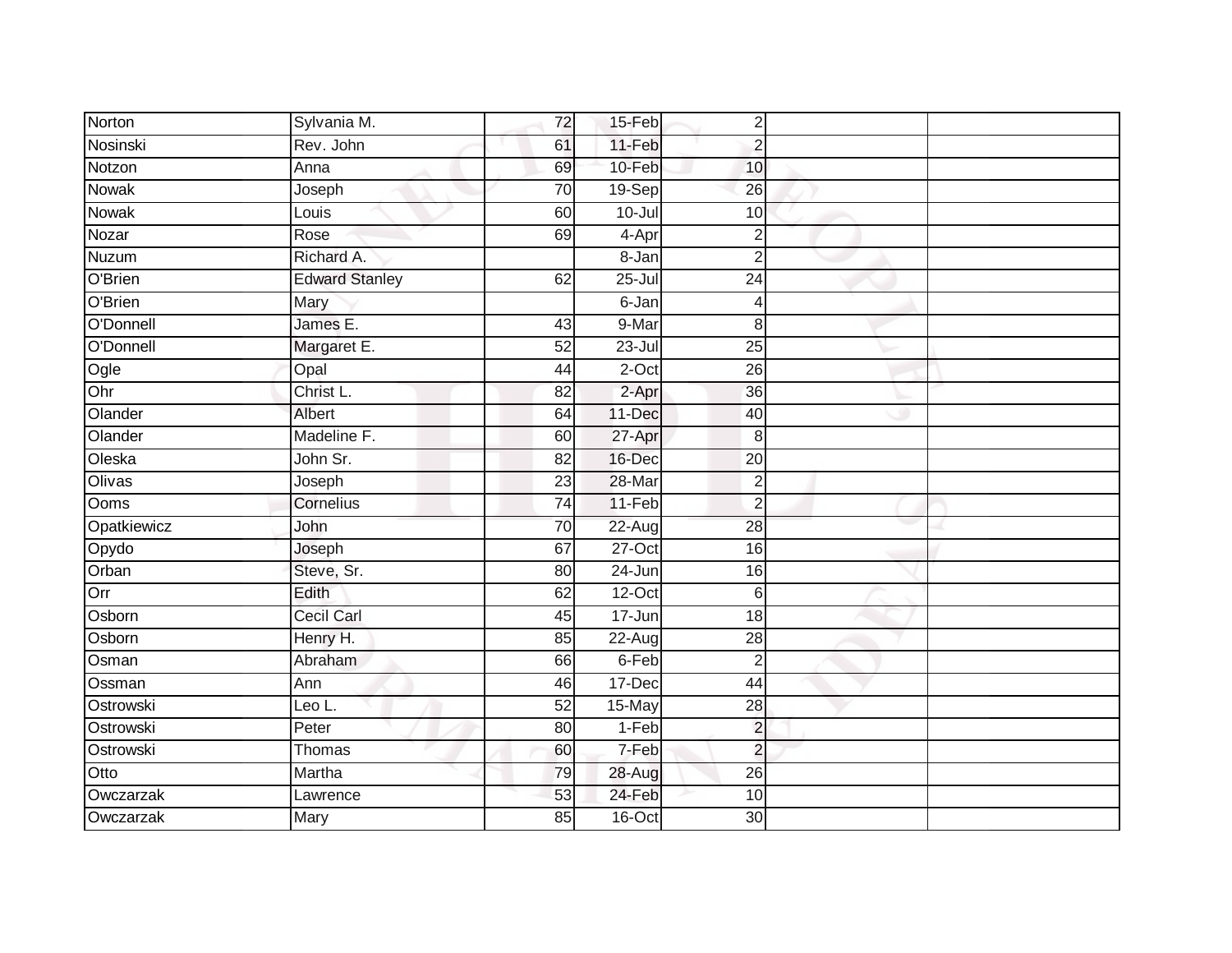| | | | | | | |
|---|---|---|---|---|---|---|
| Norton | Sylvania M. | 72 | 15-Feb | 2 | | |
| Nosinski | Rev. John | 61 | 11-Feb | 2 | | |
| Notzon | Anna | 69 | 10-Feb | 10 | | |
| Nowak | Joseph | 70 | 19-Sep | 26 | | |
| Nowak | Louis | 60 | 10-Jul | 10 | | |
| Nozar | Rose | 69 | 4-Apr | 2 | | |
| Nuzum | Richard A. | | 8-Jan | 2 | | |
| O'Brien | Edward Stanley | 62 | 25-Jul | 24 | | |
| O'Brien | Mary | | 6-Jan | 4 | | |
| O'Donnell | James E. | 43 | 9-Mar | 8 | | |
| O'Donnell | Margaret E. | 52 | 23-Jul | 25 | | |
| Ogle | Opal | 44 | 2-Oct | 26 | | |
| Ohr | Christ L. | 82 | 2-Apr | 36 | | |
| Olander | Albert | 64 | 11-Dec | 40 | | |
| Olander | Madeline F. | 60 | 27-Apr | 8 | | |
| Oleska | John Sr. | 82 | 16-Dec | 20 | | |
| Olivas | Joseph | 23 | 28-Mar | 2 | | |
| Ooms | Cornelius | 74 | 11-Feb | 2 | | |
| Opatkiewicz | John | 70 | 22-Aug | 28 | | |
| Opydo | Joseph | 67 | 27-Oct | 16 | | |
| Orban | Steve, Sr. | 80 | 24-Jun | 16 | | |
| Orr | Edith | 62 | 12-Oct | 6 | | |
| Osborn | Cecil Carl | 45 | 17-Jun | 18 | | |
| Osborn | Henry H. | 85 | 22-Aug | 28 | | |
| Osman | Abraham | 66 | 6-Feb | 2 | | |
| Ossman | Ann | 46 | 17-Dec | 44 | | |
| Ostrowski | Leo L. | 52 | 15-May | 28 | | |
| Ostrowski | Peter | 80 | 1-Feb | 2 | | |
| Ostrowski | Thomas | 60 | 7-Feb | 2 | | |
| Otto | Martha | 79 | 28-Aug | 26 | | |
| Owczarzak | Lawrence | 53 | 24-Feb | 10 | | |
| Owczarzak | Mary | 85 | 16-Oct | 30 | | |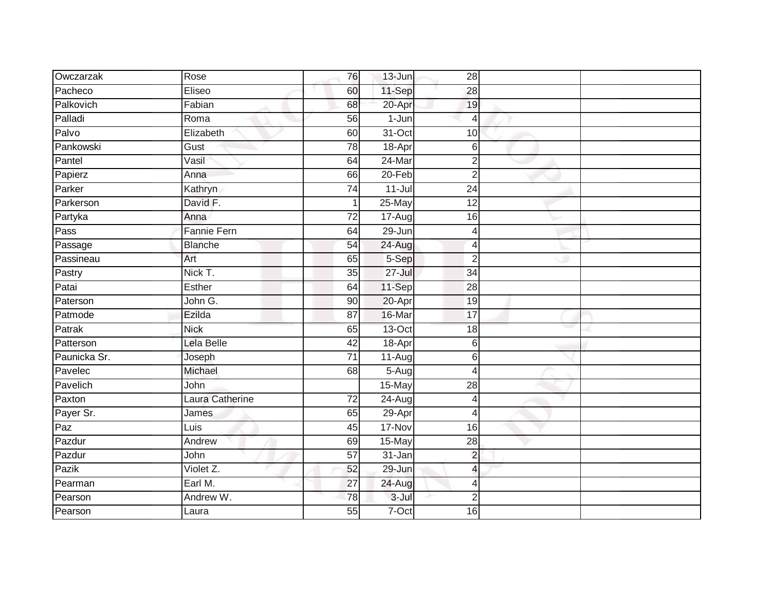| Owczarzak | Rose | 76 | 13-Jun | 28 | | |
|---|---|---|---|---|---|---|
| Pacheco | Eliseo | 60 | 11-Sep | 28 | | |
| Palkovich | Fabian | 68 | 20-Apr | 19 | | |
| Palladi | Roma | 56 | 1-Jun | 4 | | |
| Palvo | Elizabeth | 60 | 31-Oct | 10 | | |
| Pankowski | Gust | 78 | 18-Apr | 6 | | |
| Pantel | Vasil | 64 | 24-Mar | 2 | | |
| Papierz | Anna | 66 | 20-Feb | 2 | | |
| Parker | Kathryn | 74 | 11-Jul | 24 | | |
| Parkerson | David F. | 1 | 25-May | 12 | | |
| Partyka | Anna | 72 | 17-Aug | 16 | | |
| Pass | Fannie Fern | 64 | 29-Jun | 4 | | |
| Passage | Blanche | 54 | 24-Aug | 4 | | |
| Passineau | Art | 65 | 5-Sep | 2 | | |
| Pastry | Nick T. | 35 | 27-Jul | 34 | | |
| Patai | Esther | 64 | 11-Sep | 28 | | |
| Paterson | John G. | 90 | 20-Apr | 19 | | |
| Patmode | Ezilda | 87 | 16-Mar | 17 | | |
| Patrak | Nick | 65 | 13-Oct | 18 | | |
| Patterson | Lela Belle | 42 | 18-Apr | 6 | | |
| Paunicka Sr. | Joseph | 71 | 11-Aug | 6 | | |
| Pavelec | Michael | 68 | 5-Aug | 4 | | |
| Pavelich | John | | 15-May | 28 | | |
| Paxton | Laura Catherine | 72 | 24-Aug | 4 | | |
| Payer Sr. | James | 65 | 29-Apr | 4 | | |
| Paz | Luis | 45 | 17-Nov | 16 | | |
| Pazdur | Andrew | 69 | 15-May | 28 | | |
| Pazdur | John | 57 | 31-Jan | 2 | | |
| Pazik | Violet Z. | 52 | 29-Jun | 4 | | |
| Pearman | Earl M. | 27 | 24-Aug | 4 | | |
| Pearson | Andrew W. | 78 | 3-Jul | 2 | | |
| Pearson | Laura | 55 | 7-Oct | 16 | | |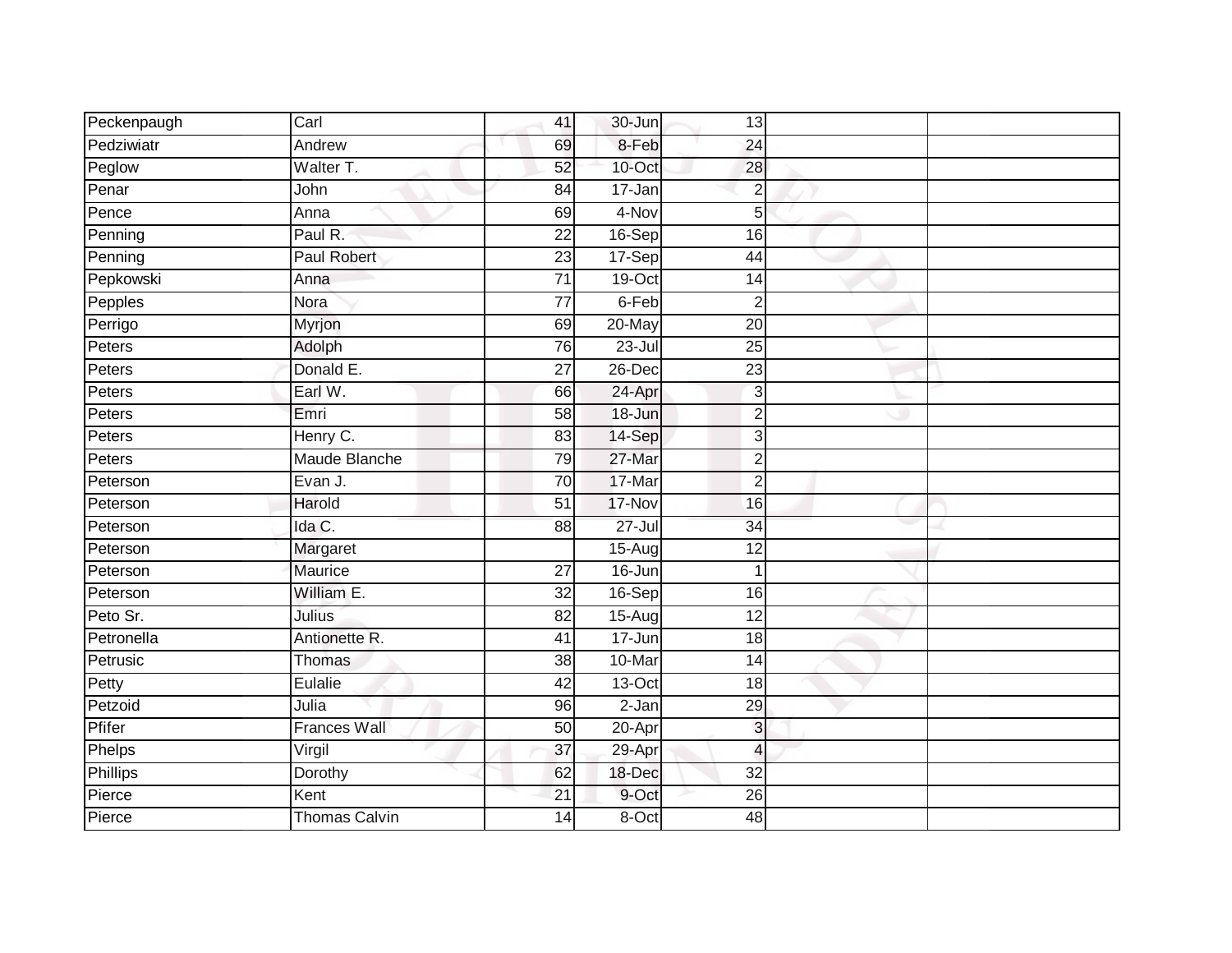| | | | | | | |
|---|---|---|---|---|---|---|
| Peckenpaugh | Carl | 41 | 30-Jun | 13 | | |
| Pedziwiatr | Andrew | 69 | 8-Feb | 24 | | |
| Peglow | Walter T. | 52 | 10-Oct | 28 | | |
| Penar | John | 84 | 17-Jan | 2 | | |
| Pence | Anna | 69 | 4-Nov | 5 | | |
| Penning | Paul R. | 22 | 16-Sep | 16 | | |
| Penning | Paul Robert | 23 | 17-Sep | 44 | | |
| Pepkowski | Anna | 71 | 19-Oct | 14 | | |
| Pepples | Nora | 77 | 6-Feb | 2 | | |
| Perrigo | Myrjon | 69 | 20-May | 20 | | |
| Peters | Adolph | 76 | 23-Jul | 25 | | |
| Peters | Donald E. | 27 | 26-Dec | 23 | | |
| Peters | Earl W. | 66 | 24-Apr | 3 | | |
| Peters | Emri | 58 | 18-Jun | 2 | | |
| Peters | Henry C. | 83 | 14-Sep | 3 | | |
| Peters | Maude Blanche | 79 | 27-Mar | 2 | | |
| Peterson | Evan J. | 70 | 17-Mar | 2 | | |
| Peterson | Harold | 51 | 17-Nov | 16 | | |
| Peterson | Ida C. | 88 | 27-Jul | 34 | | |
| Peterson | Margaret | | 15-Aug | 12 | | |
| Peterson | Maurice | 27 | 16-Jun | 1 | | |
| Peterson | William E. | 32 | 16-Sep | 16 | | |
| Peto Sr. | Julius | 82 | 15-Aug | 12 | | |
| Petronella | Antionette R. | 41 | 17-Jun | 18 | | |
| Petrusic | Thomas | 38 | 10-Mar | 14 | | |
| Petty | Eulalie | 42 | 13-Oct | 18 | | |
| Petzoid | Julia | 96 | 2-Jan | 29 | | |
| Pfifer | Frances Wall | 50 | 20-Apr | 3 | | |
| Phelps | Virgil | 37 | 29-Apr | 4 | | |
| Phillips | Dorothy | 62 | 18-Dec | 32 | | |
| Pierce | Kent | 21 | 9-Oct | 26 | | |
| Pierce | Thomas Calvin | 14 | 8-Oct | 48 | | |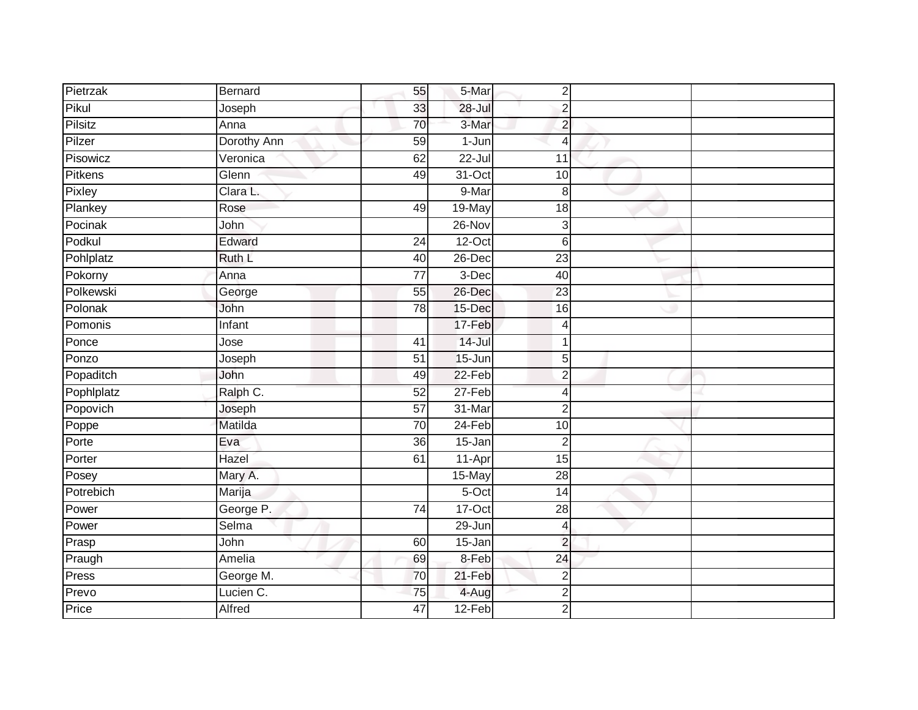| | | | | | | |
|---|---|---|---|---|---|---|
| Pietrzak | Bernard | 55 | 5-Mar | 2 | | |
| Pikul | Joseph | 33 | 28-Jul | 2 | | |
| Pilsitz | Anna | 70 | 3-Mar | 2 | | |
| Pilzer | Dorothy Ann | 59 | 1-Jun | 4 | | |
| Pisowicz | Veronica | 62 | 22-Jul | 11 | | |
| Pitkens | Glenn | 49 | 31-Oct | 10 | | |
| Pixley | Clara L. | | 9-Mar | 8 | | |
| Plankey | Rose | 49 | 19-May | 18 | | |
| Pocinak | John | | 26-Nov | 3 | | |
| Podkul | Edward | 24 | 12-Oct | 6 | | |
| Pohlplatz | Ruth L | 40 | 26-Dec | 23 | | |
| Pokorny | Anna | 77 | 3-Dec | 40 | | |
| Polkewski | George | 55 | 26-Dec | 23 | | |
| Polonak | John | 78 | 15-Dec | 16 | | |
| Pomonis | Infant | | 17-Feb | 4 | | |
| Ponce | Jose | 41 | 14-Jul | 1 | | |
| Ponzo | Joseph | 51 | 15-Jun | 5 | | |
| Popaditch | John | 49 | 22-Feb | 2 | | |
| Pophlplatz | Ralph C. | 52 | 27-Feb | 4 | | |
| Popovich | Joseph | 57 | 31-Mar | 2 | | |
| Poppe | Matilda | 70 | 24-Feb | 10 | | |
| Porte | Eva | 36 | 15-Jan | 2 | | |
| Porter | Hazel | 61 | 11-Apr | 15 | | |
| Posey | Mary A. | | 15-May | 28 | | |
| Potrebich | Marija | | 5-Oct | 14 | | |
| Power | George P. | 74 | 17-Oct | 28 | | |
| Power | Selma | | 29-Jun | 4 | | |
| Prasp | John | 60 | 15-Jan | 2 | | |
| Praugh | Amelia | 69 | 8-Feb | 24 | | |
| Press | George M. | 70 | 21-Feb | 2 | | |
| Prevo | Lucien C. | 75 | 4-Aug | 2 | | |
| Price | Alfred | 47 | 12-Feb | 2 | | |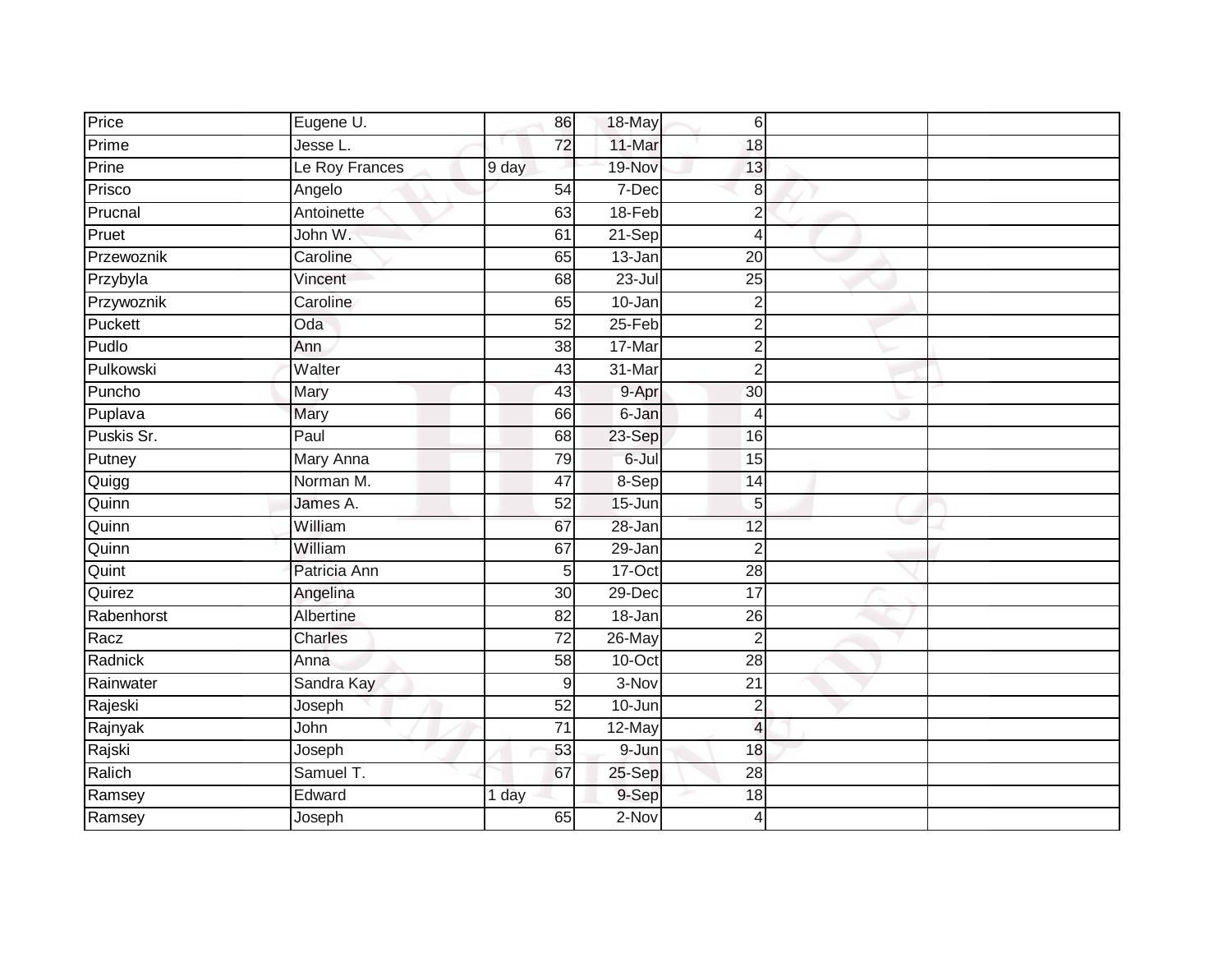| | | | | | | |
|---|---|---|---|---|---|---|
| Price | Eugene U. | 86 | 18-May | 6 | | |
| Prime | Jesse L. | 72 | 11-Mar | 18 | | |
| Prine | Le Roy Frances | 9 day | 19-Nov | 13 | | |
| Prisco | Angelo | 54 | 7-Dec | 8 | | |
| Prucnal | Antoinette | 63 | 18-Feb | 2 | | |
| Pruet | John W. | 61 | 21-Sep | 4 | | |
| Przewoznik | Caroline | 65 | 13-Jan | 20 | | |
| Przybyla | Vincent | 68 | 23-Jul | 25 | | |
| Przywoznik | Caroline | 65 | 10-Jan | 2 | | |
| Puckett | Oda | 52 | 25-Feb | 2 | | |
| Pudlo | Ann | 38 | 17-Mar | 2 | | |
| Pulkowski | Walter | 43 | 31-Mar | 2 | | |
| Puncho | Mary | 43 | 9-Apr | 30 | | |
| Puplava | Mary | 66 | 6-Jan | 4 | | |
| Puskis Sr. | Paul | 68 | 23-Sep | 16 | | |
| Putney | Mary Anna | 79 | 6-Jul | 15 | | |
| Quigg | Norman M. | 47 | 8-Sep | 14 | | |
| Quinn | James A. | 52 | 15-Jun | 5 | | |
| Quinn | William | 67 | 28-Jan | 12 | | |
| Quinn | William | 67 | 29-Jan | 2 | | |
| Quint | Patricia Ann | 5 | 17-Oct | 28 | | |
| Quirez | Angelina | 30 | 29-Dec | 17 | | |
| Rabenhorst | Albertine | 82 | 18-Jan | 26 | | |
| Racz | Charles | 72 | 26-May | 2 | | |
| Radnick | Anna | 58 | 10-Oct | 28 | | |
| Rainwater | Sandra Kay | 9 | 3-Nov | 21 | | |
| Rajeski | Joseph | 52 | 10-Jun | 2 | | |
| Rajnyak | John | 71 | 12-May | 4 | | |
| Rajski | Joseph | 53 | 9-Jun | 18 | | |
| Ralich | Samuel T. | 67 | 25-Sep | 28 | | |
| Ramsey | Edward | 1 day | 9-Sep | 18 | | |
| Ramsey | Joseph | 65 | 2-Nov | 4 | | |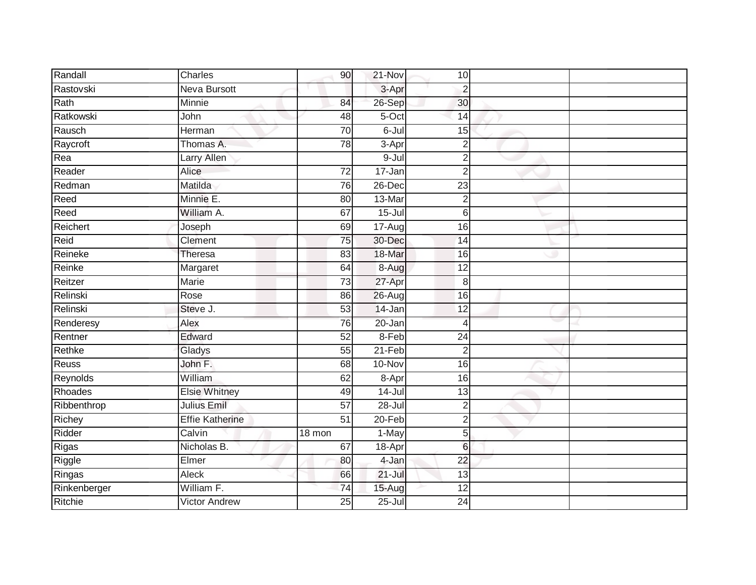| | | | | | | |
|---|---|---|---|---|---|---|
| Randall | Charles | 90 | 21-Nov | 10 | | |
| Rastovski | Neva Bursott | | 3-Apr | 2 | | |
| Rath | Minnie | 84 | 26-Sep | 30 | | |
| Ratkowski | John | 48 | 5-Oct | 14 | | |
| Rausch | Herman | 70 | 6-Jul | 15 | | |
| Raycroft | Thomas A. | 78 | 3-Apr | 2 | | |
| Rea | Larry Allen | | 9-Jul | 2 | | |
| Reader | Alice | 72 | 17-Jan | 2 | | |
| Redman | Matilda | 76 | 26-Dec | 23 | | |
| Reed | Minnie E. | 80 | 13-Mar | 2 | | |
| Reed | William A. | 67 | 15-Jul | 6 | | |
| Reichert | Joseph | 69 | 17-Aug | 16 | | |
| Reid | Clement | 75 | 30-Dec | 14 | | |
| Reineke | Theresa | 83 | 18-Mar | 16 | | |
| Reinke | Margaret | 64 | 8-Aug | 12 | | |
| Reitzer | Marie | 73 | 27-Apr | 8 | | |
| Relinski | Rose | 86 | 26-Aug | 16 | | |
| Relinski | Steve J. | 53 | 14-Jan | 12 | | |
| Renderesy | Alex | 76 | 20-Jan | 4 | | |
| Rentner | Edward | 52 | 8-Feb | 24 | | |
| Rethke | Gladys | 55 | 21-Feb | 2 | | |
| Reuss | John F. | 68 | 10-Nov | 16 | | |
| Reynolds | William | 62 | 8-Apr | 16 | | |
| Rhoades | Elsie Whitney | 49 | 14-Jul | 13 | | |
| Ribbenthrop | Julius Emil | 57 | 28-Jul | 2 | | |
| Richey | Effie Katherine | 51 | 20-Feb | 2 | | |
| Ridder | Calvin | 18 mon | 1-May | 5 | | |
| Rigas | Nicholas B. | 67 | 18-Apr | 6 | | |
| Riggle | Elmer | 80 | 4-Jan | 22 | | |
| Ringas | Aleck | 66 | 21-Jul | 13 | | |
| Rinkenberger | William F. | 74 | 15-Aug | 12 | | |
| Ritchie | Victor Andrew | 25 | 25-Jul | 24 | | |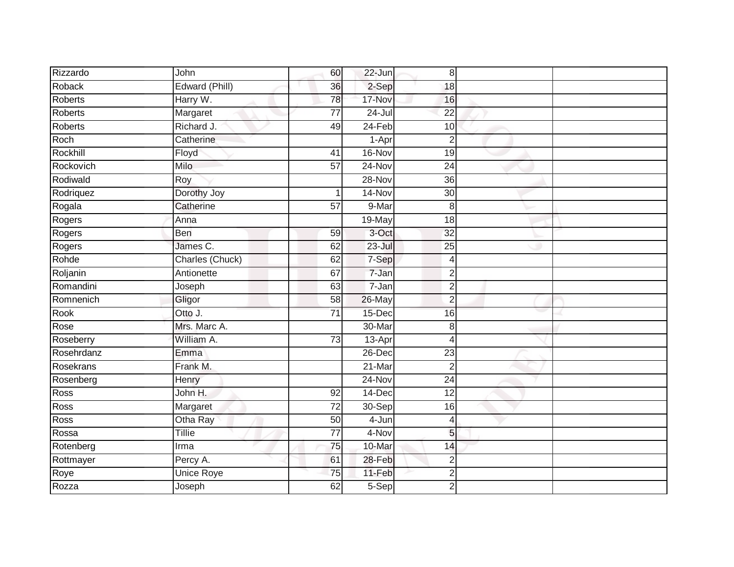| | | | | | | |
|---|---|---|---|---|---|---|
| Rizzardo | John | 60 | 22-Jun | 8 | | |
| Roback | Edward (Phill) | 36 | 2-Sep | 18 | | |
| Roberts | Harry W. | 78 | 17-Nov | 16 | | |
| Roberts | Margaret | 77 | 24-Jul | 22 | | |
| Roberts | Richard J. | 49 | 24-Feb | 10 | | |
| Roch | Catherine | | 1-Apr | 2 | | |
| Rockhill | Floyd | 41 | 16-Nov | 19 | | |
| Rockovich | Milo | 57 | 24-Nov | 24 | | |
| Rodiwald | Roy | | 28-Nov | 36 | | |
| Rodriquez | Dorothy Joy | 1 | 14-Nov | 30 | | |
| Rogala | Catherine | 57 | 9-Mar | 8 | | |
| Rogers | Anna | | 19-May | 18 | | |
| Rogers | Ben | 59 | 3-Oct | 32 | | |
| Rogers | James C. | 62 | 23-Jul | 25 | | |
| Rohde | Charles (Chuck) | 62 | 7-Sep | 4 | | |
| Roljanin | Antionette | 67 | 7-Jan | 2 | | |
| Romandini | Joseph | 63 | 7-Jan | 2 | | |
| Romnenich | Gligor | 58 | 26-May | 2 | | |
| Rook | Otto J. | 71 | 15-Dec | 16 | | |
| Rose | Mrs. Marc A. | | 30-Mar | 8 | | |
| Roseberry | William A. | 73 | 13-Apr | 4 | | |
| Rosehrdanz | Emma | | 26-Dec | 23 | | |
| Rosekrans | Frank M. | | 21-Mar | 2 | | |
| Rosenberg | Henry | | 24-Nov | 24 | | |
| Ross | John H. | 92 | 14-Dec | 12 | | |
| Ross | Margaret | 72 | 30-Sep | 16 | | |
| Ross | Otha Ray | 50 | 4-Jun | 4 | | |
| Rossa | Tillie | 77 | 4-Nov | 5 | | |
| Rotenberg | Irma | 75 | 10-Mar | 14 | | |
| Rottmayer | Percy A. | 61 | 28-Feb | 2 | | |
| Roye | Unice Roye | 75 | 11-Feb | 2 | | |
| Rozza | Joseph | 62 | 5-Sep | 2 | | |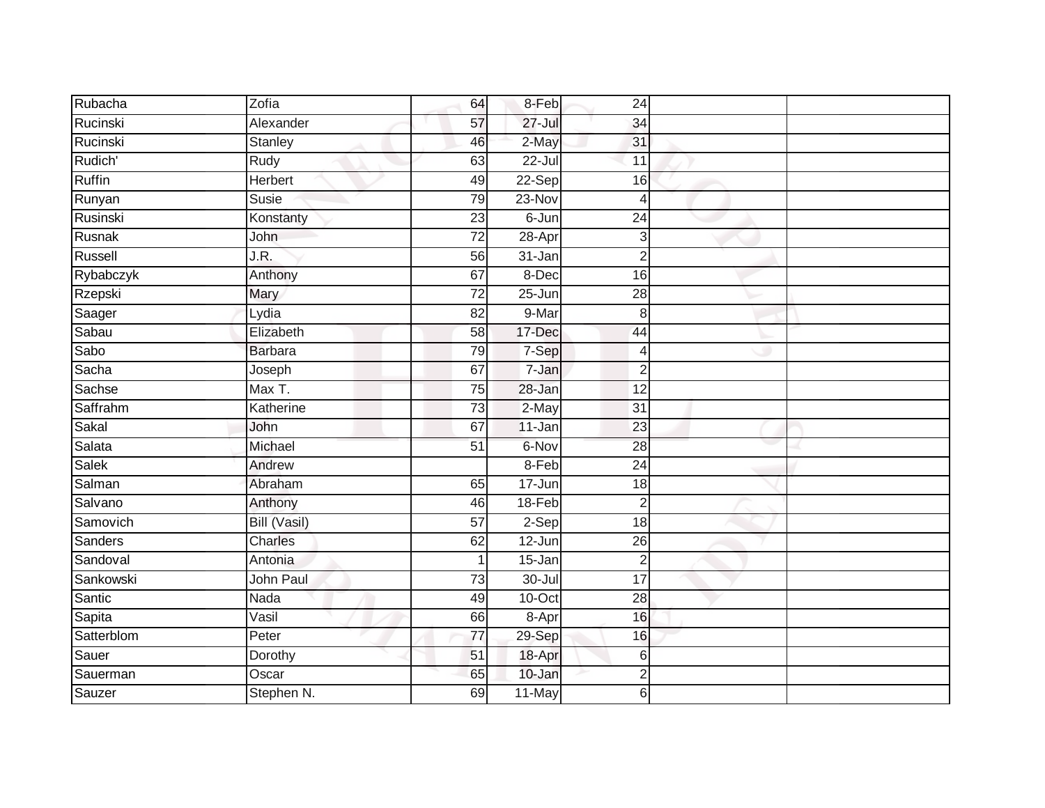| | | | | | | |
|---|---|---|---|---|---|---|
| Rubacha | Zofia | 64 | 8-Feb | 24 | | |
| Rucinski | Alexander | 57 | 27-Jul | 34 | | |
| Rucinski | Stanley | 46 | 2-May | 31 | | |
| Rudich' | Rudy | 63 | 22-Jul | 11 | | |
| Ruffin | Herbert | 49 | 22-Sep | 16 | | |
| Runyan | Susie | 79 | 23-Nov | 4 | | |
| Rusinski | Konstanty | 23 | 6-Jun | 24 | | |
| Rusnak | John | 72 | 28-Apr | 3 | | |
| Russell | J.R. | 56 | 31-Jan | 2 | | |
| Rybabczyk | Anthony | 67 | 8-Dec | 16 | | |
| Rzepski | Mary | 72 | 25-Jun | 28 | | |
| Saager | Lydia | 82 | 9-Mar | 8 | | |
| Sabau | Elizabeth | 58 | 17-Dec | 44 | | |
| Sabo | Barbara | 79 | 7-Sep | 4 | | |
| Sacha | Joseph | 67 | 7-Jan | 2 | | |
| Sachse | Max T. | 75 | 28-Jan | 12 | | |
| Saffrahm | Katherine | 73 | 2-May | 31 | | |
| Sakal | John | 67 | 11-Jan | 23 | | |
| Salata | Michael | 51 | 6-Nov | 28 | | |
| Salek | Andrew | | 8-Feb | 24 | | |
| Salman | Abraham | 65 | 17-Jun | 18 | | |
| Salvano | Anthony | 46 | 18-Feb | 2 | | |
| Samovich | Bill (Vasil) | 57 | 2-Sep | 18 | | |
| Sanders | Charles | 62 | 12-Jun | 26 | | |
| Sandoval | Antonia | 1 | 15-Jan | 2 | | |
| Sankowski | John Paul | 73 | 30-Jul | 17 | | |
| Santic | Nada | 49 | 10-Oct | 28 | | |
| Sapita | Vasil | 66 | 8-Apr | 16 | | |
| Satterblom | Peter | 77 | 29-Sep | 16 | | |
| Sauer | Dorothy | 51 | 18-Apr | 6 | | |
| Sauerman | Oscar | 65 | 10-Jan | 2 | | |
| Sauzer | Stephen N. | 69 | 11-May | 6 | | |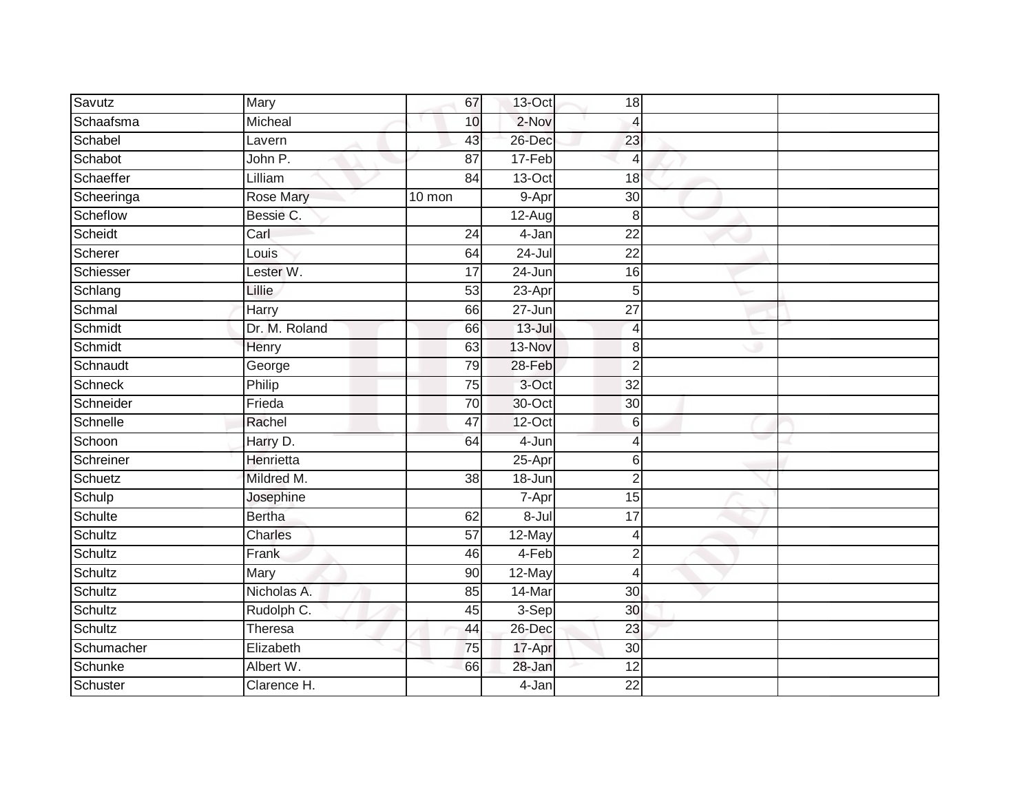| | | | | | | |
|---|---|---|---|---|---|---|
| Savutz | Mary | 67 | 13-Oct | 18 | | |
| Schaafsma | Micheal | 10 | 2-Nov | 4 | | |
| Schabel | Lavern | 43 | 26-Dec | 23 | | |
| Schabot | John P. | 87 | 17-Feb | 4 | | |
| Schaeffer | Lilliam | 84 | 13-Oct | 18 | | |
| Scheeringa | Rose Mary | 10 mon | 9-Apr | 30 | | |
| Scheflow | Bessie C. | | 12-Aug | 8 | | |
| Scheidt | Carl | 24 | 4-Jan | 22 | | |
| Scherer | Louis | 64 | 24-Jul | 22 | | |
| Schiesser | Lester W. | 17 | 24-Jun | 16 | | |
| Schlang | Lillie | 53 | 23-Apr | 5 | | |
| Schmal | Harry | 66 | 27-Jun | 27 | | |
| Schmidt | Dr. M. Roland | 66 | 13-Jul | 4 | | |
| Schmidt | Henry | 63 | 13-Nov | 8 | | |
| Schnaudt | George | 79 | 28-Feb | 2 | | |
| Schneck | Philip | 75 | 3-Oct | 32 | | |
| Schneider | Frieda | 70 | 30-Oct | 30 | | |
| Schnelle | Rachel | 47 | 12-Oct | 6 | | |
| Schoon | Harry D. | 64 | 4-Jun | 4 | | |
| Schreiner | Henrietta | | 25-Apr | 6 | | |
| Schuetz | Mildred M. | 38 | 18-Jun | 2 | | |
| Schulp | Josephine | | 7-Apr | 15 | | |
| Schulte | Bertha | 62 | 8-Jul | 17 | | |
| Schultz | Charles | 57 | 12-May | 4 | | |
| Schultz | Frank | 46 | 4-Feb | 2 | | |
| Schultz | Mary | 90 | 12-May | 4 | | |
| Schultz | Nicholas A. | 85 | 14-Mar | 30 | | |
| Schultz | Rudolph C. | 45 | 3-Sep | 30 | | |
| Schultz | Theresa | 44 | 26-Dec | 23 | | |
| Schumacher | Elizabeth | 75 | 17-Apr | 30 | | |
| Schunke | Albert W. | 66 | 28-Jan | 12 | | |
| Schuster | Clarence H. | | 4-Jan | 22 | | |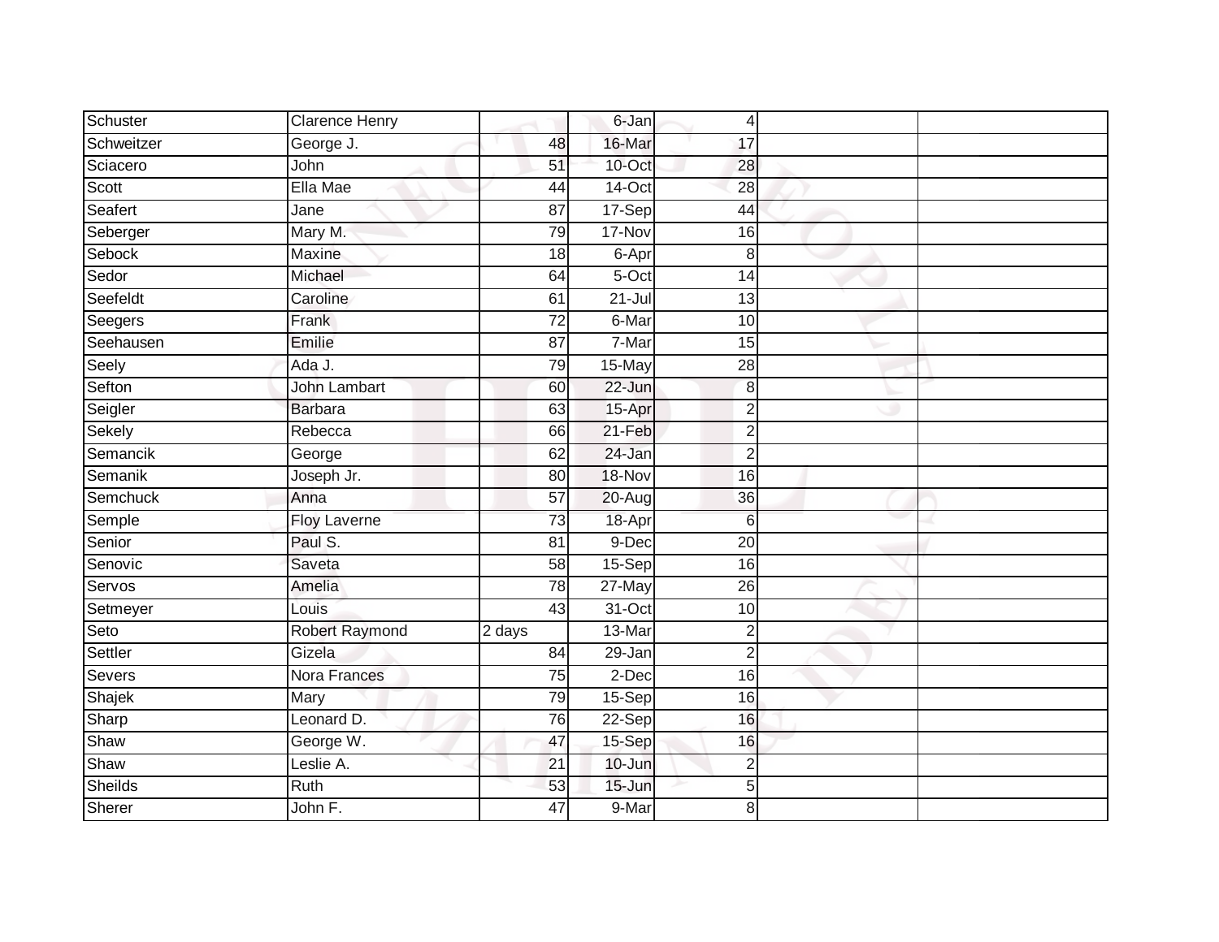| | | | | | | |
|---|---|---|---|---|---|---|
| Schuster | Clarence Henry | | 6-Jan | 4 | | |
| Schweitzer | George J. | 48 | 16-Mar | 17 | | |
| Sciacero | John | 51 | 10-Oct | 28 | | |
| Scott | Ella Mae | 44 | 14-Oct | 28 | | |
| Seafert | Jane | 87 | 17-Sep | 44 | | |
| Seberger | Mary M. | 79 | 17-Nov | 16 | | |
| Sebock | Maxine | 18 | 6-Apr | 8 | | |
| Sedor | Michael | 64 | 5-Oct | 14 | | |
| Seefeldt | Caroline | 61 | 21-Jul | 13 | | |
| Seegers | Frank | 72 | 6-Mar | 10 | | |
| Seehausen | Emilie | 87 | 7-Mar | 15 | | |
| Seely | Ada J. | 79 | 15-May | 28 | | |
| Sefton | John Lambart | 60 | 22-Jun | 8 | | |
| Seigler | Barbara | 63 | 15-Apr | 2 | | |
| Sekely | Rebecca | 66 | 21-Feb | 2 | | |
| Semancik | George | 62 | 24-Jan | 2 | | |
| Semanik | Joseph Jr. | 80 | 18-Nov | 16 | | |
| Semchuck | Anna | 57 | 20-Aug | 36 | | |
| Semple | Floy Laverne | 73 | 18-Apr | 6 | | |
| Senior | Paul S. | 81 | 9-Dec | 20 | | |
| Senovic | Saveta | 58 | 15-Sep | 16 | | |
| Servos | Amelia | 78 | 27-May | 26 | | |
| Setmeyer | Louis | 43 | 31-Oct | 10 | | |
| Seto | Robert Raymond | 2 days | 13-Mar | 2 | | |
| Settler | Gizela | 84 | 29-Jan | 2 | | |
| Severs | Nora Frances | 75 | 2-Dec | 16 | | |
| Shajek | Mary | 79 | 15-Sep | 16 | | |
| Sharp | Leonard D. | 76 | 22-Sep | 16 | | |
| Shaw | George W. | 47 | 15-Sep | 16 | | |
| Shaw | Leslie A. | 21 | 10-Jun | 2 | | |
| Sheilds | Ruth | 53 | 15-Jun | 5 | | |
| Sherer | John F. | 47 | 9-Mar | 8 | | |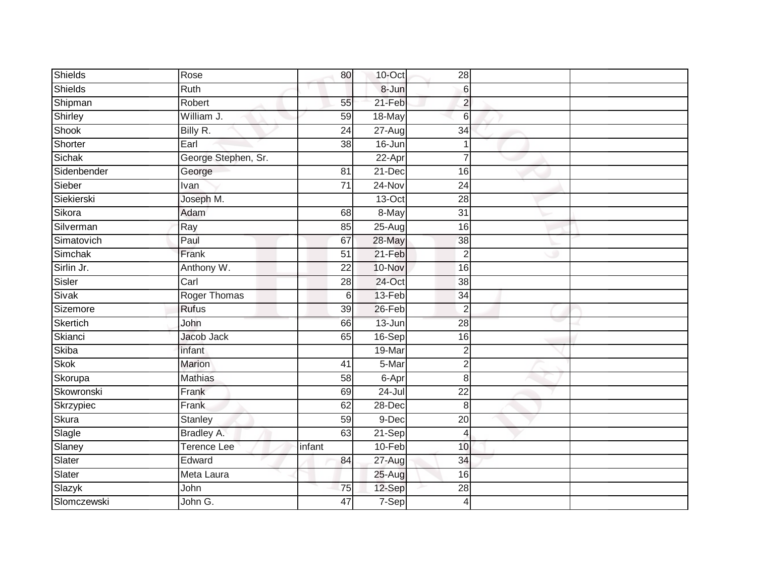| | | | | | | |
|---|---|---|---|---|---|---|
| Shields | Rose | 80 | 10-Oct | 28 | | |
| Shields | Ruth | | 8-Jun | 6 | | |
| Shipman | Robert | 55 | 21-Feb | 2 | | |
| Shirley | William J. | 59 | 18-May | 6 | | |
| Shook | Billy R. | 24 | 27-Aug | 34 | | |
| Shorter | Earl | 38 | 16-Jun | 1 | | |
| Sichak | George Stephen, Sr. | | 22-Apr | 7 | | |
| Sidenbender | George | 81 | 21-Dec | 16 | | |
| Sieber | Ivan | 71 | 24-Nov | 24 | | |
| Siekierski | Joseph M. | | 13-Oct | 28 | | |
| Sikora | Adam | 68 | 8-May | 31 | | |
| Silverman | Ray | 85 | 25-Aug | 16 | | |
| Simatovich | Paul | 67 | 28-May | 38 | | |
| Simchak | Frank | 51 | 21-Feb | 2 | | |
| Sirlin Jr. | Anthony W. | 22 | 10-Nov | 16 | | |
| Sisler | Carl | 28 | 24-Oct | 38 | | |
| Sivak | Roger Thomas | 6 | 13-Feb | 34 | | |
| Sizemore | Rufus | 39 | 26-Feb | 2 | | |
| Skertich | John | 66 | 13-Jun | 28 | | |
| Skianci | Jacob Jack | 65 | 16-Sep | 16 | | |
| Skiba | infant | | 19-Mar | 2 | | |
| Skok | Marion | 41 | 5-Mar | 2 | | |
| Skorupa | Mathias | 58 | 6-Apr | 8 | | |
| Skowronski | Frank | 69 | 24-Jul | 22 | | |
| Skrzypiec | Frank | 62 | 28-Dec | 8 | | |
| Skura | Stanley | 59 | 9-Dec | 20 | | |
| Slagle | Bradley A. | 63 | 21-Sep | 4 | | |
| Slaney | Terence Lee | infant | 10-Feb | 10 | | |
| Slater | Edward | 84 | 27-Aug | 34 | | |
| Slater | Meta Laura | | 25-Aug | 16 | | |
| Slazyk | John | 75 | 12-Sep | 28 | | |
| Slomczewski | John G. | 47 | 7-Sep | 4 | | |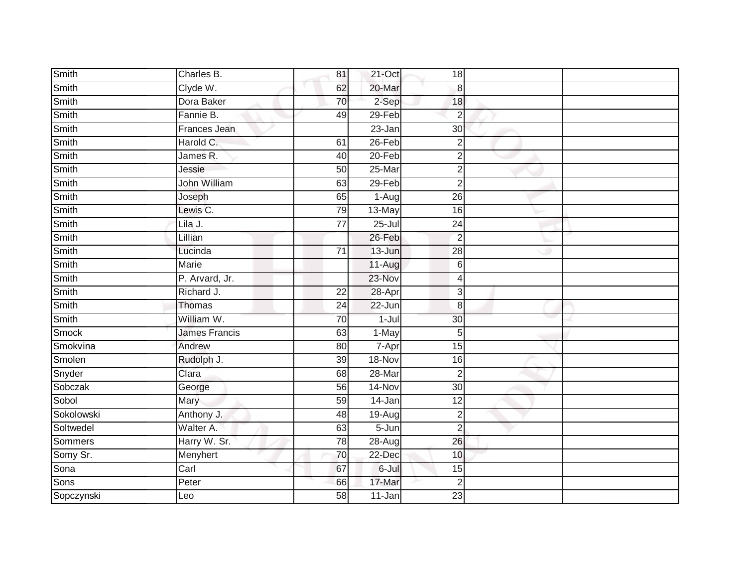| | | | | | | |
|---|---|---|---|---|---|---|
| Smith | Charles B. | 81 | 21-Oct | 18 | | |
| Smith | Clyde W. | 62 | 20-Mar | 8 | | |
| Smith | Dora Baker | 70 | 2-Sep | 18 | | |
| Smith | Fannie B. | 49 | 29-Feb | 2 | | |
| Smith | Frances Jean | | 23-Jan | 30 | | |
| Smith | Harold C. | 61 | 26-Feb | 2 | | |
| Smith | James R. | 40 | 20-Feb | 2 | | |
| Smith | Jessie | 50 | 25-Mar | 2 | | |
| Smith | John William | 63 | 29-Feb | 2 | | |
| Smith | Joseph | 65 | 1-Aug | 26 | | |
| Smith | Lewis C. | 79 | 13-May | 16 | | |
| Smith | Lila J. | 77 | 25-Jul | 24 | | |
| Smith | Lillian | | 26-Feb | 2 | | |
| Smith | Lucinda | 71 | 13-Jun | 28 | | |
| Smith | Marie | | 11-Aug | 6 | | |
| Smith | P. Arvard, Jr. | | 23-Nov | 4 | | |
| Smith | Richard J. | 22 | 28-Apr | 3 | | |
| Smith | Thomas | 24 | 22-Jun | 8 | | |
| Smith | William W. | 70 | 1-Jul | 30 | | |
| Smock | James Francis | 63 | 1-May | 5 | | |
| Smokvina | Andrew | 80 | 7-Apr | 15 | | |
| Smolen | Rudolph J. | 39 | 18-Nov | 16 | | |
| Snyder | Clara | 68 | 28-Mar | 2 | | |
| Sobczak | George | 56 | 14-Nov | 30 | | |
| Sobol | Mary | 59 | 14-Jan | 12 | | |
| Sokolowski | Anthony J. | 48 | 19-Aug | 2 | | |
| Soltwedel | Walter A. | 63 | 5-Jun | 2 | | |
| Sommers | Harry W. Sr. | 78 | 28-Aug | 26 | | |
| Somy Sr. | Menyhert | 70 | 22-Dec | 10 | | |
| Sona | Carl | 67 | 6-Jul | 15 | | |
| Sons | Peter | 66 | 17-Mar | 2 | | |
| Sopczynski | Leo | 58 | 11-Jan | 23 | | |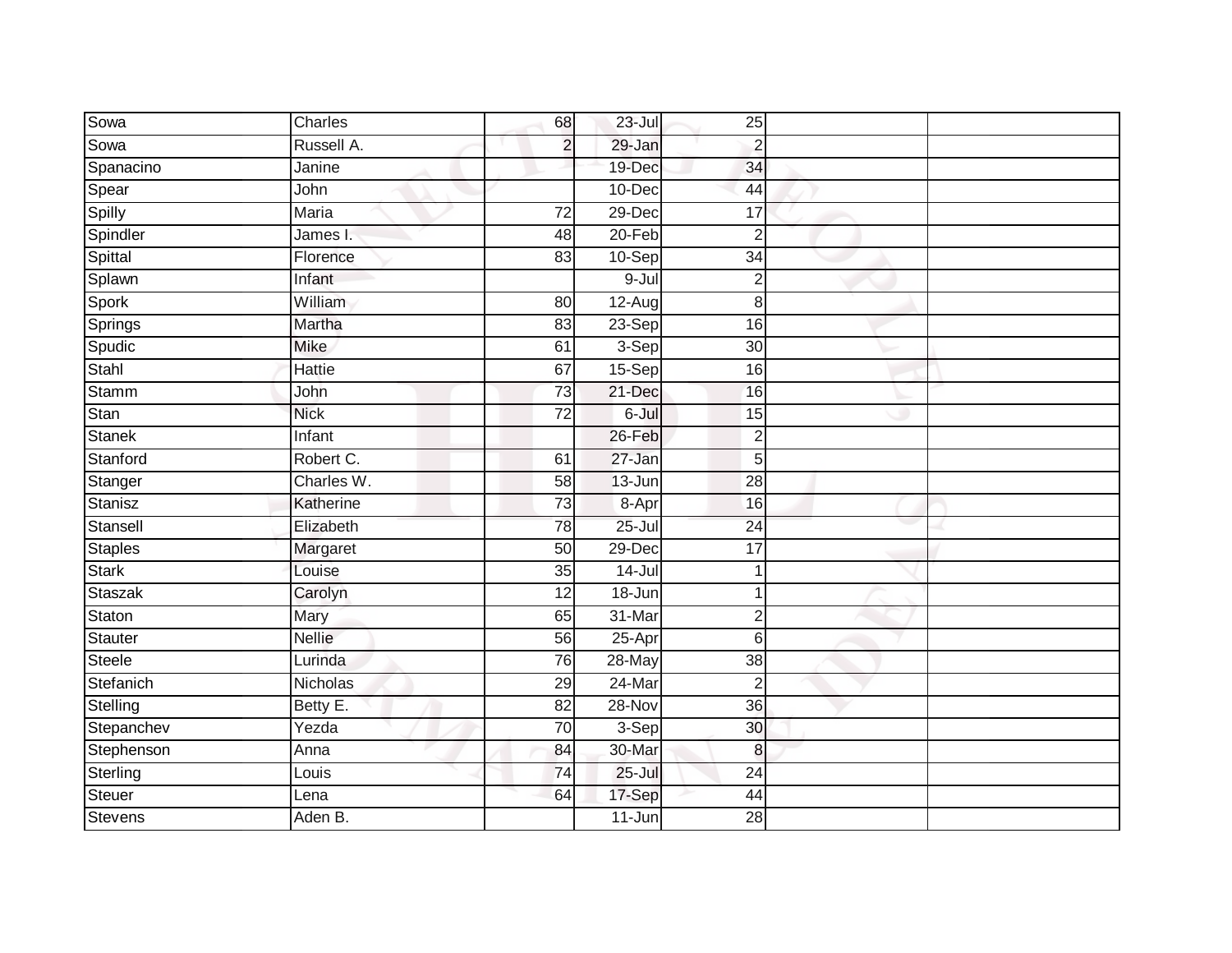| Sowa | Charles | 68 | 23-Jul | 25 | | |
|---|---|---|---|---|---|---|
| Sowa | Russell A. | 2 | 29-Jan | 2 | | |
| Spanacino | Janine | | 19-Dec | 34 | | |
| Spear | John | | 10-Dec | 44 | | |
| Spilly | Maria | 72 | 29-Dec | 17 | | |
| Spindler | James I. | 48 | 20-Feb | 2 | | |
| Spittal | Florence | 83 | 10-Sep | 34 | | |
| Splawn | Infant | | 9-Jul | 2 | | |
| Spork | William | 80 | 12-Aug | 8 | | |
| Springs | Martha | 83 | 23-Sep | 16 | | |
| Spudic | Mike | 61 | 3-Sep | 30 | | |
| Stahl | Hattie | 67 | 15-Sep | 16 | | |
| Stamm | John | 73 | 21-Dec | 16 | | |
| Stan | Nick | 72 | 6-Jul | 15 | | |
| Stanek | Infant | | 26-Feb | 2 | | |
| Stanford | Robert C. | 61 | 27-Jan | 5 | | |
| Stanger | Charles W. | 58 | 13-Jun | 28 | | |
| Stanisz | Katherine | 73 | 8-Apr | 16 | | |
| Stansell | Elizabeth | 78 | 25-Jul | 24 | | |
| Staples | Margaret | 50 | 29-Dec | 17 | | |
| Stark | Louise | 35 | 14-Jul | 1 | | |
| Staszak | Carolyn | 12 | 18-Jun | 1 | | |
| Staton | Mary | 65 | 31-Mar | 2 | | |
| Stauter | Nellie | 56 | 25-Apr | 6 | | |
| Steele | Lurinda | 76 | 28-May | 38 | | |
| Stefanich | Nicholas | 29 | 24-Mar | 2 | | |
| Stelling | Betty E. | 82 | 28-Nov | 36 | | |
| Stepanchev | Yezda | 70 | 3-Sep | 30 | | |
| Stephenson | Anna | 84 | 30-Mar | 8 | | |
| Sterling | Louis | 74 | 25-Jul | 24 | | |
| Steuer | Lena | 64 | 17-Sep | 44 | | |
| Stevens | Aden B. | | 11-Jun | 28 | | |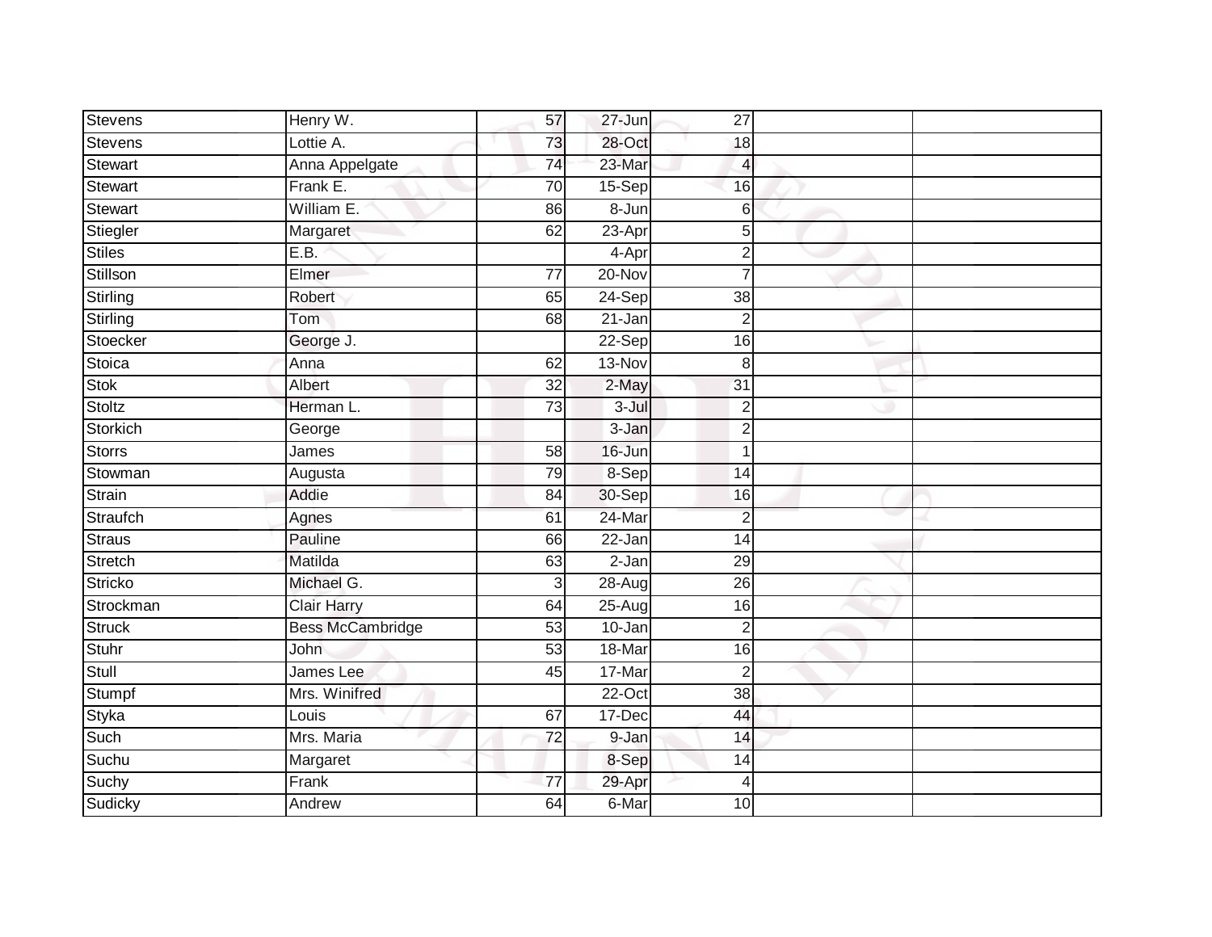| Stevens | Henry W. | 57 | 27-Jun | 27 | | |
|---|---|---|---|---|---|---|
| Stevens | Lottie A. | 73 | 28-Oct | 18 | | |
| Stewart | Anna Appelgate | 74 | 23-Mar | 4 | | |
| Stewart | Frank E. | 70 | 15-Sep | 16 | | |
| Stewart | William E. | 86 | 8-Jun | 6 | | |
| Stiegler | Margaret | 62 | 23-Apr | 5 | | |
| Stiles | E.B. | | 4-Apr | 2 | | |
| Stillson | Elmer | 77 | 20-Nov | 7 | | |
| Stirling | Robert | 65 | 24-Sep | 38 | | |
| Stirling | Tom | 68 | 21-Jan | 2 | | |
| Stoecker | George J. | | 22-Sep | 16 | | |
| Stoica | Anna | 62 | 13-Nov | 8 | | |
| Stok | Albert | 32 | 2-May | 31 | | |
| Stoltz | Herman L. | 73 | 3-Jul | 2 | | |
| Storkich | George | | 3-Jan | 2 | | |
| Storrs | James | 58 | 16-Jun | 1 | | |
| Stowman | Augusta | 79 | 8-Sep | 14 | | |
| Strain | Addie | 84 | 30-Sep | 16 | | |
| Straufch | Agnes | 61 | 24-Mar | 2 | | |
| Straus | Pauline | 66 | 22-Jan | 14 | | |
| Stretch | Matilda | 63 | 2-Jan | 29 | | |
| Stricko | Michael G. | 3 | 28-Aug | 26 | | |
| Strockman | Clair Harry | 64 | 25-Aug | 16 | | |
| Struck | Bess McCambridge | 53 | 10-Jan | 2 | | |
| Stuhr | John | 53 | 18-Mar | 16 | | |
| Stull | James Lee | 45 | 17-Mar | 2 | | |
| Stumpf | Mrs. Winifred | | 22-Oct | 38 | | |
| Styka | Louis | 67 | 17-Dec | 44 | | |
| Such | Mrs. Maria | 72 | 9-Jan | 14 | | |
| Suchu | Margaret | | 8-Sep | 14 | | |
| Suchy | Frank | 77 | 29-Apr | 4 | | |
| Sudicky | Andrew | 64 | 6-Mar | 10 | | |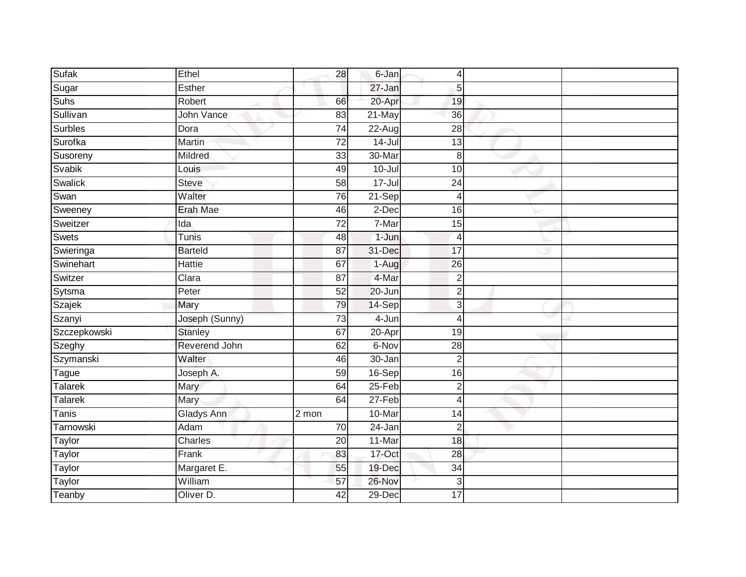| | | | | | | |
|---|---|---|---|---|---|---|
| Sufak | Ethel | 28 | 6-Jan | 4 | | |
| Sugar | Esther | | 27-Jan | 5 | | |
| Suhs | Robert | 66 | 20-Apr | 19 | | |
| Sullivan | John Vance | 83 | 21-May | 36 | | |
| Surbles | Dora | 74 | 22-Aug | 28 | | |
| Surofka | Martin | 72 | 14-Jul | 13 | | |
| Susoreny | Mildred | 33 | 30-Mar | 8 | | |
| Svabik | Louis | 49 | 10-Jul | 10 | | |
| Swalick | Steve | 58 | 17-Jul | 24 | | |
| Swan | Walter | 76 | 21-Sep | 4 | | |
| Sweeney | Erah Mae | 46 | 2-Dec | 16 | | |
| Sweitzer | Ida | 72 | 7-Mar | 15 | | |
| Swets | Tunis | 48 | 1-Jun | 4 | | |
| Swieringa | Barteld | 87 | 31-Dec | 17 | | |
| Swinehart | Hattie | 67 | 1-Aug | 26 | | |
| Switzer | Clara | 87 | 4-Mar | 2 | | |
| Sytsma | Peter | 52 | 20-Jun | 2 | | |
| Szajek | Mary | 79 | 14-Sep | 3 | | |
| Szanyi | Joseph (Sunny) | 73 | 4-Jun | 4 | | |
| Szczepkowski | Stanley | 67 | 20-Apr | 19 | | |
| Szeghy | Reverend John | 62 | 6-Nov | 28 | | |
| Szymanski | Walter | 46 | 30-Jan | 2 | | |
| Tague | Joseph A. | 59 | 16-Sep | 16 | | |
| Talarek | Mary | 64 | 25-Feb | 2 | | |
| Talarek | Mary | 64 | 27-Feb | 4 | | |
| Tanis | Gladys Ann | 2 mon | 10-Mar | 14 | | |
| Tarnowski | Adam | 70 | 24-Jan | 2 | | |
| Taylor | Charles | 20 | 11-Mar | 18 | | |
| Taylor | Frank | 83 | 17-Oct | 28 | | |
| Taylor | Margaret E. | 55 | 19-Dec | 34 | | |
| Taylor | William | 57 | 26-Nov | 3 | | |
| Teanby | Oliver D. | 42 | 29-Dec | 17 | | |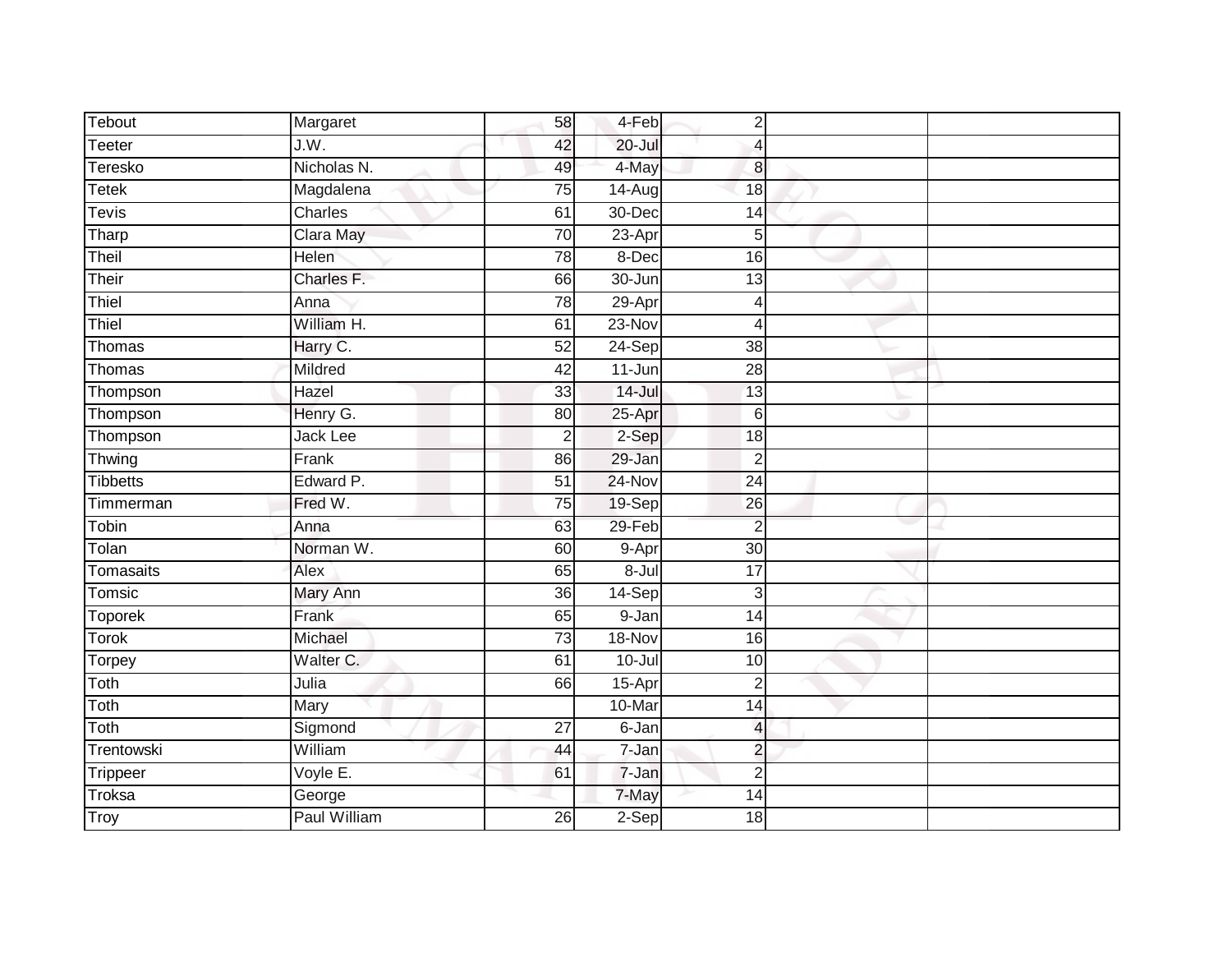| | | | | | | |
|---|---|---|---|---|---|---|
| Tebout | Margaret | 58 | 4-Feb | 2 | | |
| Teeter | J.W. | 42 | 20-Jul | 4 | | |
| Teresko | Nicholas N. | 49 | 4-May | 8 | | |
| Tetek | Magdalena | 75 | 14-Aug | 18 | | |
| Tevis | Charles | 61 | 30-Dec | 14 | | |
| Tharp | Clara May | 70 | 23-Apr | 5 | | |
| Theil | Helen | 78 | 8-Dec | 16 | | |
| Their | Charles F. | 66 | 30-Jun | 13 | | |
| Thiel | Anna | 78 | 29-Apr | 4 | | |
| Thiel | William H. | 61 | 23-Nov | 4 | | |
| Thomas | Harry C. | 52 | 24-Sep | 38 | | |
| Thomas | Mildred | 42 | 11-Jun | 28 | | |
| Thompson | Hazel | 33 | 14-Jul | 13 | | |
| Thompson | Henry G. | 80 | 25-Apr | 6 | | |
| Thompson | Jack Lee | 2 | 2-Sep | 18 | | |
| Thwing | Frank | 86 | 29-Jan | 2 | | |
| Tibbetts | Edward P. | 51 | 24-Nov | 24 | | |
| Timmerman | Fred W. | 75 | 19-Sep | 26 | | |
| Tobin | Anna | 63 | 29-Feb | 2 | | |
| Tolan | Norman W. | 60 | 9-Apr | 30 | | |
| Tomasaits | Alex | 65 | 8-Jul | 17 | | |
| Tomsic | Mary Ann | 36 | 14-Sep | 3 | | |
| Toporek | Frank | 65 | 9-Jan | 14 | | |
| Torok | Michael | 73 | 18-Nov | 16 | | |
| Torpey | Walter C. | 61 | 10-Jul | 10 | | |
| Toth | Julia | 66 | 15-Apr | 2 | | |
| Toth | Mary | | 10-Mar | 14 | | |
| Toth | Sigmond | 27 | 6-Jan | 4 | | |
| Trentowski | William | 44 | 7-Jan | 2 | | |
| Trippeer | Voyle E. | 61 | 7-Jan | 2 | | |
| Troksa | George | | 7-May | 14 | | |
| Troy | Paul William | 26 | 2-Sep | 18 | | |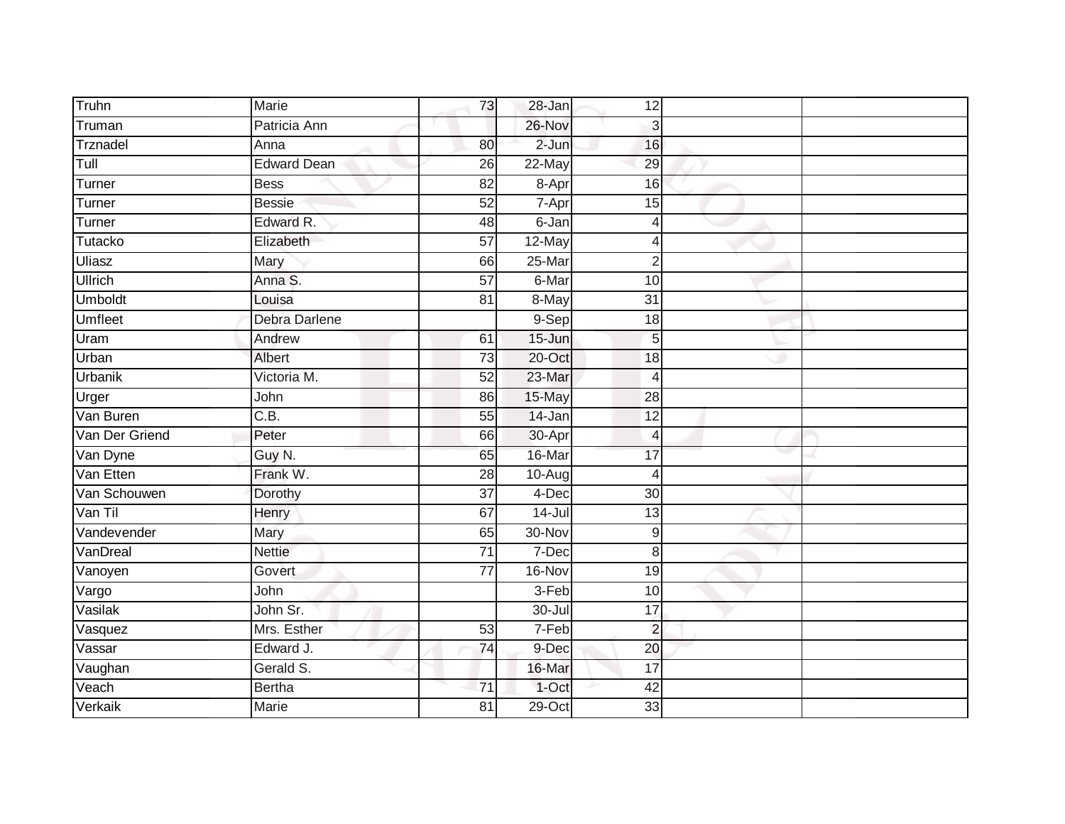| | | | | | | |
|---|---|---|---|---|---|---|
| Truhn | Marie | 73 | 28-Jan | 12 | | |
| Truman | Patricia Ann | | 26-Nov | 3 | | |
| Trznadel | Anna | 80 | 2-Jun | 16 | | |
| Tull | Edward Dean | 26 | 22-May | 29 | | |
| Turner | Bess | 82 | 8-Apr | 16 | | |
| Turner | Bessie | 52 | 7-Apr | 15 | | |
| Turner | Edward R. | 48 | 6-Jan | 4 | | |
| Tutacko | Elizabeth | 57 | 12-May | 4 | | |
| Uliasz | Mary | 66 | 25-Mar | 2 | | |
| Ullrich | Anna S. | 57 | 6-Mar | 10 | | |
| Umboldt | Louisa | 81 | 8-May | 31 | | |
| Umfleet | Debra Darlene | | 9-Sep | 18 | | |
| Uram | Andrew | 61 | 15-Jun | 5 | | |
| Urban | Albert | 73 | 20-Oct | 18 | | |
| Urbanik | Victoria M. | 52 | 23-Mar | 4 | | |
| Urger | John | 86 | 15-May | 28 | | |
| Van Buren | C.B. | 55 | 14-Jan | 12 | | |
| Van Der Griend | Peter | 66 | 30-Apr | 4 | | |
| Van Dyne | Guy N. | 65 | 16-Mar | 17 | | |
| Van Etten | Frank W. | 28 | 10-Aug | 4 | | |
| Van Schouwen | Dorothy | 37 | 4-Dec | 30 | | |
| Van Til | Henry | 67 | 14-Jul | 13 | | |
| Vandevender | Mary | 65 | 30-Nov | 9 | | |
| VanDreal | Nettie | 71 | 7-Dec | 8 | | |
| Vanoyen | Govert | 77 | 16-Nov | 19 | | |
| Vargo | John | | 3-Feb | 10 | | |
| Vasilak | John Sr. | | 30-Jul | 17 | | |
| Vasquez | Mrs. Esther | 53 | 7-Feb | 2 | | |
| Vassar | Edward J. | 74 | 9-Dec | 20 | | |
| Vaughan | Gerald S. | | 16-Mar | 17 | | |
| Veach | Bertha | 71 | 1-Oct | 42 | | |
| Verkaik | Marie | 81 | 29-Oct | 33 | | |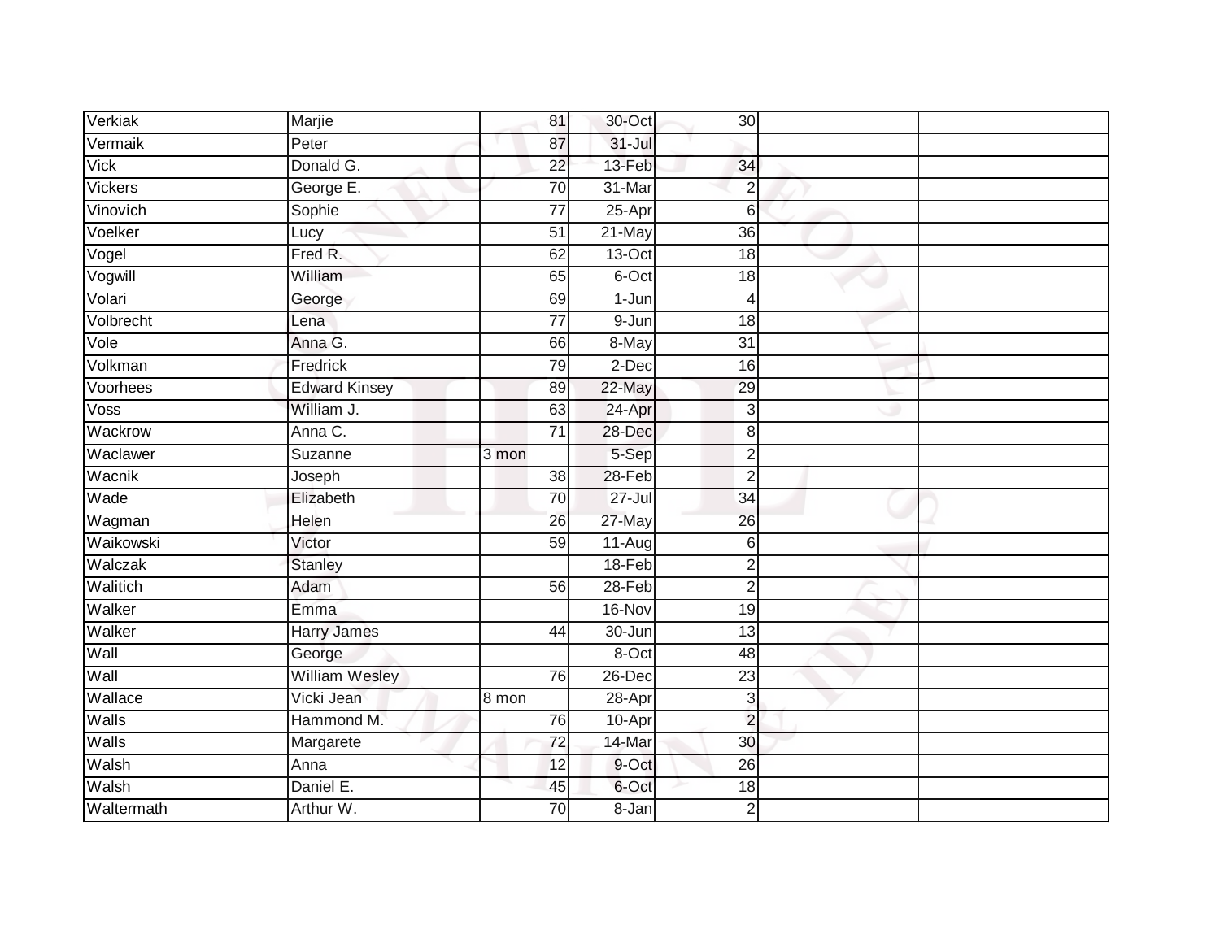| | | | | | | |
|---|---|---|---|---|---|---|
| Verkiak | Marjie | 81 | 30-Oct | 30 | | |
| Vermaik | Peter | 87 | 31-Jul | | | |
| Vick | Donald G. | 22 | 13-Feb | 34 | | |
| Vickers | George E. | 70 | 31-Mar | 2 | | |
| Vinovich | Sophie | 77 | 25-Apr | 6 | | |
| Voelker | Lucy | 51 | 21-May | 36 | | |
| Vogel | Fred R. | 62 | 13-Oct | 18 | | |
| Vogwill | William | 65 | 6-Oct | 18 | | |
| Volari | George | 69 | 1-Jun | 4 | | |
| Volbrecht | Lena | 77 | 9-Jun | 18 | | |
| Vole | Anna G. | 66 | 8-May | 31 | | |
| Volkman | Fredrick | 79 | 2-Dec | 16 | | |
| Voorhees | Edward Kinsey | 89 | 22-May | 29 | | |
| Voss | William J. | 63 | 24-Apr | 3 | | |
| Wackrow | Anna C. | 71 | 28-Dec | 8 | | |
| Waclawer | Suzanne | 3 mon | 5-Sep | 2 | | |
| Wacnik | Joseph | 38 | 28-Feb | 2 | | |
| Wade | Elizabeth | 70 | 27-Jul | 34 | | |
| Wagman | Helen | 26 | 27-May | 26 | | |
| Waikowski | Victor | 59 | 11-Aug | 6 | | |
| Walczak | Stanley | | 18-Feb | 2 | | |
| Walitich | Adam | 56 | 28-Feb | 2 | | |
| Walker | Emma | | 16-Nov | 19 | | |
| Walker | Harry James | 44 | 30-Jun | 13 | | |
| Wall | George | | 8-Oct | 48 | | |
| Wall | William Wesley | 76 | 26-Dec | 23 | | |
| Wallace | Vicki Jean | 8 mon | 28-Apr | 3 | | |
| Walls | Hammond M. | 76 | 10-Apr | 2 | | |
| Walls | Margarete | 72 | 14-Mar | 30 | | |
| Walsh | Anna | 12 | 9-Oct | 26 | | |
| Walsh | Daniel E. | 45 | 6-Oct | 18 | | |
| Waltermath | Arthur W. | 70 | 8-Jan | 2 | | |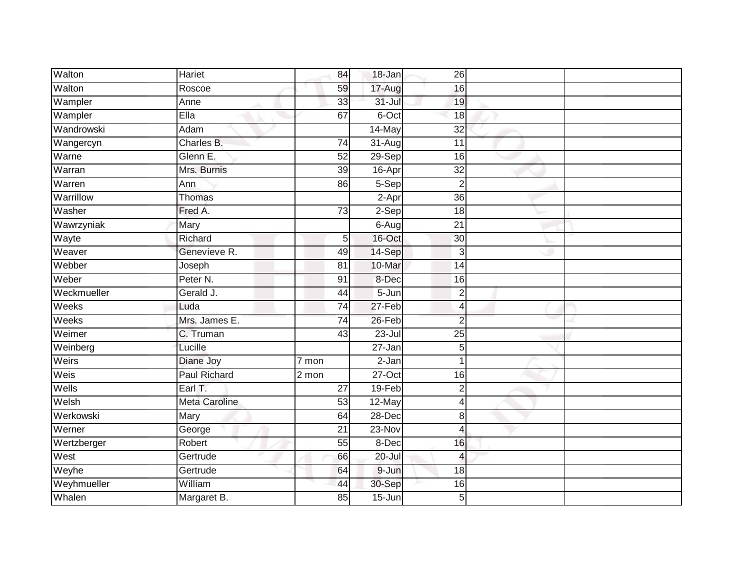| Walton | Hariet | 84 | 18-Jan | 26 | | |
|---|---|---|---|---|---|---|
| Walton | Roscoe | 59 | 17-Aug | 16 | | |
| Wampler | Anne | 33 | 31-Jul | 19 | | |
| Wampler | Ella | 67 | 6-Oct | 18 | | |
| Wandrowski | Adam | | 14-May | 32 | | |
| Wangercyn | Charles B. | 74 | 31-Aug | 11 | | |
| Warne | Glenn E. | 52 | 29-Sep | 16 | | |
| Warran | Mrs. Burnis | 39 | 16-Apr | 32 | | |
| Warren | Ann | 86 | 5-Sep | 2 | | |
| Warrillow | Thomas | | 2-Apr | 36 | | |
| Washer | Fred A. | 73 | 2-Sep | 18 | | |
| Wawrzyniak | Mary | | 6-Aug | 21 | | |
| Wayte | Richard | 5 | 16-Oct | 30 | | |
| Weaver | Genevieve R. | 49 | 14-Sep | 3 | | |
| Webber | Joseph | 81 | 10-Mar | 14 | | |
| Weber | Peter N. | 91 | 8-Dec | 16 | | |
| Weckmueller | Gerald J. | 44 | 5-Jun | 2 | | |
| Weeks | Luda | 74 | 27-Feb | 4 | | |
| Weeks | Mrs. James E. | 74 | 26-Feb | 2 | | |
| Weimer | C. Truman | 43 | 23-Jul | 25 | | |
| Weinberg | Lucille | | 27-Jan | 5 | | |
| Weirs | Diane Joy | 7 mon | 2-Jan | 1 | | |
| Weis | Paul Richard | 2 mon | 27-Oct | 16 | | |
| Wells | Earl T. | 27 | 19-Feb | 2 | | |
| Welsh | Meta Caroline | 53 | 12-May | 4 | | |
| Werkowski | Mary | 64 | 28-Dec | 8 | | |
| Werner | George | 21 | 23-Nov | 4 | | |
| Wertzberger | Robert | 55 | 8-Dec | 16 | | |
| West | Gertrude | 66 | 20-Jul | 4 | | |
| Weyhe | Gertrude | 64 | 9-Jun | 18 | | |
| Weyhmueller | William | 44 | 30-Sep | 16 | | |
| Whalen | Margaret B. | 85 | 15-Jun | 5 | | |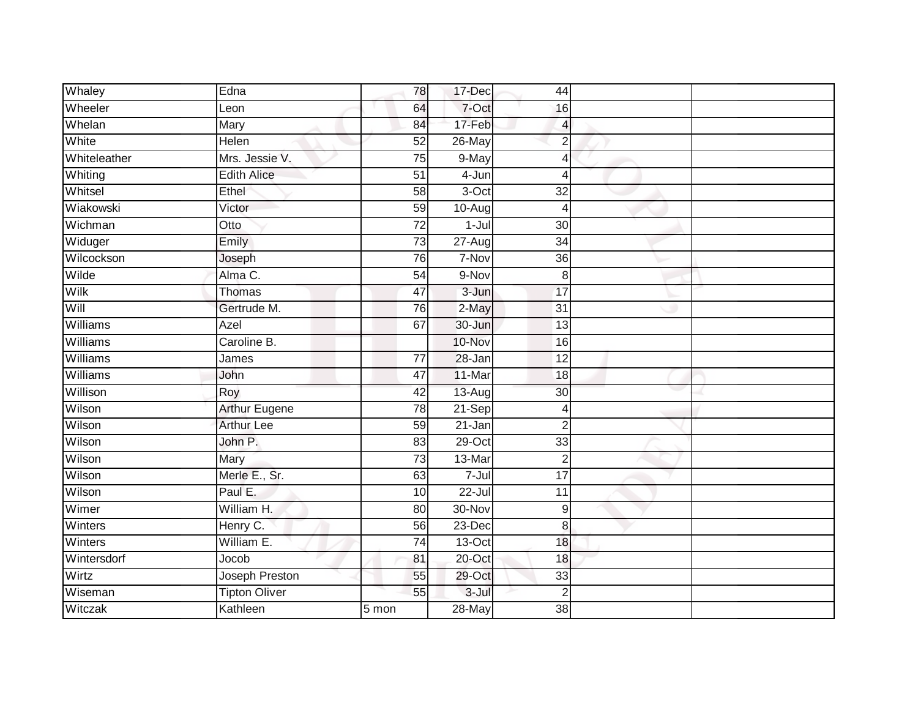| | | | | | | |
|---|---|---|---|---|---|---|
| Whaley | Edna | 78 | 17-Dec | 44 | | |
| Wheeler | Leon | 64 | 7-Oct | 16 | | |
| Whelan | Mary | 84 | 17-Feb | 4 | | |
| White | Helen | 52 | 26-May | 2 | | |
| Whiteleather | Mrs. Jessie V. | 75 | 9-May | 4 | | |
| Whiting | Edith Alice | 51 | 4-Jun | 4 | | |
| Whitsel | Ethel | 58 | 3-Oct | 32 | | |
| Wiakowski | Victor | 59 | 10-Aug | 4 | | |
| Wichman | Otto | 72 | 1-Jul | 30 | | |
| Widuger | Emily | 73 | 27-Aug | 34 | | |
| Wilcockson | Joseph | 76 | 7-Nov | 36 | | |
| Wilde | Alma C. | 54 | 9-Nov | 8 | | |
| Wilk | Thomas | 47 | 3-Jun | 17 | | |
| Will | Gertrude M. | 76 | 2-May | 31 | | |
| Williams | Azel | 67 | 30-Jun | 13 | | |
| Williams | Caroline B. | | 10-Nov | 16 | | |
| Williams | James | 77 | 28-Jan | 12 | | |
| Williams | John | 47 | 11-Mar | 18 | | |
| Willison | Roy | 42 | 13-Aug | 30 | | |
| Wilson | Arthur Eugene | 78 | 21-Sep | 4 | | |
| Wilson | Arthur Lee | 59 | 21-Jan | 2 | | |
| Wilson | John P. | 83 | 29-Oct | 33 | | |
| Wilson | Mary | 73 | 13-Mar | 2 | | |
| Wilson | Merle E., Sr. | 63 | 7-Jul | 17 | | |
| Wilson | Paul E. | 10 | 22-Jul | 11 | | |
| Wimer | William H. | 80 | 30-Nov | 9 | | |
| Winters | Henry C. | 56 | 23-Dec | 8 | | |
| Winters | William E. | 74 | 13-Oct | 18 | | |
| Wintersdorf | Jocob | 81 | 20-Oct | 18 | | |
| Wirtz | Joseph Preston | 55 | 29-Oct | 33 | | |
| Wiseman | Tipton Oliver | 55 | 3-Jul | 2 | | |
| Witczak | Kathleen | 5 mon | 28-May | 38 | | |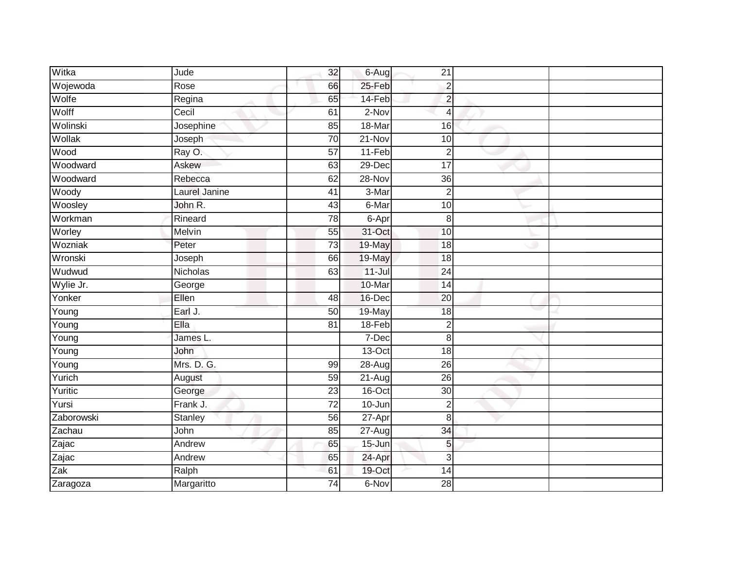| Witka | Jude | 32 | 6-Aug | 21 | | |
|---|---|---|---|---|---|---|
| Wojewoda | Rose | 66 | 25-Feb | 2 | | |
| Wolfe | Regina | 65 | 14-Feb | 2 | | |
| Wolff | Cecil | 61 | 2-Nov | 4 | | |
| Wolinski | Josephine | 85 | 18-Mar | 16 | | |
| Wollak | Joseph | 70 | 21-Nov | 10 | | |
| Wood | Ray O. | 57 | 11-Feb | 2 | | |
| Woodward | Askew | 63 | 29-Dec | 17 | | |
| Woodward | Rebecca | 62 | 28-Nov | 36 | | |
| Woody | Laurel Janine | 41 | 3-Mar | 2 | | |
| Woosley | John R. | 43 | 6-Mar | 10 | | |
| Workman | Rineard | 78 | 6-Apr | 8 | | |
| Worley | Melvin | 55 | 31-Oct | 10 | | |
| Wozniak | Peter | 73 | 19-May | 18 | | |
| Wronski | Joseph | 66 | 19-May | 18 | | |
| Wudwud | Nicholas | 63 | 11-Jul | 24 | | |
| Wylie Jr. | George | | 10-Mar | 14 | | |
| Yonker | Ellen | 48 | 16-Dec | 20 | | |
| Young | Earl J. | 50 | 19-May | 18 | | |
| Young | Ella | 81 | 18-Feb | 2 | | |
| Young | James L. | | 7-Dec | 8 | | |
| Young | John | | 13-Oct | 18 | | |
| Young | Mrs. D. G. | 99 | 28-Aug | 26 | | |
| Yurich | August | 59 | 21-Aug | 26 | | |
| Yuritic | George | 23 | 16-Oct | 30 | | |
| Yursi | Frank J. | 72 | 10-Jun | 2 | | |
| Zaborowski | Stanley | 56 | 27-Apr | 8 | | |
| Zachau | John | 85 | 27-Aug | 34 | | |
| Zajac | Andrew | 65 | 15-Jun | 5 | | |
| Zajac | Andrew | 65 | 24-Apr | 3 | | |
| Zak | Ralph | 61 | 19-Oct | 14 | | |
| Zaragoza | Margaritto | 74 | 6-Nov | 28 | | |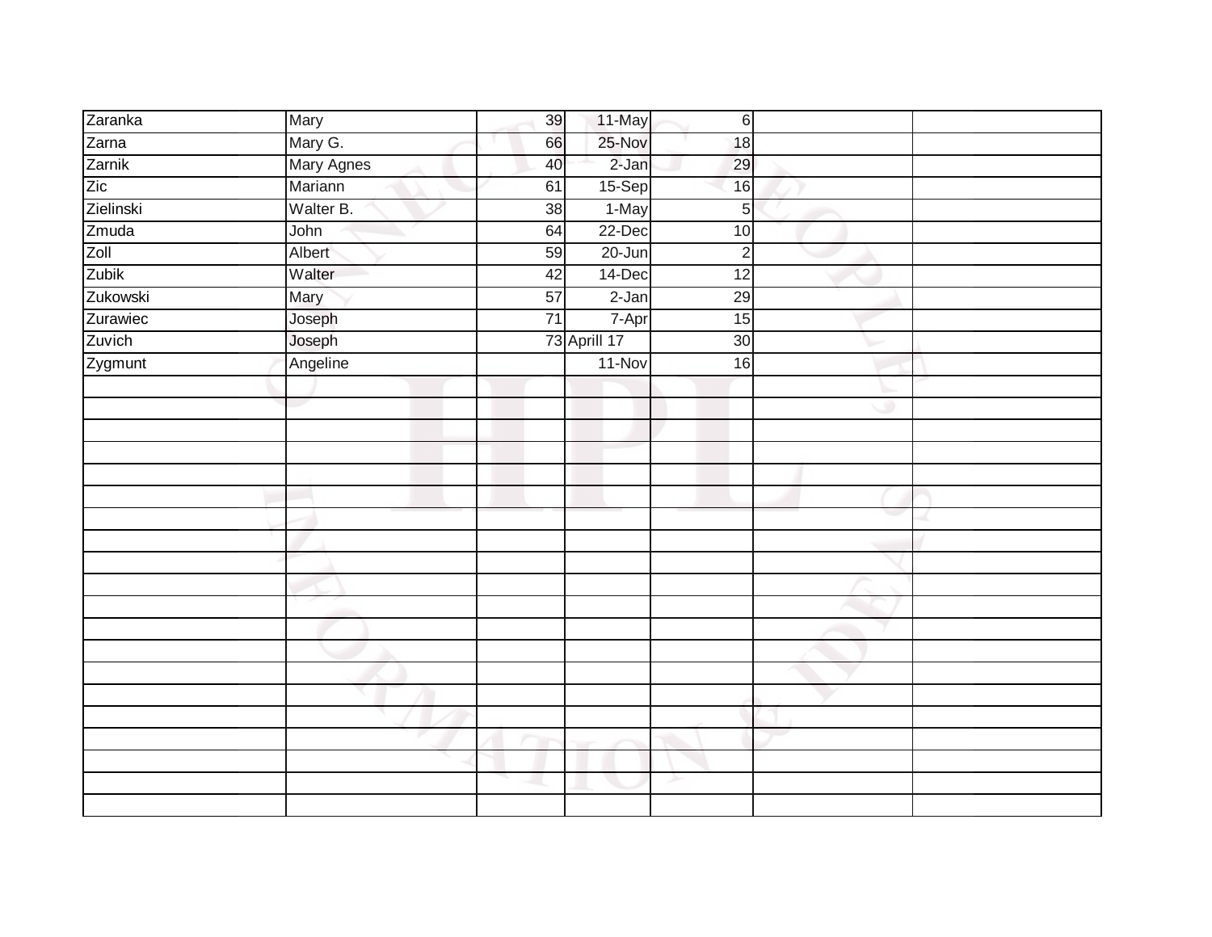| | | | | | | |
|---|---|---|---|---|---|---|
| Zaranka | Mary | 39 | 11-May | 6 | | |
| Zarna | Mary G. | 66 | 25-Nov | 18 | | |
| Zarnik | Mary Agnes | 40 | 2-Jan | 29 | | |
| Zic | Mariann | 61 | 15-Sep | 16 | | |
| Zielinski | Walter B. | 38 | 1-May | 5 | | |
| Zmuda | John | 64 | 22-Dec | 10 | | |
| Zoll | Albert | 59 | 20-Jun | 2 | | |
| Zubik | Walter | 42 | 14-Dec | 12 | | |
| Zukowski | Mary | 57 | 2-Jan | 29 | | |
| Zurawiec | Joseph | 71 | 7-Apr | 15 | | |
| Zuvich | Joseph | 73 | Aprill 17 | 30 | | |
| Zygmunt | Angeline | | 11-Nov | 16 | | |